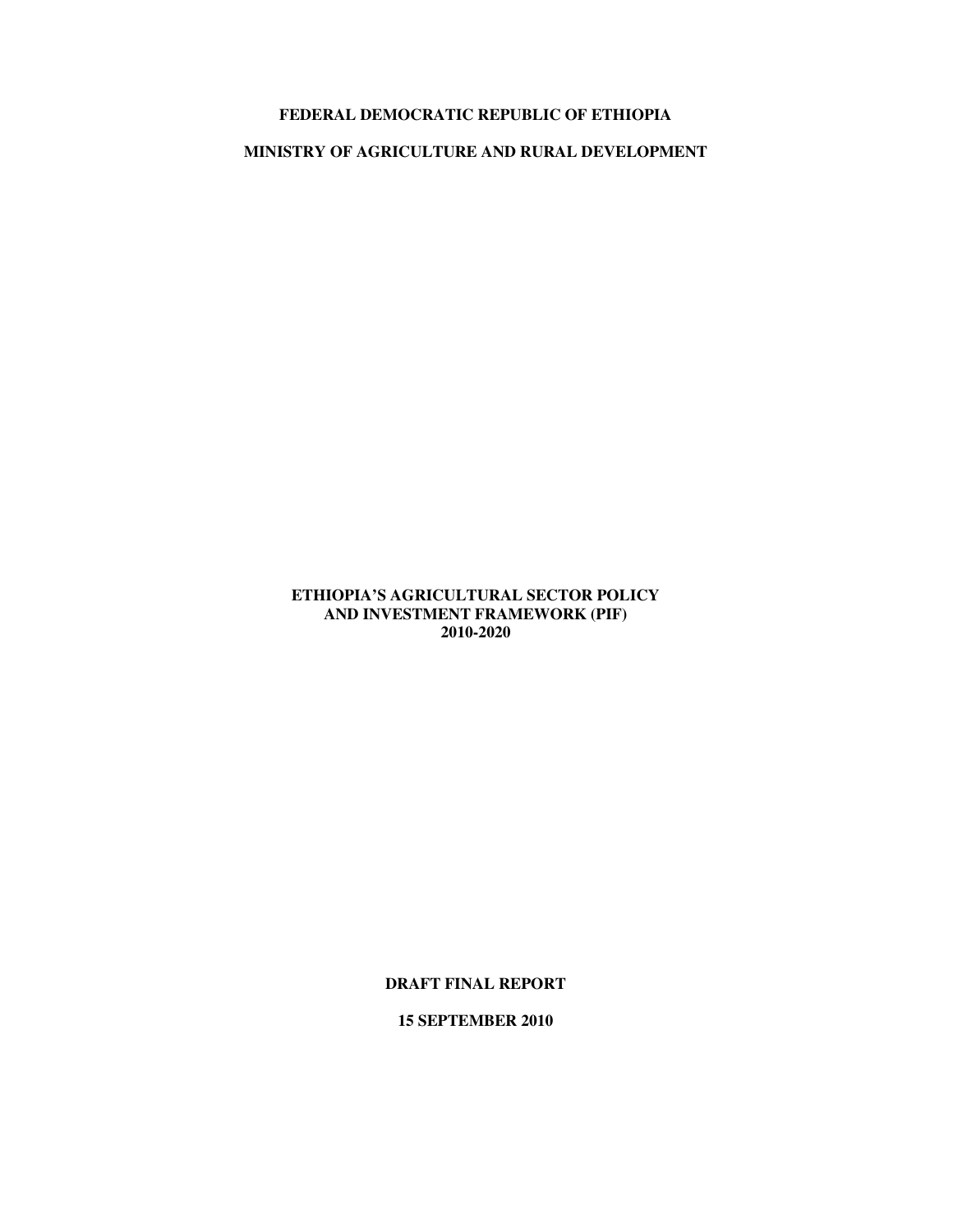**FEDERAL DEMOCRATIC REPUBLIC OF ETHIOPIA**

**MINISTRY OF AGRICULTURE AND RURAL DEVELOPMENT**

# ETHIOPIA'S AGRICULTURAL SECTOR POLICY AND INVESTMENT FRAMEWORK (PIF) 2010-2020

**DRAFT FINAL REPORT**

**15 SEPTEMBER 2010**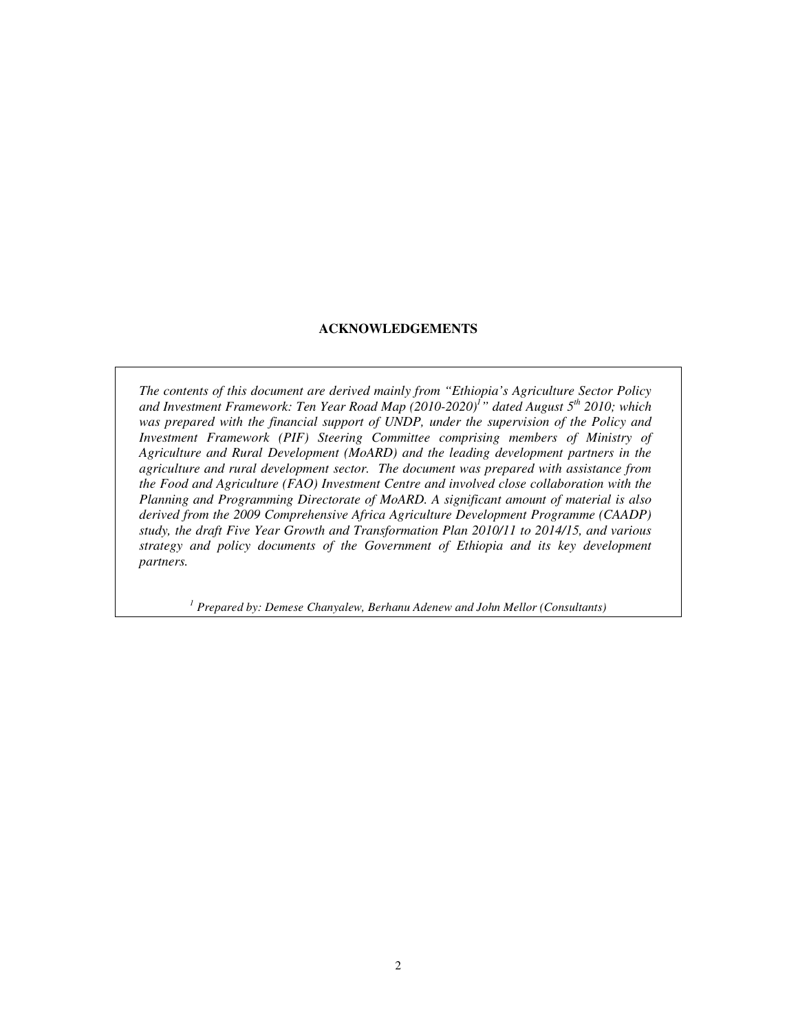## ACKNOWLEDGEMENTS

*The contents of this document are derived mainly from "Ethiopia's Agriculture Sector Policy and Investment Framework: Ten Year Road Map (2010-2020)[1]" dated August 5th 2010; which was prepared with the financial support of UNDP, under the supervision of the Policy and Investment Framework (PIF) Steering Committee comprising members of Ministry of Agriculture and Rural Development (MoARD) and the leading development partners in the agriculture and rural development sector. The document was prepared with assistance from the Food and Agriculture (FAO) Investment Centre and involved close collaboration with the Planning and Programming Directorate of MoARD. A significant amount of material is also derived from the 2009 Comprehensive Africa Agriculture Development Programme (CAADP) study, the draft Five Year Growth and Transformation Plan 2010/11 to 2014/15, and various strategy and policy documents of the Government of Ethiopia and its key development partners.*

*[1] Prepared by: Demese Chanyalew, Berhanu Adenew and John Mellor (Consultants)*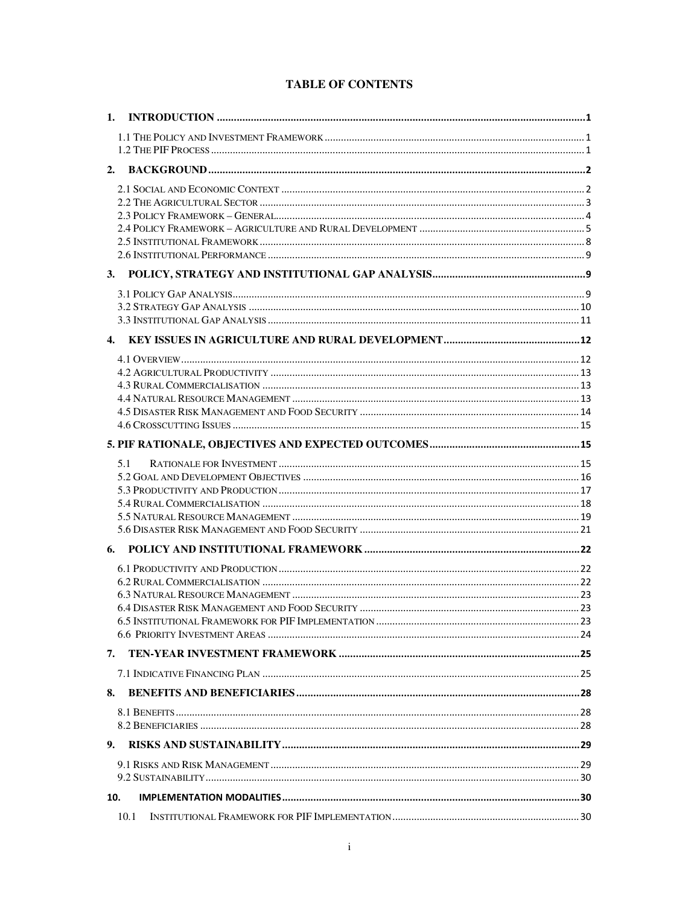# TABLE OF CONTENTS

**1. INTRODUCTION** .......... 1

- 1.1 The Policy and Investment Framework .......... 1
- 1.2 The PIF Process .......... 1

**2. BACKGROUND** .......... 2

- 2.1 Social and Economic Context .......... 2
- 2.2 The Agricultural Sector .......... 3
- 2.3 Policy Framework – General .......... 4
- 2.4 Policy Framework – Agriculture and Rural Development .......... 5
- 2.5 Institutional Framework .......... 8
- 2.6 Institutional Performance .......... 9

**3. POLICY, STRATEGY AND INSTITUTIONAL GAP ANALYSIS** .......... 9

- 3.1 Policy Gap Analysis .......... 9
- 3.2 Strategy Gap Analysis .......... 10
- 3.3 Institutional Gap Analysis .......... 11

**4. KEY ISSUES IN AGRICULTURE AND RURAL DEVELOPMENT** .......... 12

- 4.1 Overview .......... 12
- 4.2 Agricultural Productivity .......... 13
- 4.3 Rural Commercialisation .......... 13
- 4.4 Natural Resource Management .......... 13
- 4.5 Disaster Risk Management and Food Security .......... 14
- 4.6 Crosscutting Issues .......... 15

**5. PIF RATIONALE, OBJECTIVES AND EXPECTED OUTCOMES** .......... 15

- 5.1 Rationale for Investment .......... 15
- 5.2 Goal and Development Objectives .......... 16
- 5.3 Productivity and Production .......... 17
- 5.4 Rural Commercialisation .......... 18
- 5.5 Natural Resource Management .......... 19
- 5.6 Disaster Risk Management and Food Security .......... 21

**6. POLICY AND INSTITUTIONAL FRAMEWORK** .......... 22

- 6.1 Productivity and Production .......... 22
- 6.2 Rural Commercialisation .......... 22
- 6.3 Natural Resource Management .......... 23
- 6.4 Disaster Risk Management and Food Security .......... 23
- 6.5 Institutional Framework for PIF Implementation .......... 23
- 6.6 Priority Investment Areas .......... 24

**7. TEN-YEAR INVESTMENT FRAMEWORK** .......... 25

- 7.1 Indicative Financing Plan .......... 25

**8. BENEFITS AND BENEFICIARIES** .......... 28

- 8.1 Benefits .......... 28
- 8.2 Beneficiaries .......... 28

**9. RISKS AND SUSTAINABILITY** .......... 29

- 9.1 Risks and Risk Management .......... 29
- 9.2 Sustainability .......... 30

**10. IMPLEMENTATION MODALITIES** .......... 30

- 10.1 Institutional Framework for PIF Implementation .......... 30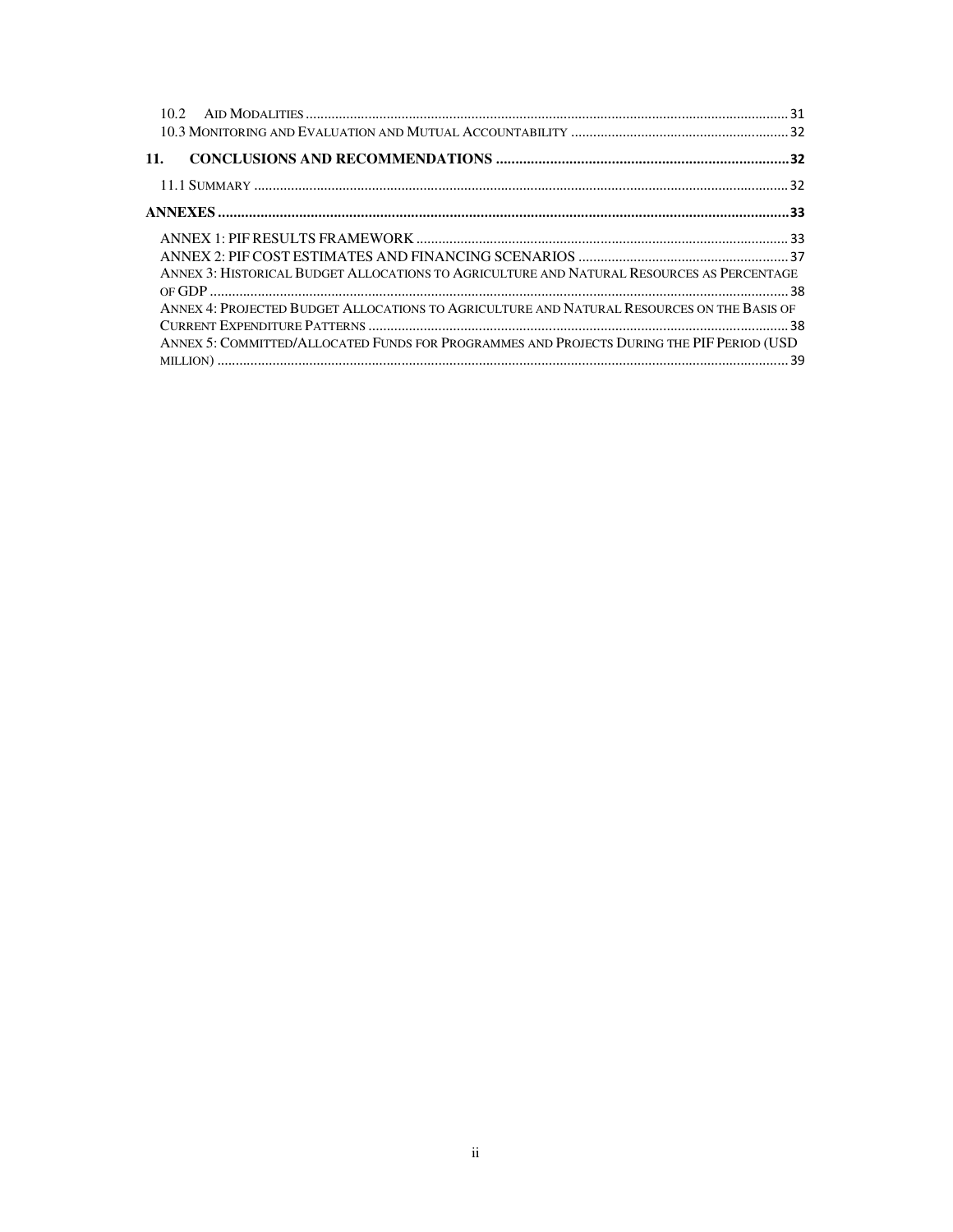10.2 AID MODALITIES ..... 31
10.3 MONITORING AND EVALUATION AND MUTUAL ACCOUNTABILITY ..... 32

**11. CONCLUSIONS AND RECOMMENDATIONS ..... 32**

11.1 SUMMARY ..... 32

**ANNEXES ..... 33**

ANNEX 1: PIF RESULTS FRAMEWORK ..... 33
ANNEX 2: PIF COST ESTIMATES AND FINANCING SCENARIOS ..... 37
ANNEX 3: HISTORICAL BUDGET ALLOCATIONS TO AGRICULTURE AND NATURAL RESOURCES AS PERCENTAGE OF GDP ..... 38
ANNEX 4: PROJECTED BUDGET ALLOCATIONS TO AGRICULTURE AND NATURAL RESOURCES ON THE BASIS OF CURRENT EXPENDITURE PATTERNS ..... 38
ANNEX 5: COMMITTED/ALLOCATED FUNDS FOR PROGRAMMES AND PROJECTS DURING THE PIF PERIOD (USD MILLION) ..... 39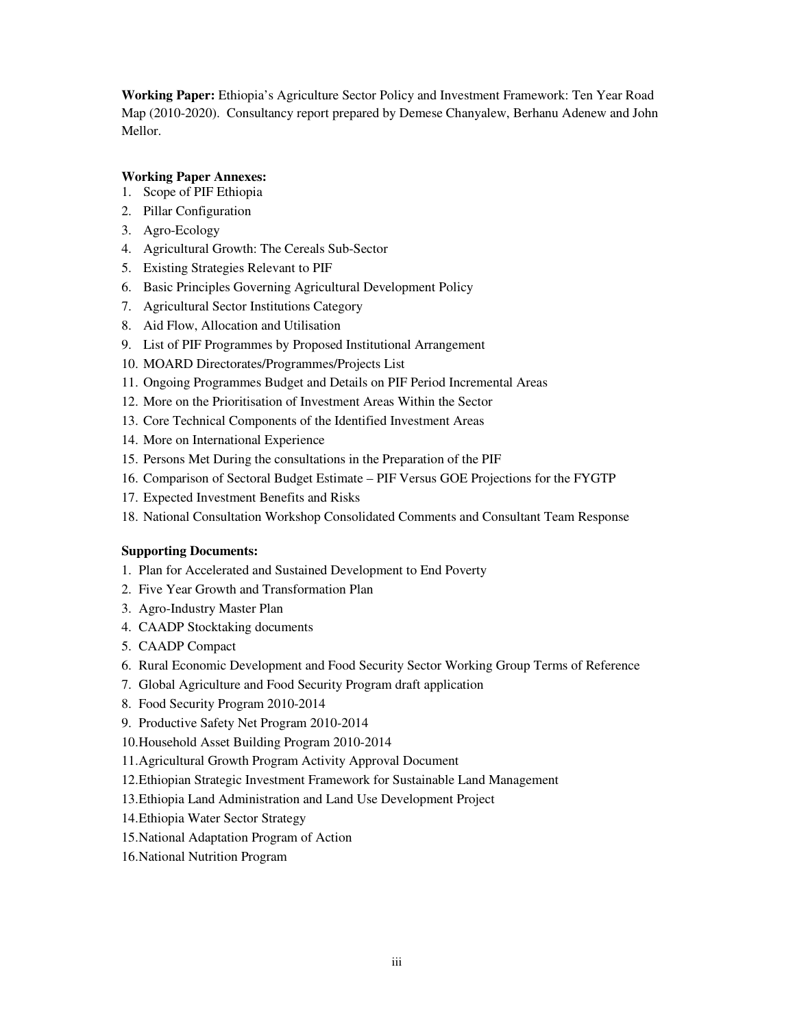**Working Paper:** Ethiopia's Agriculture Sector Policy and Investment Framework: Ten Year Road Map (2010-2020). Consultancy report prepared by Demese Chanyalew, Berhanu Adenew and John Mellor.

**Working Paper Annexes:**

1. Scope of PIF Ethiopia
2. Pillar Configuration
3. Agro-Ecology
4. Agricultural Growth: The Cereals Sub-Sector
5. Existing Strategies Relevant to PIF
6. Basic Principles Governing Agricultural Development Policy
7. Agricultural Sector Institutions Category
8. Aid Flow, Allocation and Utilisation
9. List of PIF Programmes by Proposed Institutional Arrangement
10. MOARD Directorates/Programmes/Projects List
11. Ongoing Programmes Budget and Details on PIF Period Incremental Areas
12. More on the Prioritisation of Investment Areas Within the Sector
13. Core Technical Components of the Identified Investment Areas
14. More on International Experience
15. Persons Met During the consultations in the Preparation of the PIF
16. Comparison of Sectoral Budget Estimate – PIF Versus GOE Projections for the FYGTP
17. Expected Investment Benefits and Risks
18. National Consultation Workshop Consolidated Comments and Consultant Team Response

**Supporting Documents:**

1. Plan for Accelerated and Sustained Development to End Poverty
2. Five Year Growth and Transformation Plan
3. Agro-Industry Master Plan
4. CAADP Stocktaking documents
5. CAADP Compact
6. Rural Economic Development and Food Security Sector Working Group Terms of Reference
7. Global Agriculture and Food Security Program draft application
8. Food Security Program 2010-2014
9. Productive Safety Net Program 2010-2014
10. Household Asset Building Program 2010-2014
11. Agricultural Growth Program Activity Approval Document
12. Ethiopian Strategic Investment Framework for Sustainable Land Management
13. Ethiopia Land Administration and Land Use Development Project
14. Ethiopia Water Sector Strategy
15. National Adaptation Program of Action
16. National Nutrition Program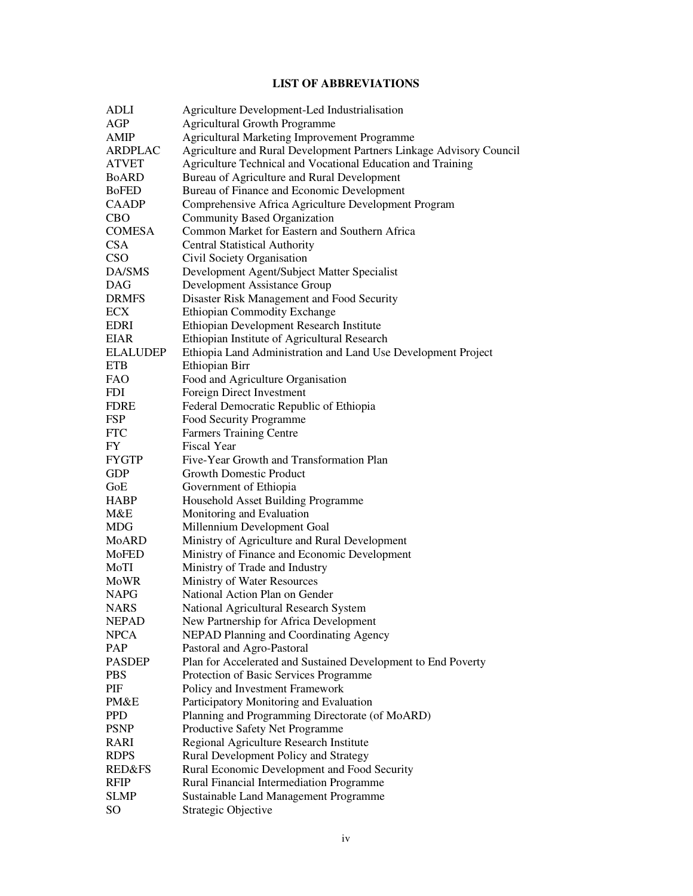# LIST OF ABBREVIATIONS

| | |
|---|---|
| ADLI | Agriculture Development-Led Industrialisation |
| AGP | Agricultural Growth Programme |
| AMIP | Agricultural Marketing Improvement Programme |
| ARDPLAC | Agriculture and Rural Development Partners Linkage Advisory Council |
| ATVET | Agriculture Technical and Vocational Education and Training |
| BoARD | Bureau of Agriculture and Rural Development |
| BoFED | Bureau of Finance and Economic Development |
| CAADP | Comprehensive Africa Agriculture Development Program |
| CBO | Community Based Organization |
| COMESA | Common Market for Eastern and Southern Africa |
| CSA | Central Statistical Authority |
| CSO | Civil Society Organisation |
| DA/SMS | Development Agent/Subject Matter Specialist |
| DAG | Development Assistance Group |
| DRMFS | Disaster Risk Management and Food Security |
| ECX | Ethiopian Commodity Exchange |
| EDRI | Ethiopian Development Research Institute |
| EIAR | Ethiopian Institute of Agricultural Research |
| ELALUDEP | Ethiopia Land Administration and Land Use Development Project |
| ETB | Ethiopian Birr |
| FAO | Food and Agriculture Organisation |
| FDI | Foreign Direct Investment |
| FDRE | Federal Democratic Republic of Ethiopia |
| FSP | Food Security Programme |
| FTC | Farmers Training Centre |
| FY | Fiscal Year |
| FYGTP | Five-Year Growth and Transformation Plan |
| GDP | Growth Domestic Product |
| GoE | Government of Ethiopia |
| HABP | Household Asset Building Programme |
| M&E | Monitoring and Evaluation |
| MDG | Millennium Development Goal |
| MoARD | Ministry of Agriculture and Rural Development |
| MoFED | Ministry of Finance and Economic Development |
| MoTI | Ministry of Trade and Industry |
| MoWR | Ministry of Water Resources |
| NAPG | National Action Plan on Gender |
| NARS | National Agricultural Research System |
| NEPAD | New Partnership for Africa Development |
| NPCA | NEPAD Planning and Coordinating Agency |
| PAP | Pastoral and Agro-Pastoral |
| PASDEP | Plan for Accelerated and Sustained Development to End Poverty |
| PBS | Protection of Basic Services Programme |
| PIF | Policy and Investment Framework |
| PM&E | Participatory Monitoring and Evaluation |
| PPD | Planning and Programming Directorate (of MoARD) |
| PSNP | Productive Safety Net Programme |
| RARI | Regional Agriculture Research Institute |
| RDPS | Rural Development Policy and Strategy |
| RED&FS | Rural Economic Development and Food Security |
| RFIP | Rural Financial Intermediation Programme |
| SLMP | Sustainable Land Management Programme |
| SO | Strategic Objective |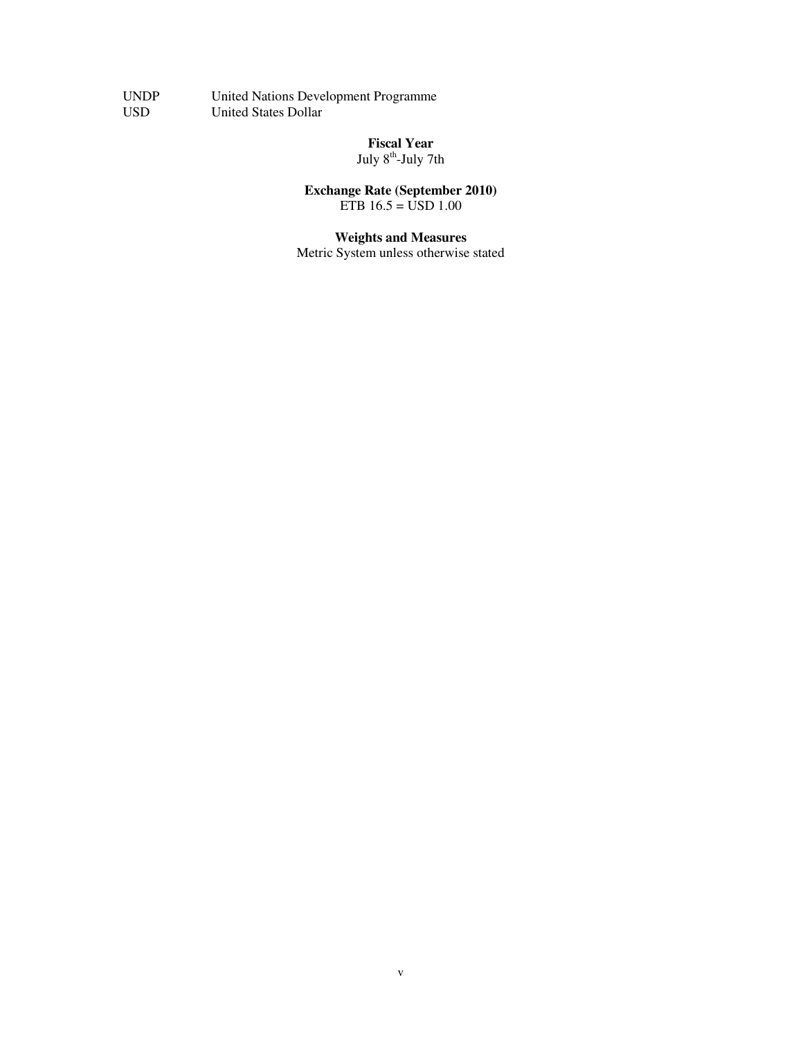| | |
|---|---|
| UNDP | United Nations Development Programme |
| USD | United States Dollar |

**Fiscal Year**

July 8th-July 7th

**Exchange Rate (September 2010)**

ETB 16.5 = USD 1.00

**Weights and Measures**

Metric System unless otherwise stated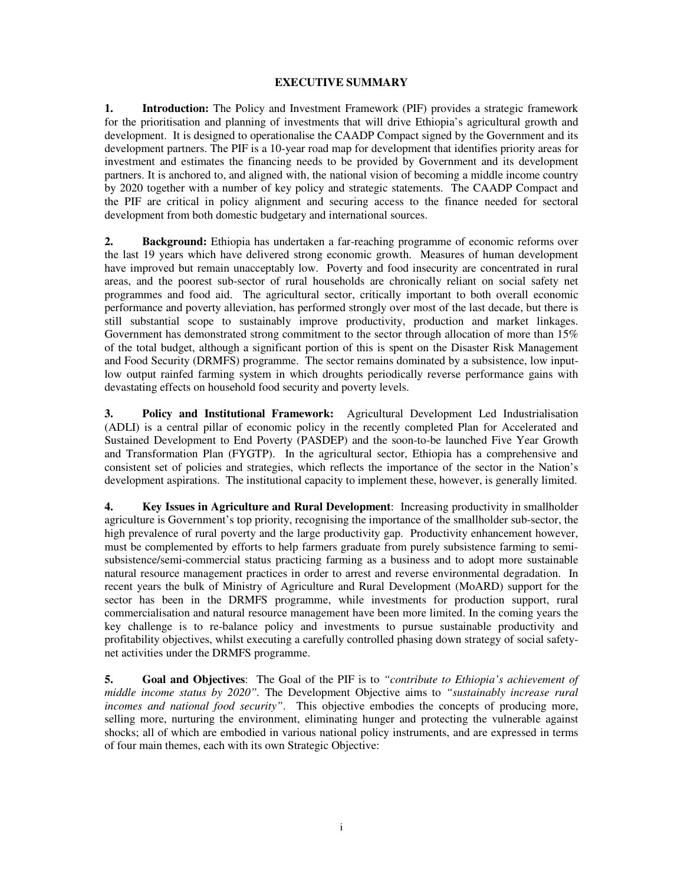## EXECUTIVE SUMMARY

**1. Introduction:** The Policy and Investment Framework (PIF) provides a strategic framework for the prioritisation and planning of investments that will drive Ethiopia's agricultural growth and development. It is designed to operationalise the CAADP Compact signed by the Government and its development partners. The PIF is a 10-year road map for development that identifies priority areas for investment and estimates the financing needs to be provided by Government and its development partners. It is anchored to, and aligned with, the national vision of becoming a middle income country by 2020 together with a number of key policy and strategic statements. The CAADP Compact and the PIF are critical in policy alignment and securing access to the finance needed for sectoral development from both domestic budgetary and international sources.

**2. Background:** Ethiopia has undertaken a far-reaching programme of economic reforms over the last 19 years which have delivered strong economic growth. Measures of human development have improved but remain unacceptably low. Poverty and food insecurity are concentrated in rural areas, and the poorest sub-sector of rural households are chronically reliant on social safety net programmes and food aid. The agricultural sector, critically important to both overall economic performance and poverty alleviation, has performed strongly over most of the last decade, but there is still substantial scope to sustainably improve productivity, production and market linkages. Government has demonstrated strong commitment to the sector through allocation of more than 15% of the total budget, although a significant portion of this is spent on the Disaster Risk Management and Food Security (DRMFS) programme. The sector remains dominated by a subsistence, low input-low output rainfed farming system in which droughts periodically reverse performance gains with devastating effects on household food security and poverty levels.

**3. Policy and Institutional Framework:** Agricultural Development Led Industrialisation (ADLI) is a central pillar of economic policy in the recently completed Plan for Accelerated and Sustained Development to End Poverty (PASDEP) and the soon-to-be launched Five Year Growth and Transformation Plan (FYGTP). In the agricultural sector, Ethiopia has a comprehensive and consistent set of policies and strategies, which reflects the importance of the sector in the Nation's development aspirations. The institutional capacity to implement these, however, is generally limited.

**4. Key Issues in Agriculture and Rural Development**: Increasing productivity in smallholder agriculture is Government's top priority, recognising the importance of the smallholder sub-sector, the high prevalence of rural poverty and the large productivity gap. Productivity enhancement however, must be complemented by efforts to help farmers graduate from purely subsistence farming to semi-subsistence/semi-commercial status practicing farming as a business and to adopt more sustainable natural resource management practices in order to arrest and reverse environmental degradation. In recent years the bulk of Ministry of Agriculture and Rural Development (MoARD) support for the sector has been in the DRMFS programme, while investments for production support, rural commercialisation and natural resource management have been more limited. In the coming years the key challenge is to re-balance policy and investments to pursue sustainable productivity and profitability objectives, whilst executing a carefully controlled phasing down strategy of social safety-net activities under the DRMFS programme.

**5. Goal and Objectives**: The Goal of the PIF is to *"contribute to Ethiopia's achievement of middle income status by 2020"*. The Development Objective aims to *"sustainably increase rural incomes and national food security"*. This objective embodies the concepts of producing more, selling more, nurturing the environment, eliminating hunger and protecting the vulnerable against shocks; all of which are embodied in various national policy instruments, and are expressed in terms of four main themes, each with its own Strategic Objective: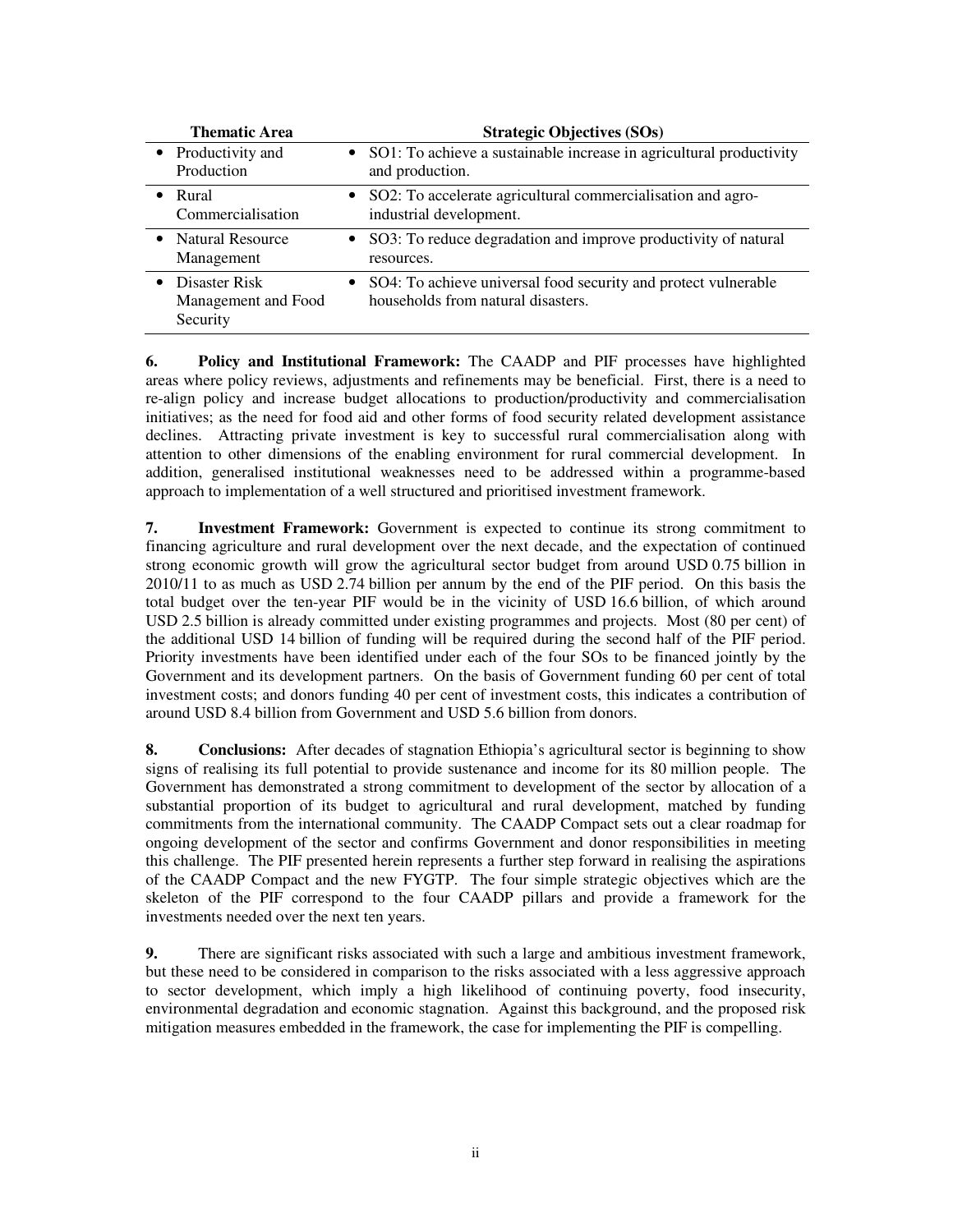| Thematic Area | Strategic Objectives (SOs) |
|---|---|
| • Productivity and Production | • SO1: To achieve a sustainable increase in agricultural productivity and production. |
| • Rural Commercialisation | • SO2: To accelerate agricultural commercialisation and agro-industrial development. |
| • Natural Resource Management | • SO3: To reduce degradation and improve productivity of natural resources. |
| • Disaster Risk Management and Food Security | • SO4: To achieve universal food security and protect vulnerable households from natural disasters. |

**6. Policy and Institutional Framework:** The CAADP and PIF processes have highlighted areas where policy reviews, adjustments and refinements may be beneficial. First, there is a need to re-align policy and increase budget allocations to production/productivity and commercialisation initiatives; as the need for food aid and other forms of food security related development assistance declines. Attracting private investment is key to successful rural commercialisation along with attention to other dimensions of the enabling environment for rural commercial development. In addition, generalised institutional weaknesses need to be addressed within a programme-based approach to implementation of a well structured and prioritised investment framework.

**7. Investment Framework:** Government is expected to continue its strong commitment to financing agriculture and rural development over the next decade, and the expectation of continued strong economic growth will grow the agricultural sector budget from around USD 0.75 billion in 2010/11 to as much as USD 2.74 billion per annum by the end of the PIF period. On this basis the total budget over the ten-year PIF would be in the vicinity of USD 16.6 billion, of which around USD 2.5 billion is already committed under existing programmes and projects. Most (80 per cent) of the additional USD 14 billion of funding will be required during the second half of the PIF period. Priority investments have been identified under each of the four SOs to be financed jointly by the Government and its development partners. On the basis of Government funding 60 per cent of total investment costs; and donors funding 40 per cent of investment costs, this indicates a contribution of around USD 8.4 billion from Government and USD 5.6 billion from donors.

**8. Conclusions:** After decades of stagnation Ethiopia's agricultural sector is beginning to show signs of realising its full potential to provide sustenance and income for its 80 million people. The Government has demonstrated a strong commitment to development of the sector by allocation of a substantial proportion of its budget to agricultural and rural development, matched by funding commitments from the international community. The CAADP Compact sets out a clear roadmap for ongoing development of the sector and confirms Government and donor responsibilities in meeting this challenge. The PIF presented herein represents a further step forward in realising the aspirations of the CAADP Compact and the new FYGTP. The four simple strategic objectives which are the skeleton of the PIF correspond to the four CAADP pillars and provide a framework for the investments needed over the next ten years.

**9.** There are significant risks associated with such a large and ambitious investment framework, but these need to be considered in comparison to the risks associated with a less aggressive approach to sector development, which imply a high likelihood of continuing poverty, food insecurity, environmental degradation and economic stagnation. Against this background, and the proposed risk mitigation measures embedded in the framework, the case for implementing the PIF is compelling.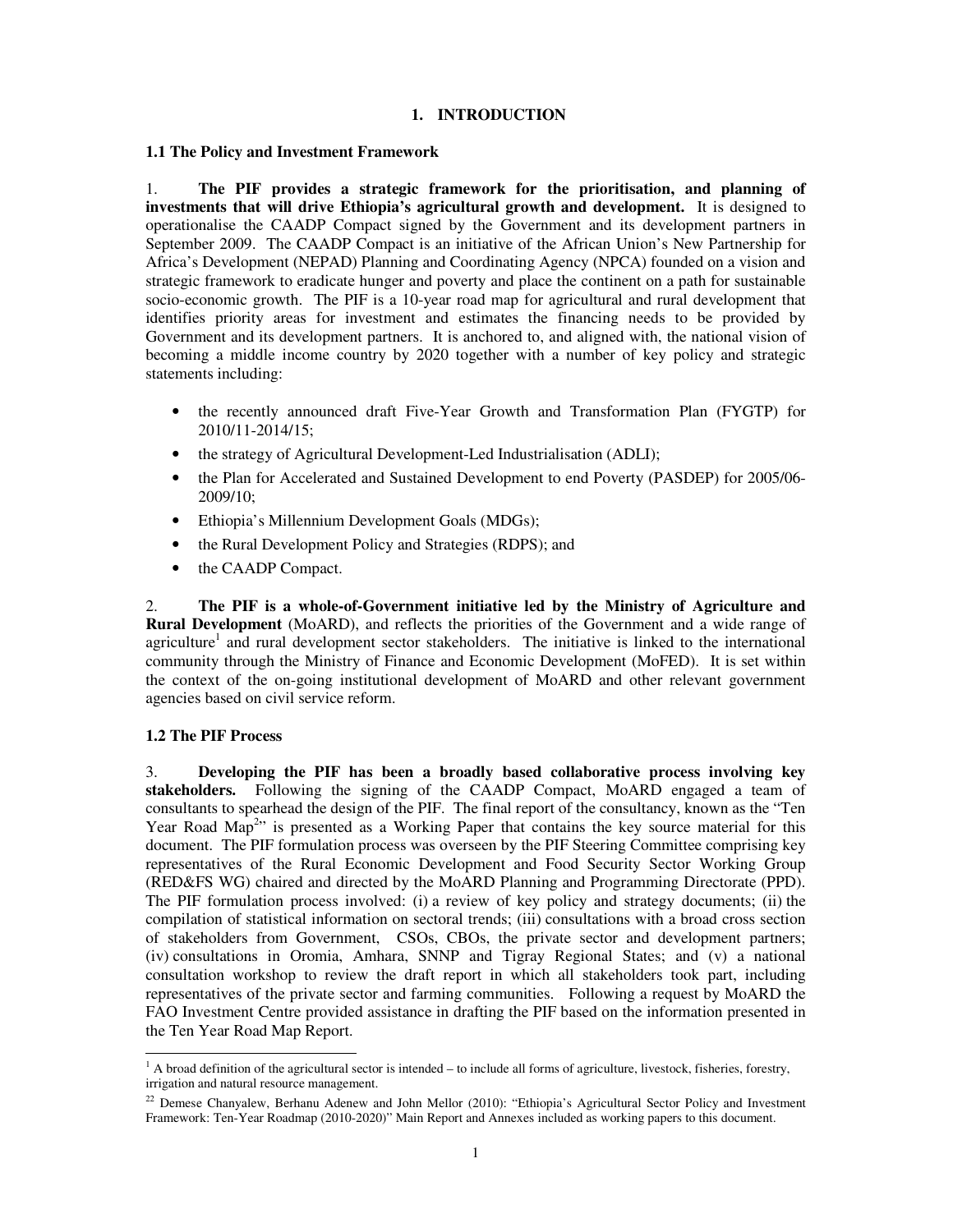# 1. INTRODUCTION

## 1.1 The Policy and Investment Framework

1. **The PIF provides a strategic framework for the prioritisation, and planning of investments that will drive Ethiopia's agricultural growth and development.** It is designed to operationalise the CAADP Compact signed by the Government and its development partners in September 2009. The CAADP Compact is an initiative of the African Union's New Partnership for Africa's Development (NEPAD) Planning and Coordinating Agency (NPCA) founded on a vision and strategic framework to eradicate hunger and poverty and place the continent on a path for sustainable socio-economic growth. The PIF is a 10-year road map for agricultural and rural development that identifies priority areas for investment and estimates the financing needs to be provided by Government and its development partners. It is anchored to, and aligned with, the national vision of becoming a middle income country by 2020 together with a number of key policy and strategic statements including:

- the recently announced draft Five-Year Growth and Transformation Plan (FYGTP) for 2010/11-2014/15;
- the strategy of Agricultural Development-Led Industrialisation (ADLI);
- the Plan for Accelerated and Sustained Development to end Poverty (PASDEP) for 2005/06-2009/10;
- Ethiopia's Millennium Development Goals (MDGs);
- the Rural Development Policy and Strategies (RDPS); and
- the CAADP Compact.

2. **The PIF is a whole-of-Government initiative led by the Ministry of Agriculture and Rural Development** (MoARD), and reflects the priorities of the Government and a wide range of agriculture[1] and rural development sector stakeholders. The initiative is linked to the international community through the Ministry of Finance and Economic Development (MoFED). It is set within the context of the on-going institutional development of MoARD and other relevant government agencies based on civil service reform.

## 1.2 The PIF Process

3. **Developing the PIF has been a broadly based collaborative process involving key stakeholders.** Following the signing of the CAADP Compact, MoARD engaged a team of consultants to spearhead the design of the PIF. The final report of the consultancy, known as the "Ten Year Road Map[2]" is presented as a Working Paper that contains the key source material for this document. The PIF formulation process was overseen by the PIF Steering Committee comprising key representatives of the Rural Economic Development and Food Security Sector Working Group (RED&FS WG) chaired and directed by the MoARD Planning and Programming Directorate (PPD). The PIF formulation process involved: (i) a review of key policy and strategy documents; (ii) the compilation of statistical information on sectoral trends; (iii) consultations with a broad cross section of stakeholders from Government, CSOs, CBOs, the private sector and development partners; (iv) consultations in Oromia, Amhara, SNNP and Tigray Regional States; and (v) a national consultation workshop to review the draft report in which all stakeholders took part, including representatives of the private sector and farming communities. Following a request by MoARD the FAO Investment Centre provided assistance in drafting the PIF based on the information presented in the Ten Year Road Map Report.

---

[1] A broad definition of the agricultural sector is intended – to include all forms of agriculture, livestock, fisheries, forestry, irrigation and natural resource management.

[22] Demese Chanyalew, Berhanu Adenew and John Mellor (2010): "Ethiopia's Agricultural Sector Policy and Investment Framework: Ten-Year Roadmap (2010-2020)" Main Report and Annexes included as working papers to this document.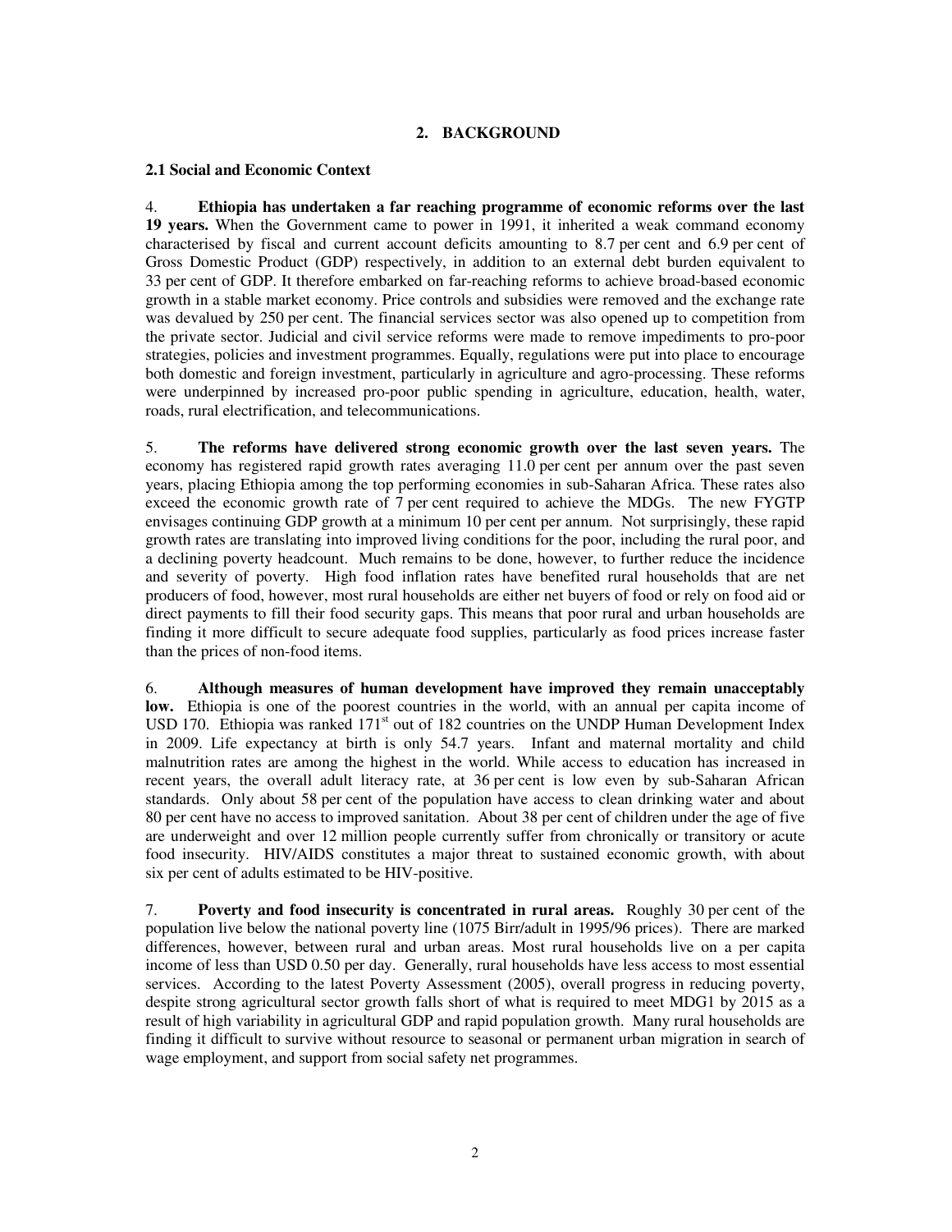## 2. BACKGROUND

### 2.1 Social and Economic Context

4. **Ethiopia has undertaken a far reaching programme of economic reforms over the last 19 years.** When the Government came to power in 1991, it inherited a weak command economy characterised by fiscal and current account deficits amounting to 8.7 per cent and 6.9 per cent of Gross Domestic Product (GDP) respectively, in addition to an external debt burden equivalent to 33 per cent of GDP. It therefore embarked on far-reaching reforms to achieve broad-based economic growth in a stable market economy. Price controls and subsidies were removed and the exchange rate was devalued by 250 per cent. The financial services sector was also opened up to competition from the private sector. Judicial and civil service reforms were made to remove impediments to pro-poor strategies, policies and investment programmes. Equally, regulations were put into place to encourage both domestic and foreign investment, particularly in agriculture and agro-processing. These reforms were underpinned by increased pro-poor public spending in agriculture, education, health, water, roads, rural electrification, and telecommunications.

5. **The reforms have delivered strong economic growth over the last seven years.** The economy has registered rapid growth rates averaging 11.0 per cent per annum over the past seven years, placing Ethiopia among the top performing economies in sub-Saharan Africa. These rates also exceed the economic growth rate of 7 per cent required to achieve the MDGs. The new FYGTP envisages continuing GDP growth at a minimum 10 per cent per annum. Not surprisingly, these rapid growth rates are translating into improved living conditions for the poor, including the rural poor, and a declining poverty headcount. Much remains to be done, however, to further reduce the incidence and severity of poverty. High food inflation rates have benefited rural households that are net producers of food, however, most rural households are either net buyers of food or rely on food aid or direct payments to fill their food security gaps. This means that poor rural and urban households are finding it more difficult to secure adequate food supplies, particularly as food prices increase faster than the prices of non-food items.

6. **Although measures of human development have improved they remain unacceptably low.** Ethiopia is one of the poorest countries in the world, with an annual per capita income of USD 170. Ethiopia was ranked 171st out of 182 countries on the UNDP Human Development Index in 2009. Life expectancy at birth is only 54.7 years. Infant and maternal mortality and child malnutrition rates are among the highest in the world. While access to education has increased in recent years, the overall adult literacy rate, at 36 per cent is low even by sub-Saharan African standards. Only about 58 per cent of the population have access to clean drinking water and about 80 per cent have no access to improved sanitation. About 38 per cent of children under the age of five are underweight and over 12 million people currently suffer from chronically or transitory or acute food insecurity. HIV/AIDS constitutes a major threat to sustained economic growth, with about six per cent of adults estimated to be HIV-positive.

7. **Poverty and food insecurity is concentrated in rural areas.** Roughly 30 per cent of the population live below the national poverty line (1075 Birr/adult in 1995/96 prices). There are marked differences, however, between rural and urban areas. Most rural households live on a per capita income of less than USD 0.50 per day. Generally, rural households have less access to most essential services. According to the latest Poverty Assessment (2005), overall progress in reducing poverty, despite strong agricultural sector growth falls short of what is required to meet MDG1 by 2015 as a result of high variability in agricultural GDP and rapid population growth. Many rural households are finding it difficult to survive without resource to seasonal or permanent urban migration in search of wage employment, and support from social safety net programmes.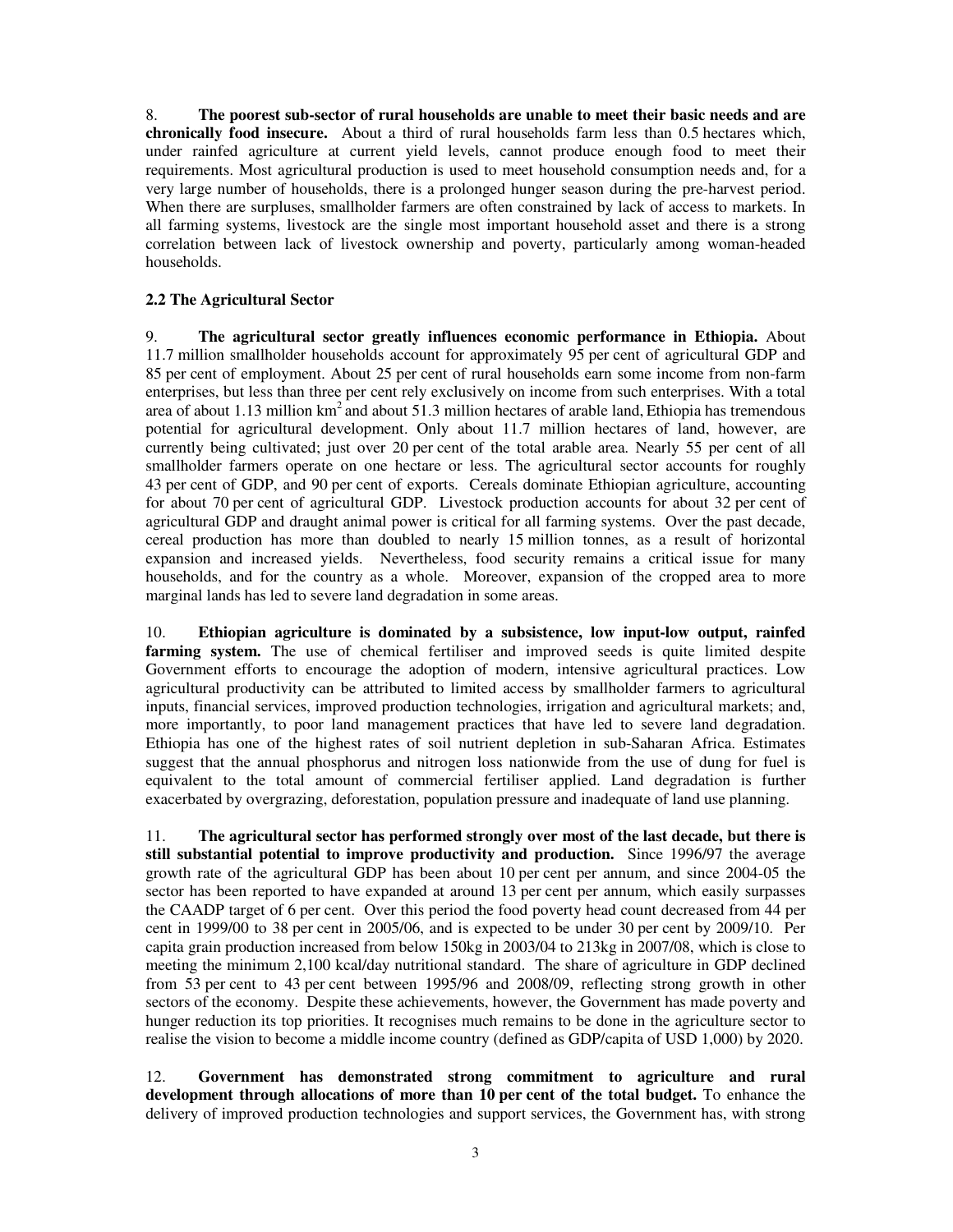8. **The poorest sub-sector of rural households are unable to meet their basic needs and are chronically food insecure.** About a third of rural households farm less than 0.5 hectares which, under rainfed agriculture at current yield levels, cannot produce enough food to meet their requirements. Most agricultural production is used to meet household consumption needs and, for a very large number of households, there is a prolonged hunger season during the pre-harvest period. When there are surpluses, smallholder farmers are often constrained by lack of access to markets. In all farming systems, livestock are the single most important household asset and there is a strong correlation between lack of livestock ownership and poverty, particularly among woman-headed households.

### 2.2 The Agricultural Sector

9. **The agricultural sector greatly influences economic performance in Ethiopia.** About 11.7 million smallholder households account for approximately 95 per cent of agricultural GDP and 85 per cent of employment. About 25 per cent of rural households earn some income from non-farm enterprises, but less than three per cent rely exclusively on income from such enterprises. With a total area of about 1.13 million $km^2$ and about 51.3 million hectares of arable land, Ethiopia has tremendous potential for agricultural development. Only about 11.7 million hectares of land, however, are currently being cultivated; just over 20 per cent of the total arable area. Nearly 55 per cent of all smallholder farmers operate on one hectare or less. The agricultural sector accounts for roughly 43 per cent of GDP, and 90 per cent of exports. Cereals dominate Ethiopian agriculture, accounting for about 70 per cent of agricultural GDP. Livestock production accounts for about 32 per cent of agricultural GDP and draught animal power is critical for all farming systems. Over the past decade, cereal production has more than doubled to nearly 15 million tonnes, as a result of horizontal expansion and increased yields. Nevertheless, food security remains a critical issue for many households, and for the country as a whole. Moreover, expansion of the cropped area to more marginal lands has led to severe land degradation in some areas.

10. **Ethiopian agriculture is dominated by a subsistence, low input-low output, rainfed farming system.** The use of chemical fertiliser and improved seeds is quite limited despite Government efforts to encourage the adoption of modern, intensive agricultural practices. Low agricultural productivity can be attributed to limited access by smallholder farmers to agricultural inputs, financial services, improved production technologies, irrigation and agricultural markets; and, more importantly, to poor land management practices that have led to severe land degradation. Ethiopia has one of the highest rates of soil nutrient depletion in sub-Saharan Africa. Estimates suggest that the annual phosphorus and nitrogen loss nationwide from the use of dung for fuel is equivalent to the total amount of commercial fertiliser applied. Land degradation is further exacerbated by overgrazing, deforestation, population pressure and inadequate of land use planning.

11. **The agricultural sector has performed strongly over most of the last decade, but there is still substantial potential to improve productivity and production.** Since 1996/97 the average growth rate of the agricultural GDP has been about 10 per cent per annum, and since 2004-05 the sector has been reported to have expanded at around 13 per cent per annum, which easily surpasses the CAADP target of 6 per cent. Over this period the food poverty head count decreased from 44 per cent in 1999/00 to 38 per cent in 2005/06, and is expected to be under 30 per cent by 2009/10. Per capita grain production increased from below 150kg in 2003/04 to 213kg in 2007/08, which is close to meeting the minimum 2,100 kcal/day nutritional standard. The share of agriculture in GDP declined from 53 per cent to 43 per cent between 1995/96 and 2008/09, reflecting strong growth in other sectors of the economy. Despite these achievements, however, the Government has made poverty and hunger reduction its top priorities. It recognises much remains to be done in the agriculture sector to realise the vision to become a middle income country (defined as GDP/capita of USD 1,000) by 2020.

12. **Government has demonstrated strong commitment to agriculture and rural development through allocations of more than 10 per cent of the total budget.** To enhance the delivery of improved production technologies and support services, the Government has, with strong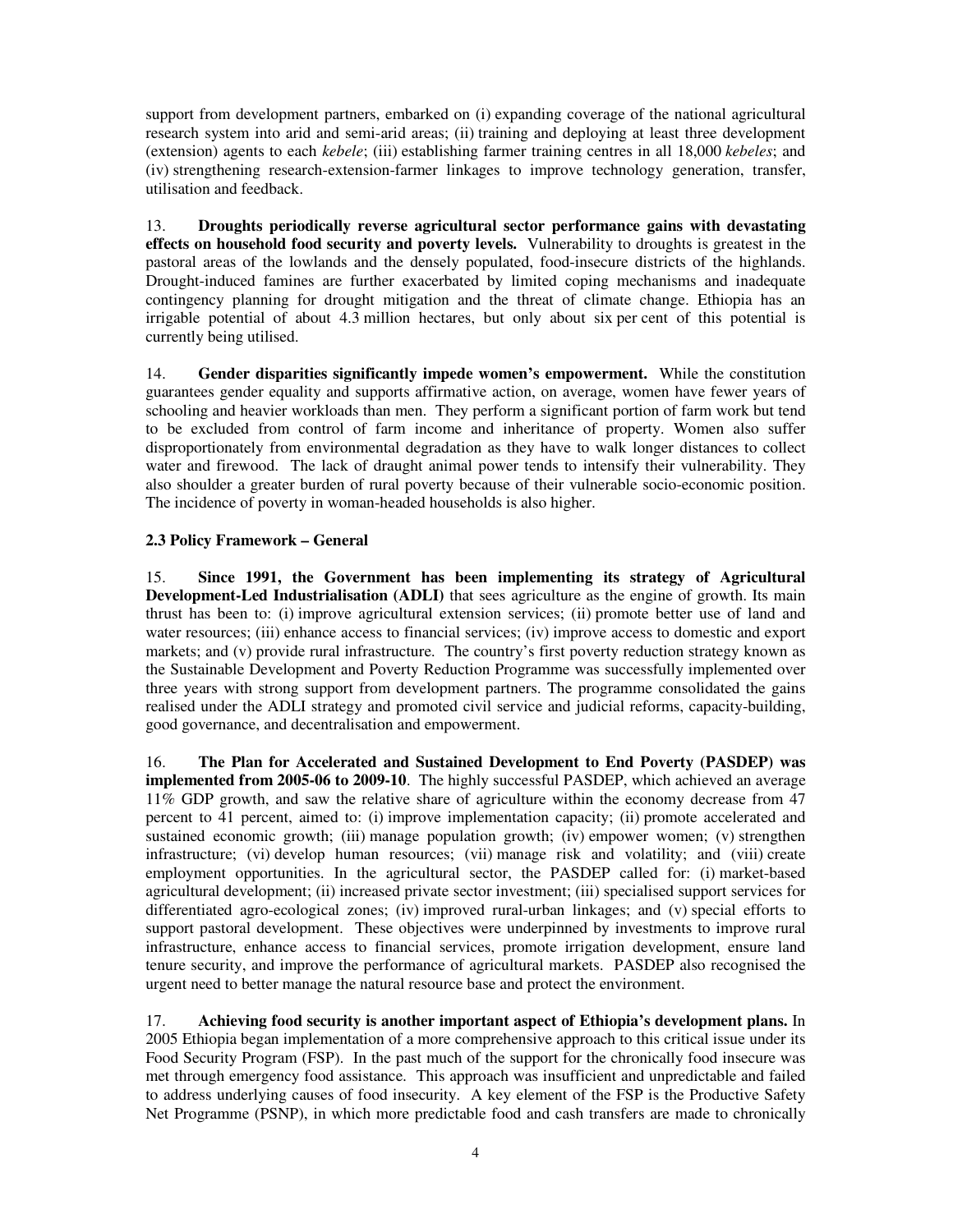support from development partners, embarked on (i) expanding coverage of the national agricultural research system into arid and semi-arid areas; (ii) training and deploying at least three development (extension) agents to each *kebele*; (iii) establishing farmer training centres in all 18,000 *kebeles*; and (iv) strengthening research-extension-farmer linkages to improve technology generation, transfer, utilisation and feedback.

13. **Droughts periodically reverse agricultural sector performance gains with devastating effects on household food security and poverty levels.** Vulnerability to droughts is greatest in the pastoral areas of the lowlands and the densely populated, food-insecure districts of the highlands. Drought-induced famines are further exacerbated by limited coping mechanisms and inadequate contingency planning for drought mitigation and the threat of climate change. Ethiopia has an irrigable potential of about 4.3 million hectares, but only about six per cent of this potential is currently being utilised.

14. **Gender disparities significantly impede women's empowerment.** While the constitution guarantees gender equality and supports affirmative action, on average, women have fewer years of schooling and heavier workloads than men. They perform a significant portion of farm work but tend to be excluded from control of farm income and inheritance of property. Women also suffer disproportionately from environmental degradation as they have to walk longer distances to collect water and firewood. The lack of draught animal power tends to intensify their vulnerability. They also shoulder a greater burden of rural poverty because of their vulnerable socio-economic position. The incidence of poverty in woman-headed households is also higher.

### 2.3 Policy Framework – General

15. **Since 1991, the Government has been implementing its strategy of Agricultural Development-Led Industrialisation (ADLI)** that sees agriculture as the engine of growth. Its main thrust has been to: (i) improve agricultural extension services; (ii) promote better use of land and water resources; (iii) enhance access to financial services; (iv) improve access to domestic and export markets; and (v) provide rural infrastructure. The country's first poverty reduction strategy known as the Sustainable Development and Poverty Reduction Programme was successfully implemented over three years with strong support from development partners. The programme consolidated the gains realised under the ADLI strategy and promoted civil service and judicial reforms, capacity-building, good governance, and decentralisation and empowerment.

16. **The Plan for Accelerated and Sustained Development to End Poverty (PASDEP) was implemented from 2005-06 to 2009-10**. The highly successful PASDEP, which achieved an average 11% GDP growth, and saw the relative share of agriculture within the economy decrease from 47 percent to 41 percent, aimed to: (i) improve implementation capacity; (ii) promote accelerated and sustained economic growth; (iii) manage population growth; (iv) empower women; (v) strengthen infrastructure; (vi) develop human resources; (vii) manage risk and volatility; and (viii) create employment opportunities. In the agricultural sector, the PASDEP called for: (i) market-based agricultural development; (ii) increased private sector investment; (iii) specialised support services for differentiated agro-ecological zones; (iv) improved rural-urban linkages; and (v) special efforts to support pastoral development. These objectives were underpinned by investments to improve rural infrastructure, enhance access to financial services, promote irrigation development, ensure land tenure security, and improve the performance of agricultural markets. PASDEP also recognised the urgent need to better manage the natural resource base and protect the environment.

17. **Achieving food security is another important aspect of Ethiopia's development plans.** In 2005 Ethiopia began implementation of a more comprehensive approach to this critical issue under its Food Security Program (FSP). In the past much of the support for the chronically food insecure was met through emergency food assistance. This approach was insufficient and unpredictable and failed to address underlying causes of food insecurity. A key element of the FSP is the Productive Safety Net Programme (PSNP), in which more predictable food and cash transfers are made to chronically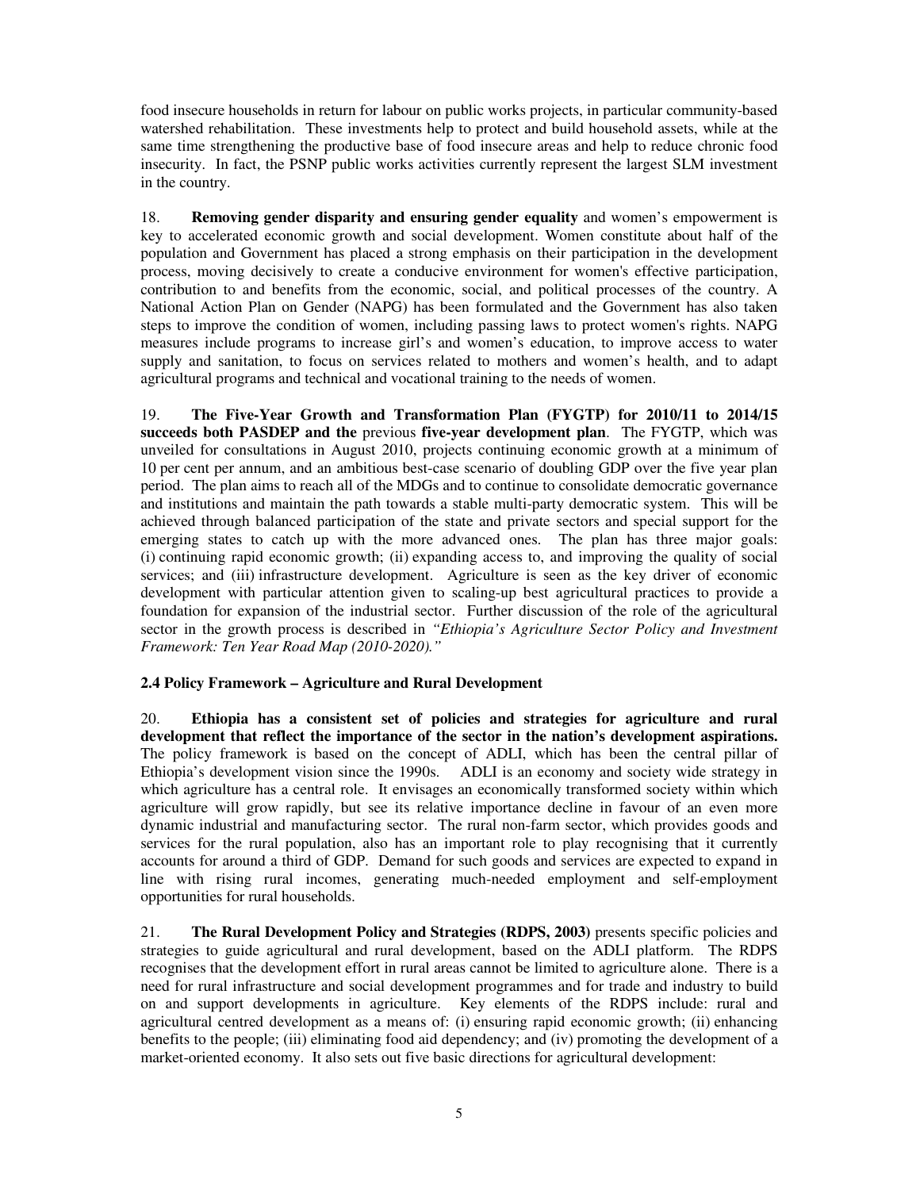food insecure households in return for labour on public works projects, in particular community-based watershed rehabilitation. These investments help to protect and build household assets, while at the same time strengthening the productive base of food insecure areas and help to reduce chronic food insecurity. In fact, the PSNP public works activities currently represent the largest SLM investment in the country.

18. **Removing gender disparity and ensuring gender equality** and women's empowerment is key to accelerated economic growth and social development. Women constitute about half of the population and Government has placed a strong emphasis on their participation in the development process, moving decisively to create a conducive environment for women's effective participation, contribution to and benefits from the economic, social, and political processes of the country. A National Action Plan on Gender (NAPG) has been formulated and the Government has also taken steps to improve the condition of women, including passing laws to protect women's rights. NAPG measures include programs to increase girl's and women's education, to improve access to water supply and sanitation, to focus on services related to mothers and women's health, and to adapt agricultural programs and technical and vocational training to the needs of women.

19. **The Five-Year Growth and Transformation Plan (FYGTP) for 2010/11 to 2014/15 succeeds both PASDEP and the** previous **five-year development plan**. The FYGTP, which was unveiled for consultations in August 2010, projects continuing economic growth at a minimum of 10 per cent per annum, and an ambitious best-case scenario of doubling GDP over the five year plan period. The plan aims to reach all of the MDGs and to continue to consolidate democratic governance and institutions and maintain the path towards a stable multi-party democratic system. This will be achieved through balanced participation of the state and private sectors and special support for the emerging states to catch up with the more advanced ones. The plan has three major goals: (i) continuing rapid economic growth; (ii) expanding access to, and improving the quality of social services; and (iii) infrastructure development. Agriculture is seen as the key driver of economic development with particular attention given to scaling-up best agricultural practices to provide a foundation for expansion of the industrial sector. Further discussion of the role of the agricultural sector in the growth process is described in *"Ethiopia's Agriculture Sector Policy and Investment Framework: Ten Year Road Map (2010-2020)."*

### 2.4 Policy Framework – Agriculture and Rural Development

20. **Ethiopia has a consistent set of policies and strategies for agriculture and rural development that reflect the importance of the sector in the nation's development aspirations.** The policy framework is based on the concept of ADLI, which has been the central pillar of Ethiopia's development vision since the 1990s. ADLI is an economy and society wide strategy in which agriculture has a central role. It envisages an economically transformed society within which agriculture will grow rapidly, but see its relative importance decline in favour of an even more dynamic industrial and manufacturing sector. The rural non-farm sector, which provides goods and services for the rural population, also has an important role to play recognising that it currently accounts for around a third of GDP. Demand for such goods and services are expected to expand in line with rising rural incomes, generating much-needed employment and self-employment opportunities for rural households.

21. **The Rural Development Policy and Strategies (RDPS, 2003)** presents specific policies and strategies to guide agricultural and rural development, based on the ADLI platform. The RDPS recognises that the development effort in rural areas cannot be limited to agriculture alone. There is a need for rural infrastructure and social development programmes and for trade and industry to build on and support developments in agriculture. Key elements of the RDPS include: rural and agricultural centred development as a means of: (i) ensuring rapid economic growth; (ii) enhancing benefits to the people; (iii) eliminating food aid dependency; and (iv) promoting the development of a market-oriented economy. It also sets out five basic directions for agricultural development: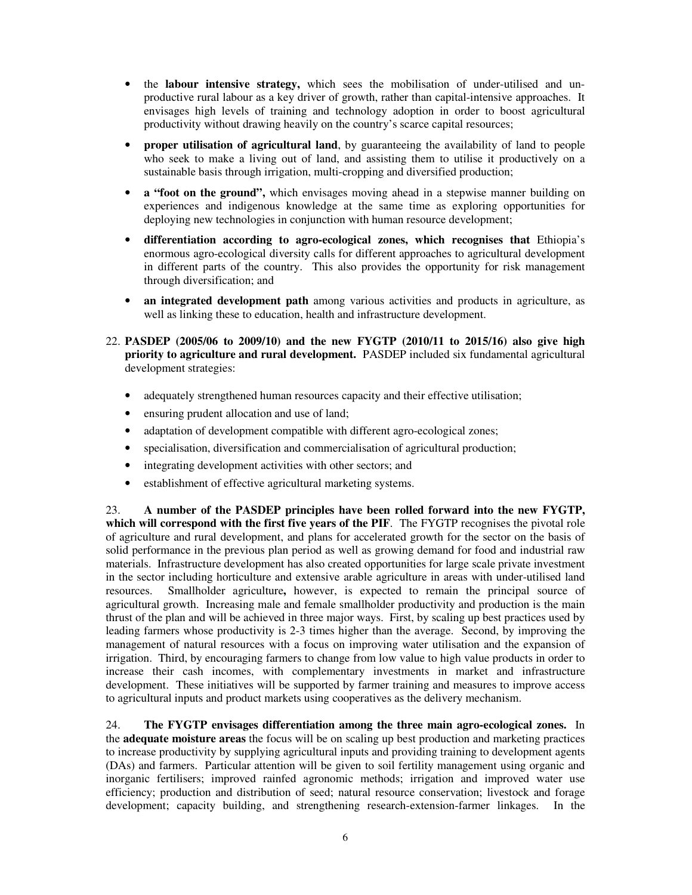- the **labour intensive strategy,** which sees the mobilisation of under-utilised and un-productive rural labour as a key driver of growth, rather than capital-intensive approaches. It envisages high levels of training and technology adoption in order to boost agricultural productivity without drawing heavily on the country's scarce capital resources;
- **proper utilisation of agricultural land**, by guaranteeing the availability of land to people who seek to make a living out of land, and assisting them to utilise it productively on a sustainable basis through irrigation, multi-cropping and diversified production;
- **a "foot on the ground",** which envisages moving ahead in a stepwise manner building on experiences and indigenous knowledge at the same time as exploring opportunities for deploying new technologies in conjunction with human resource development;
- **differentiation according to agro-ecological zones, which recognises that** Ethiopia's enormous agro-ecological diversity calls for different approaches to agricultural development in different parts of the country. This also provides the opportunity for risk management through diversification; and
- **an integrated development path** among various activities and products in agriculture, as well as linking these to education, health and infrastructure development.

22. **PASDEP (2005/06 to 2009/10) and the new FYGTP (2010/11 to 2015/16) also give high priority to agriculture and rural development.** PASDEP included six fundamental agricultural development strategies:

- adequately strengthened human resources capacity and their effective utilisation;
- ensuring prudent allocation and use of land;
- adaptation of development compatible with different agro-ecological zones;
- specialisation, diversification and commercialisation of agricultural production;
- integrating development activities with other sectors; and
- establishment of effective agricultural marketing systems.

23. **A number of the PASDEP principles have been rolled forward into the new FYGTP, which will correspond with the first five years of the PIF**. The FYGTP recognises the pivotal role of agriculture and rural development, and plans for accelerated growth for the sector on the basis of solid performance in the previous plan period as well as growing demand for food and industrial raw materials. Infrastructure development has also created opportunities for large scale private investment in the sector including horticulture and extensive arable agriculture in areas with under-utilised land resources. Smallholder agriculture**,** however, is expected to remain the principal source of agricultural growth. Increasing male and female smallholder productivity and production is the main thrust of the plan and will be achieved in three major ways. First, by scaling up best practices used by leading farmers whose productivity is 2-3 times higher than the average. Second, by improving the management of natural resources with a focus on improving water utilisation and the expansion of irrigation. Third, by encouraging farmers to change from low value to high value products in order to increase their cash incomes, with complementary investments in market and infrastructure development. These initiatives will be supported by farmer training and measures to improve access to agricultural inputs and product markets using cooperatives as the delivery mechanism.

24. **The FYGTP envisages differentiation among the three main agro-ecological zones.** In the **adequate moisture areas** the focus will be on scaling up best production and marketing practices to increase productivity by supplying agricultural inputs and providing training to development agents (DAs) and farmers. Particular attention will be given to soil fertility management using organic and inorganic fertilisers; improved rainfed agronomic methods; irrigation and improved water use efficiency; production and distribution of seed; natural resource conservation; livestock and forage development; capacity building, and strengthening research-extension-farmer linkages. In the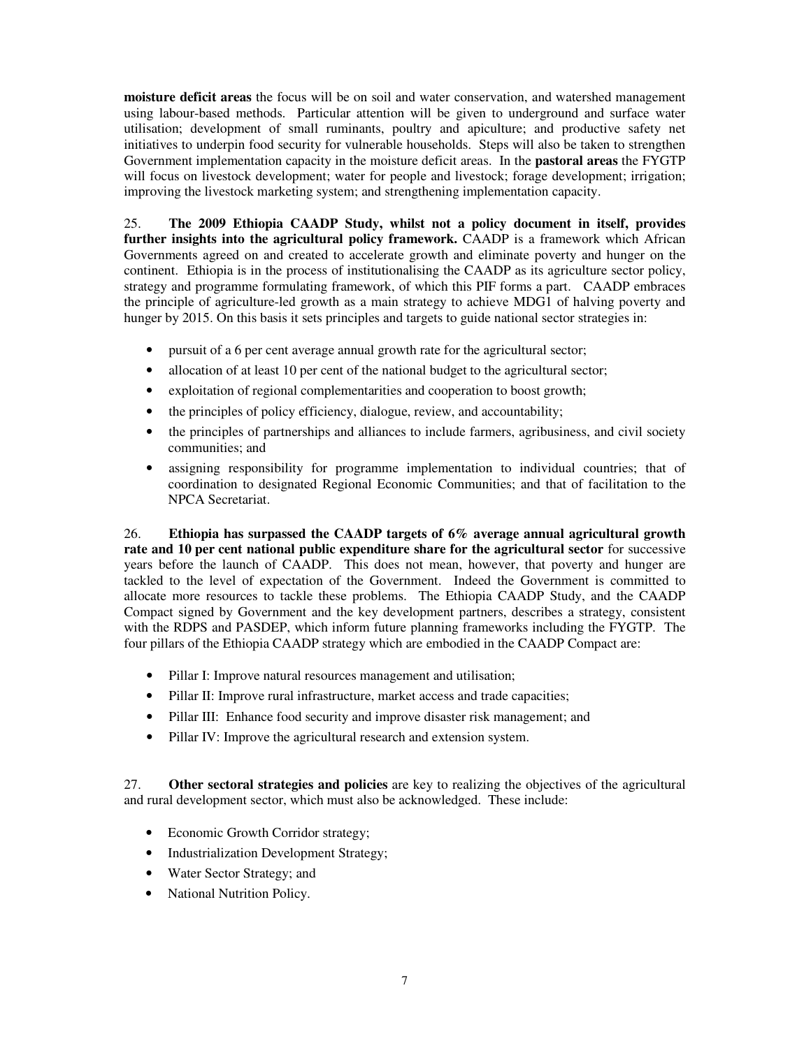**moisture deficit areas** the focus will be on soil and water conservation, and watershed management using labour-based methods. Particular attention will be given to underground and surface water utilisation; development of small ruminants, poultry and apiculture; and productive safety net initiatives to underpin food security for vulnerable households. Steps will also be taken to strengthen Government implementation capacity in the moisture deficit areas. In the **pastoral areas** the FYGTP will focus on livestock development; water for people and livestock; forage development; irrigation; improving the livestock marketing system; and strengthening implementation capacity.

25. **The 2009 Ethiopia CAADP Study, whilst not a policy document in itself, provides further insights into the agricultural policy framework.** CAADP is a framework which African Governments agreed on and created to accelerate growth and eliminate poverty and hunger on the continent. Ethiopia is in the process of institutionalising the CAADP as its agriculture sector policy, strategy and programme formulating framework, of which this PIF forms a part. CAADP embraces the principle of agriculture-led growth as a main strategy to achieve MDG1 of halving poverty and hunger by 2015. On this basis it sets principles and targets to guide national sector strategies in:

- pursuit of a 6 per cent average annual growth rate for the agricultural sector;
- allocation of at least 10 per cent of the national budget to the agricultural sector;
- exploitation of regional complementarities and cooperation to boost growth;
- the principles of policy efficiency, dialogue, review, and accountability;
- the principles of partnerships and alliances to include farmers, agribusiness, and civil society communities; and
- assigning responsibility for programme implementation to individual countries; that of coordination to designated Regional Economic Communities; and that of facilitation to the NPCA Secretariat.

26. **Ethiopia has surpassed the CAADP targets of 6% average annual agricultural growth rate and 10 per cent national public expenditure share for the agricultural sector** for successive years before the launch of CAADP. This does not mean, however, that poverty and hunger are tackled to the level of expectation of the Government. Indeed the Government is committed to allocate more resources to tackle these problems. The Ethiopia CAADP Study, and the CAADP Compact signed by Government and the key development partners, describes a strategy, consistent with the RDPS and PASDEP, which inform future planning frameworks including the FYGTP. The four pillars of the Ethiopia CAADP strategy which are embodied in the CAADP Compact are:

- Pillar I: Improve natural resources management and utilisation;
- Pillar II: Improve rural infrastructure, market access and trade capacities;
- Pillar III: Enhance food security and improve disaster risk management; and
- Pillar IV: Improve the agricultural research and extension system.

27. **Other sectoral strategies and policies** are key to realizing the objectives of the agricultural and rural development sector, which must also be acknowledged. These include:

- Economic Growth Corridor strategy;
- Industrialization Development Strategy;
- Water Sector Strategy; and
- National Nutrition Policy.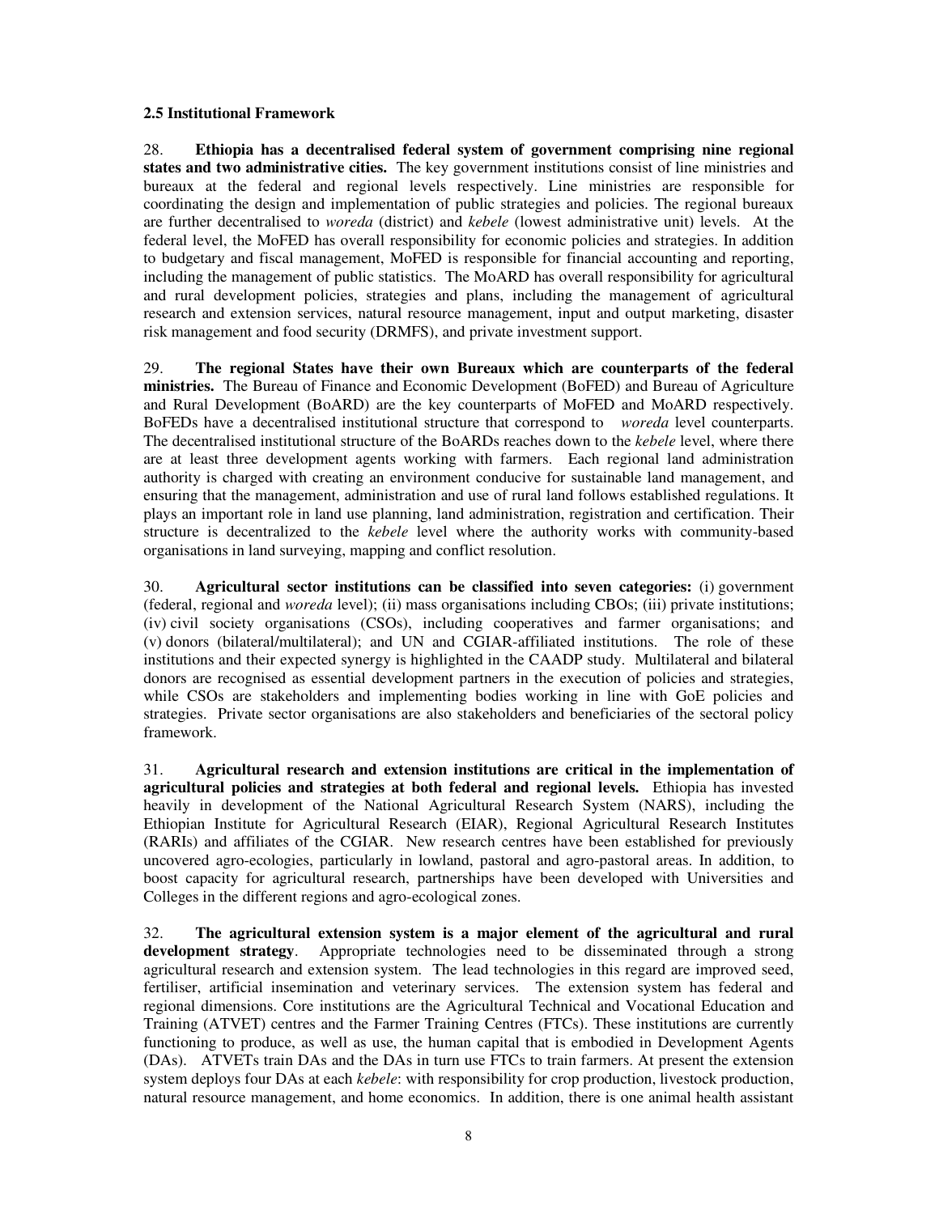**2.5 Institutional Framework**

28. **Ethiopia has a decentralised federal system of government comprising nine regional states and two administrative cities.** The key government institutions consist of line ministries and bureaux at the federal and regional levels respectively. Line ministries are responsible for coordinating the design and implementation of public strategies and policies. The regional bureaux are further decentralised to *woreda* (district) and *kebele* (lowest administrative unit) levels. At the federal level, the MoFED has overall responsibility for economic policies and strategies. In addition to budgetary and fiscal management, MoFED is responsible for financial accounting and reporting, including the management of public statistics. The MoARD has overall responsibility for agricultural and rural development policies, strategies and plans, including the management of agricultural research and extension services, natural resource management, input and output marketing, disaster risk management and food security (DRMFS), and private investment support.

29. **The regional States have their own Bureaux which are counterparts of the federal ministries.** The Bureau of Finance and Economic Development (BoFED) and Bureau of Agriculture and Rural Development (BoARD) are the key counterparts of MoFED and MoARD respectively. BoFEDs have a decentralised institutional structure that correspond to *woreda* level counterparts. The decentralised institutional structure of the BoARDs reaches down to the *kebele* level, where there are at least three development agents working with farmers. Each regional land administration authority is charged with creating an environment conducive for sustainable land management, and ensuring that the management, administration and use of rural land follows established regulations. It plays an important role in land use planning, land administration, registration and certification. Their structure is decentralized to the *kebele* level where the authority works with community-based organisations in land surveying, mapping and conflict resolution.

30. **Agricultural sector institutions can be classified into seven categories:** (i) government (federal, regional and *woreda* level); (ii) mass organisations including CBOs; (iii) private institutions; (iv) civil society organisations (CSOs), including cooperatives and farmer organisations; and (v) donors (bilateral/multilateral); and UN and CGIAR-affiliated institutions. The role of these institutions and their expected synergy is highlighted in the CAADP study. Multilateral and bilateral donors are recognised as essential development partners in the execution of policies and strategies, while CSOs are stakeholders and implementing bodies working in line with GoE policies and strategies. Private sector organisations are also stakeholders and beneficiaries of the sectoral policy framework.

31. **Agricultural research and extension institutions are critical in the implementation of agricultural policies and strategies at both federal and regional levels.** Ethiopia has invested heavily in development of the National Agricultural Research System (NARS), including the Ethiopian Institute for Agricultural Research (EIAR), Regional Agricultural Research Institutes (RARIs) and affiliates of the CGIAR. New research centres have been established for previously uncovered agro-ecologies, particularly in lowland, pastoral and agro-pastoral areas. In addition, to boost capacity for agricultural research, partnerships have been developed with Universities and Colleges in the different regions and agro-ecological zones.

32. **The agricultural extension system is a major element of the agricultural and rural development strategy**. Appropriate technologies need to be disseminated through a strong agricultural research and extension system. The lead technologies in this regard are improved seed, fertiliser, artificial insemination and veterinary services. The extension system has federal and regional dimensions. Core institutions are the Agricultural Technical and Vocational Education and Training (ATVET) centres and the Farmer Training Centres (FTCs). These institutions are currently functioning to produce, as well as use, the human capital that is embodied in Development Agents (DAs). ATVETs train DAs and the DAs in turn use FTCs to train farmers. At present the extension system deploys four DAs at each *kebele*: with responsibility for crop production, livestock production, natural resource management, and home economics. In addition, there is one animal health assistant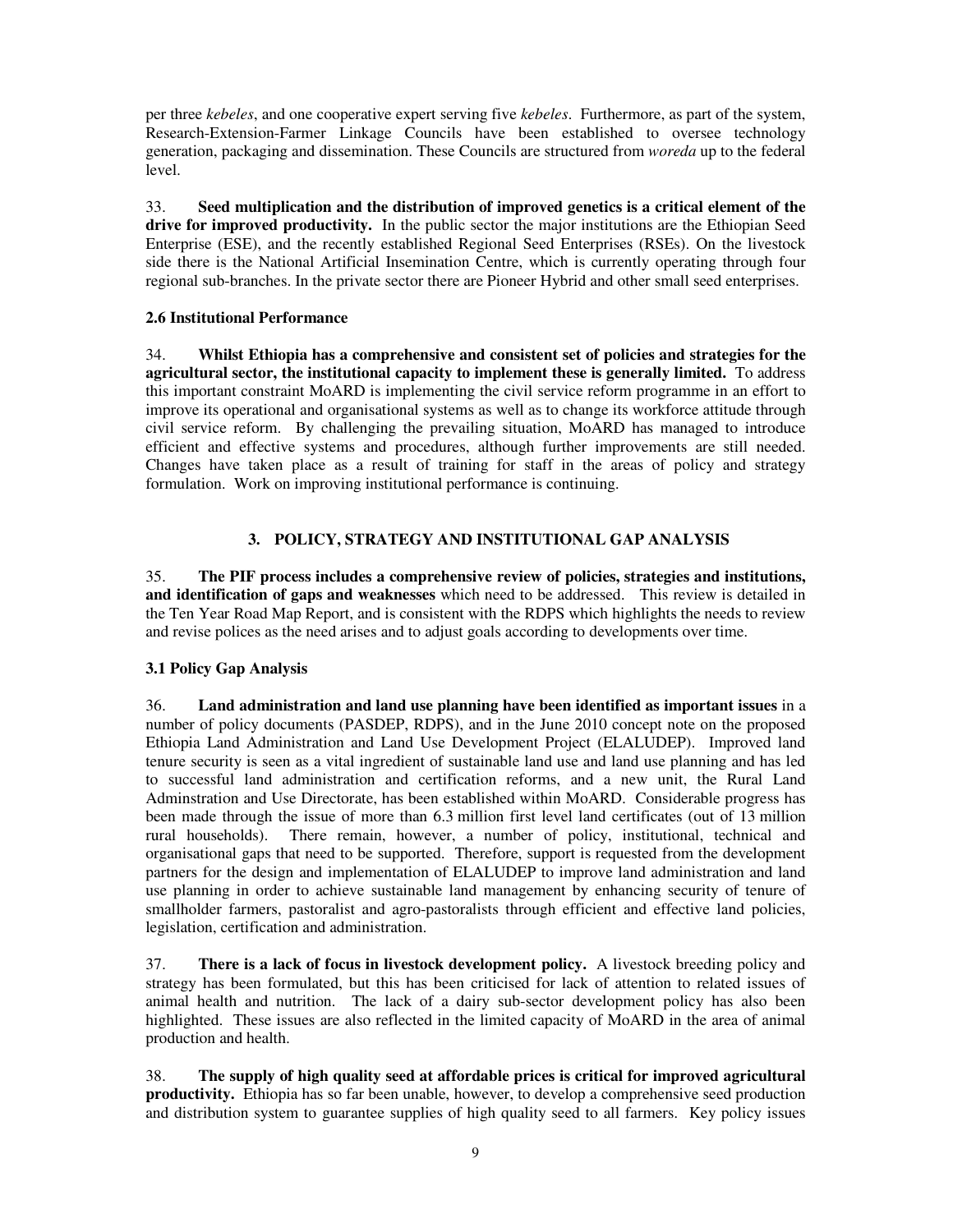per three *kebeles*, and one cooperative expert serving five *kebeles*. Furthermore, as part of the system, Research-Extension-Farmer Linkage Councils have been established to oversee technology generation, packaging and dissemination. These Councils are structured from *woreda* up to the federal level.

33. **Seed multiplication and the distribution of improved genetics is a critical element of the drive for improved productivity.** In the public sector the major institutions are the Ethiopian Seed Enterprise (ESE), and the recently established Regional Seed Enterprises (RSEs). On the livestock side there is the National Artificial Insemination Centre, which is currently operating through four regional sub-branches. In the private sector there are Pioneer Hybrid and other small seed enterprises.

### 2.6 Institutional Performance

34. **Whilst Ethiopia has a comprehensive and consistent set of policies and strategies for the agricultural sector, the institutional capacity to implement these is generally limited.** To address this important constraint MoARD is implementing the civil service reform programme in an effort to improve its operational and organisational systems as well as to change its workforce attitude through civil service reform. By challenging the prevailing situation, MoARD has managed to introduce efficient and effective systems and procedures, although further improvements are still needed. Changes have taken place as a result of training for staff in the areas of policy and strategy formulation. Work on improving institutional performance is continuing.

## 3. POLICY, STRATEGY AND INSTITUTIONAL GAP ANALYSIS

35. **The PIF process includes a comprehensive review of policies, strategies and institutions, and identification of gaps and weaknesses** which need to be addressed. This review is detailed in the Ten Year Road Map Report, and is consistent with the RDPS which highlights the needs to review and revise polices as the need arises and to adjust goals according to developments over time.

### 3.1 Policy Gap Analysis

36. **Land administration and land use planning have been identified as important issues** in a number of policy documents (PASDEP, RDPS), and in the June 2010 concept note on the proposed Ethiopia Land Administration and Land Use Development Project (ELALUDEP). Improved land tenure security is seen as a vital ingredient of sustainable land use and land use planning and has led to successful land administration and certification reforms, and a new unit, the Rural Land Adminstration and Use Directorate, has been established within MoARD. Considerable progress has been made through the issue of more than 6.3 million first level land certificates (out of 13 million rural households). There remain, however, a number of policy, institutional, technical and organisational gaps that need to be supported. Therefore, support is requested from the development partners for the design and implementation of ELALUDEP to improve land administration and land use planning in order to achieve sustainable land management by enhancing security of tenure of smallholder farmers, pastoralist and agro-pastoralists through efficient and effective land policies, legislation, certification and administration.

37. **There is a lack of focus in livestock development policy.** A livestock breeding policy and strategy has been formulated, but this has been criticised for lack of attention to related issues of animal health and nutrition. The lack of a dairy sub-sector development policy has also been highlighted. These issues are also reflected in the limited capacity of MoARD in the area of animal production and health.

38. **The supply of high quality seed at affordable prices is critical for improved agricultural productivity.** Ethiopia has so far been unable, however, to develop a comprehensive seed production and distribution system to guarantee supplies of high quality seed to all farmers. Key policy issues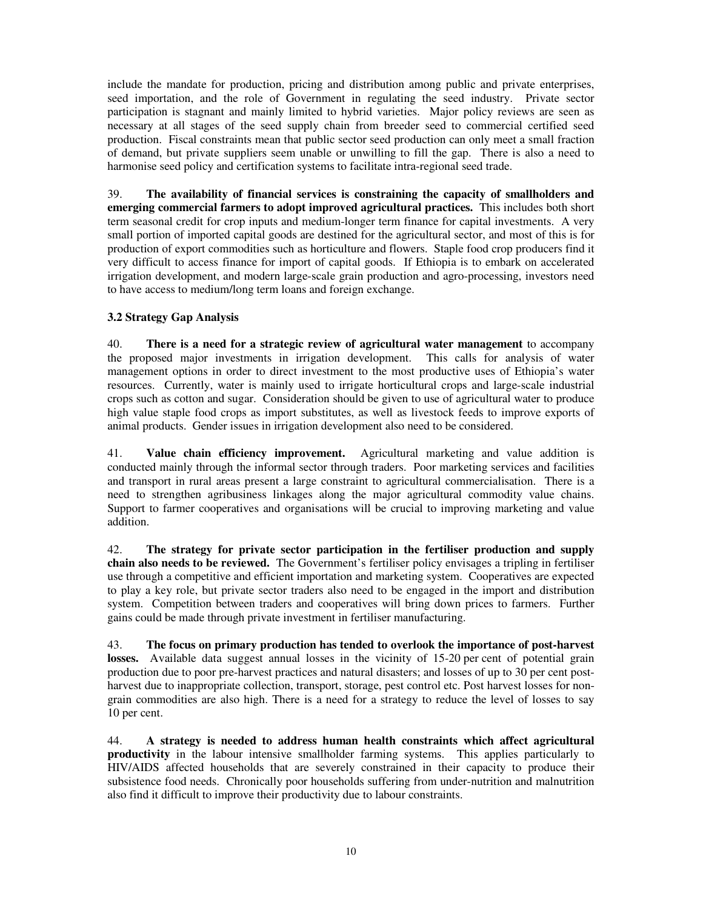include the mandate for production, pricing and distribution among public and private enterprises, seed importation, and the role of Government in regulating the seed industry. Private sector participation is stagnant and mainly limited to hybrid varieties. Major policy reviews are seen as necessary at all stages of the seed supply chain from breeder seed to commercial certified seed production. Fiscal constraints mean that public sector seed production can only meet a small fraction of demand, but private suppliers seem unable or unwilling to fill the gap. There is also a need to harmonise seed policy and certification systems to facilitate intra-regional seed trade.

39. **The availability of financial services is constraining the capacity of smallholders and emerging commercial farmers to adopt improved agricultural practices.** This includes both short term seasonal credit for crop inputs and medium-longer term finance for capital investments. A very small portion of imported capital goods are destined for the agricultural sector, and most of this is for production of export commodities such as horticulture and flowers. Staple food crop producers find it very difficult to access finance for import of capital goods. If Ethiopia is to embark on accelerated irrigation development, and modern large-scale grain production and agro-processing, investors need to have access to medium/long term loans and foreign exchange.

### 3.2 Strategy Gap Analysis

40. **There is a need for a strategic review of agricultural water management** to accompany the proposed major investments in irrigation development. This calls for analysis of water management options in order to direct investment to the most productive uses of Ethiopia's water resources. Currently, water is mainly used to irrigate horticultural crops and large-scale industrial crops such as cotton and sugar. Consideration should be given to use of agricultural water to produce high value staple food crops as import substitutes, as well as livestock feeds to improve exports of animal products. Gender issues in irrigation development also need to be considered.

41. **Value chain efficiency improvement.** Agricultural marketing and value addition is conducted mainly through the informal sector through traders. Poor marketing services and facilities and transport in rural areas present a large constraint to agricultural commercialisation. There is a need to strengthen agribusiness linkages along the major agricultural commodity value chains. Support to farmer cooperatives and organisations will be crucial to improving marketing and value addition.

42. **The strategy for private sector participation in the fertiliser production and supply chain also needs to be reviewed.** The Government's fertiliser policy envisages a tripling in fertiliser use through a competitive and efficient importation and marketing system. Cooperatives are expected to play a key role, but private sector traders also need to be engaged in the import and distribution system. Competition between traders and cooperatives will bring down prices to farmers. Further gains could be made through private investment in fertiliser manufacturing.

43. **The focus on primary production has tended to overlook the importance of post-harvest losses.** Available data suggest annual losses in the vicinity of 15-20 per cent of potential grain production due to poor pre-harvest practices and natural disasters; and losses of up to 30 per cent post-harvest due to inappropriate collection, transport, storage, pest control etc. Post harvest losses for non-grain commodities are also high. There is a need for a strategy to reduce the level of losses to say 10 per cent.

44. **A strategy is needed to address human health constraints which affect agricultural productivity** in the labour intensive smallholder farming systems. This applies particularly to HIV/AIDS affected households that are severely constrained in their capacity to produce their subsistence food needs. Chronically poor households suffering from under-nutrition and malnutrition also find it difficult to improve their productivity due to labour constraints.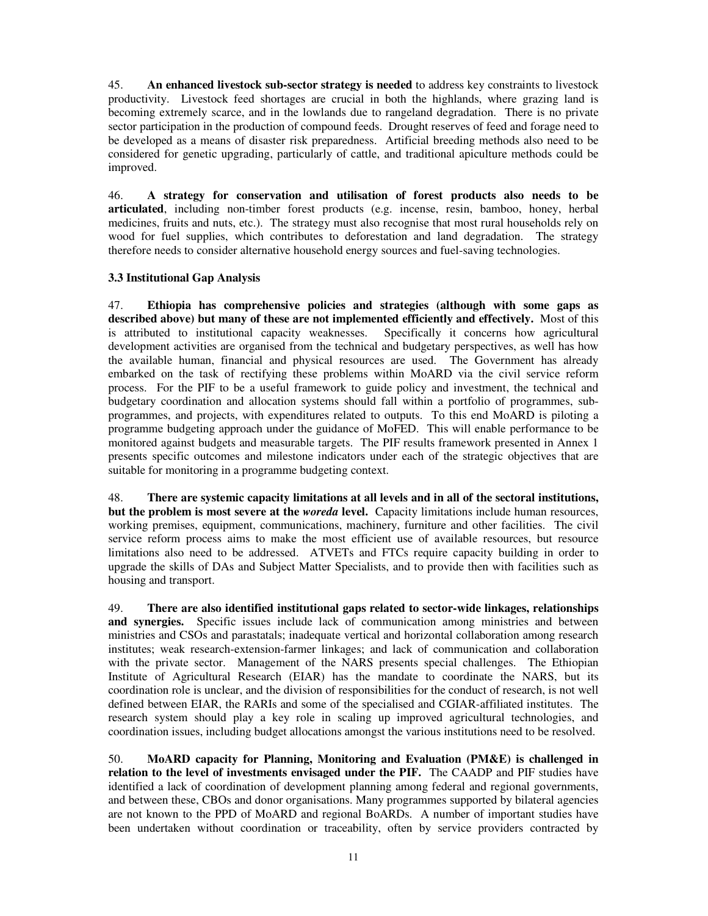45. **An enhanced livestock sub-sector strategy is needed** to address key constraints to livestock productivity. Livestock feed shortages are crucial in both the highlands, where grazing land is becoming extremely scarce, and in the lowlands due to rangeland degradation. There is no private sector participation in the production of compound feeds. Drought reserves of feed and forage need to be developed as a means of disaster risk preparedness. Artificial breeding methods also need to be considered for genetic upgrading, particularly of cattle, and traditional apiculture methods could be improved.

46. **A strategy for conservation and utilisation of forest products also needs to be articulated**, including non-timber forest products (e.g. incense, resin, bamboo, honey, herbal medicines, fruits and nuts, etc.). The strategy must also recognise that most rural households rely on wood for fuel supplies, which contributes to deforestation and land degradation. The strategy therefore needs to consider alternative household energy sources and fuel-saving technologies.

### 3.3 Institutional Gap Analysis

47. **Ethiopia has comprehensive policies and strategies (although with some gaps as described above) but many of these are not implemented efficiently and effectively.** Most of this is attributed to institutional capacity weaknesses. Specifically it concerns how agricultural development activities are organised from the technical and budgetary perspectives, as well has how the available human, financial and physical resources are used. The Government has already embarked on the task of rectifying these problems within MoARD via the civil service reform process. For the PIF to be a useful framework to guide policy and investment, the technical and budgetary coordination and allocation systems should fall within a portfolio of programmes, sub-programmes, and projects, with expenditures related to outputs. To this end MoARD is piloting a programme budgeting approach under the guidance of MoFED. This will enable performance to be monitored against budgets and measurable targets. The PIF results framework presented in Annex 1 presents specific outcomes and milestone indicators under each of the strategic objectives that are suitable for monitoring in a programme budgeting context.

48. **There are systemic capacity limitations at all levels and in all of the sectoral institutions, but the problem is most severe at the *woreda* level.** Capacity limitations include human resources, working premises, equipment, communications, machinery, furniture and other facilities. The civil service reform process aims to make the most efficient use of available resources, but resource limitations also need to be addressed. ATVETs and FTCs require capacity building in order to upgrade the skills of DAs and Subject Matter Specialists, and to provide then with facilities such as housing and transport.

49. **There are also identified institutional gaps related to sector-wide linkages, relationships and synergies.** Specific issues include lack of communication among ministries and between ministries and CSOs and parastatals; inadequate vertical and horizontal collaboration among research institutes; weak research-extension-farmer linkages; and lack of communication and collaboration with the private sector. Management of the NARS presents special challenges. The Ethiopian Institute of Agricultural Research (EIAR) has the mandate to coordinate the NARS, but its coordination role is unclear, and the division of responsibilities for the conduct of research, is not well defined between EIAR, the RARIs and some of the specialised and CGIAR-affiliated institutes. The research system should play a key role in scaling up improved agricultural technologies, and coordination issues, including budget allocations amongst the various institutions need to be resolved.

50. **MoARD capacity for Planning, Monitoring and Evaluation (PM&E) is challenged in relation to the level of investments envisaged under the PIF.** The CAADP and PIF studies have identified a lack of coordination of development planning among federal and regional governments, and between these, CBOs and donor organisations. Many programmes supported by bilateral agencies are not known to the PPD of MoARD and regional BoARDs. A number of important studies have been undertaken without coordination or traceability, often by service providers contracted by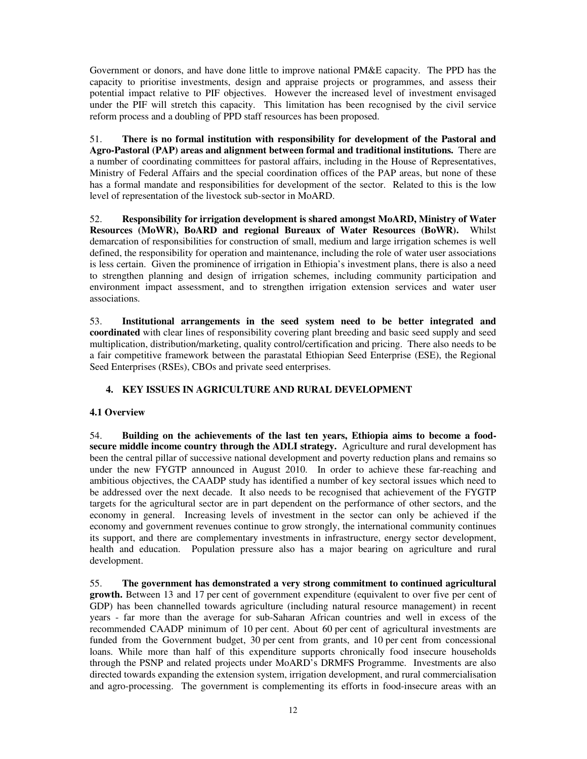Government or donors, and have done little to improve national PM&E capacity. The PPD has the capacity to prioritise investments, design and appraise projects or programmes, and assess their potential impact relative to PIF objectives. However the increased level of investment envisaged under the PIF will stretch this capacity. This limitation has been recognised by the civil service reform process and a doubling of PPD staff resources has been proposed.

51. **There is no formal institution with responsibility for development of the Pastoral and Agro-Pastoral (PAP) areas and alignment between formal and traditional institutions.** There are a number of coordinating committees for pastoral affairs, including in the House of Representatives, Ministry of Federal Affairs and the special coordination offices of the PAP areas, but none of these has a formal mandate and responsibilities for development of the sector. Related to this is the low level of representation of the livestock sub-sector in MoARD.

52. **Responsibility for irrigation development is shared amongst MoARD, Ministry of Water Resources (MoWR), BoARD and regional Bureaux of Water Resources (BoWR).** Whilst demarcation of responsibilities for construction of small, medium and large irrigation schemes is well defined, the responsibility for operation and maintenance, including the role of water user associations is less certain. Given the prominence of irrigation in Ethiopia's investment plans, there is also a need to strengthen planning and design of irrigation schemes, including community participation and environment impact assessment, and to strengthen irrigation extension services and water user associations.

53. **Institutional arrangements in the seed system need to be better integrated and coordinated** with clear lines of responsibility covering plant breeding and basic seed supply and seed multiplication, distribution/marketing, quality control/certification and pricing. There also needs to be a fair competitive framework between the parastatal Ethiopian Seed Enterprise (ESE), the Regional Seed Enterprises (RSEs), CBOs and private seed enterprises.

## 4. KEY ISSUES IN AGRICULTURE AND RURAL DEVELOPMENT

### 4.1 Overview

54. **Building on the achievements of the last ten years, Ethiopia aims to become a food-secure middle income country through the ADLI strategy.** Agriculture and rural development has been the central pillar of successive national development and poverty reduction plans and remains so under the new FYGTP announced in August 2010. In order to achieve these far-reaching and ambitious objectives, the CAADP study has identified a number of key sectoral issues which need to be addressed over the next decade. It also needs to be recognised that achievement of the FYGTP targets for the agricultural sector are in part dependent on the performance of other sectors, and the economy in general. Increasing levels of investment in the sector can only be achieved if the economy and government revenues continue to grow strongly, the international community continues its support, and there are complementary investments in infrastructure, energy sector development, health and education. Population pressure also has a major bearing on agriculture and rural development.

55. **The government has demonstrated a very strong commitment to continued agricultural growth.** Between 13 and 17 per cent of government expenditure (equivalent to over five per cent of GDP) has been channelled towards agriculture (including natural resource management) in recent years - far more than the average for sub-Saharan African countries and well in excess of the recommended CAADP minimum of 10 per cent. About 60 per cent of agricultural investments are funded from the Government budget, 30 per cent from grants, and 10 per cent from concessional loans. While more than half of this expenditure supports chronically food insecure households through the PSNP and related projects under MoARD's DRMFS Programme. Investments are also directed towards expanding the extension system, irrigation development, and rural commercialisation and agro-processing. The government is complementing its efforts in food-insecure areas with an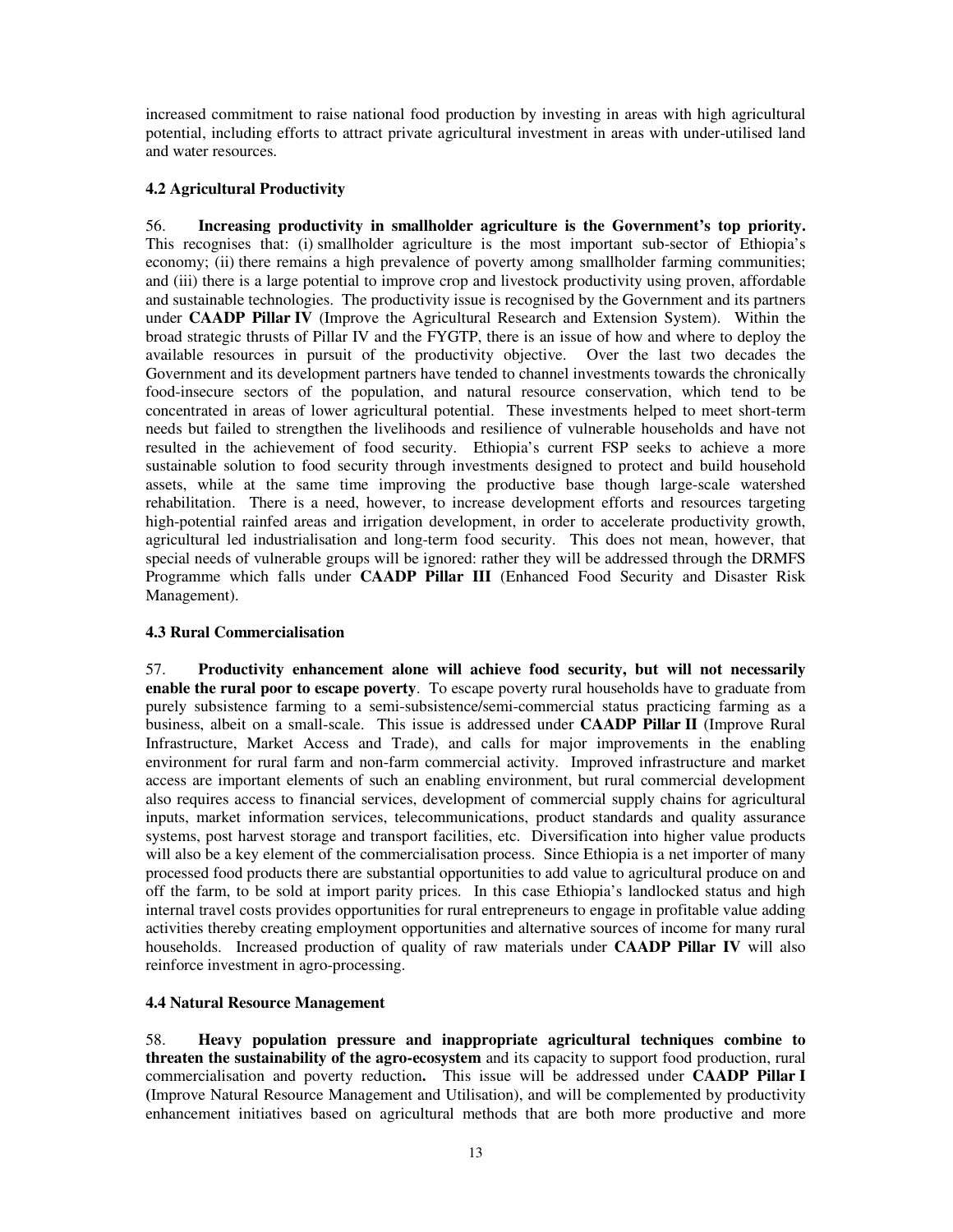increased commitment to raise national food production by investing in areas with high agricultural potential, including efforts to attract private agricultural investment in areas with under-utilised land and water resources.

### 4.2 Agricultural Productivity

56. **Increasing productivity in smallholder agriculture is the Government's top priority.** This recognises that: (i) smallholder agriculture is the most important sub-sector of Ethiopia's economy; (ii) there remains a high prevalence of poverty among smallholder farming communities; and (iii) there is a large potential to improve crop and livestock productivity using proven, affordable and sustainable technologies. The productivity issue is recognised by the Government and its partners under **CAADP Pillar IV** (Improve the Agricultural Research and Extension System). Within the broad strategic thrusts of Pillar IV and the FYGTP, there is an issue of how and where to deploy the available resources in pursuit of the productivity objective. Over the last two decades the Government and its development partners have tended to channel investments towards the chronically food-insecure sectors of the population, and natural resource conservation, which tend to be concentrated in areas of lower agricultural potential. These investments helped to meet short-term needs but failed to strengthen the livelihoods and resilience of vulnerable households and have not resulted in the achievement of food security. Ethiopia's current FSP seeks to achieve a more sustainable solution to food security through investments designed to protect and build household assets, while at the same time improving the productive base though large-scale watershed rehabilitation. There is a need, however, to increase development efforts and resources targeting high-potential rainfed areas and irrigation development, in order to accelerate productivity growth, agricultural led industrialisation and long-term food security. This does not mean, however, that special needs of vulnerable groups will be ignored: rather they will be addressed through the DRMFS Programme which falls under **CAADP Pillar III** (Enhanced Food Security and Disaster Risk Management).

### 4.3 Rural Commercialisation

57. **Productivity enhancement alone will achieve food security, but will not necessarily enable the rural poor to escape poverty**. To escape poverty rural households have to graduate from purely subsistence farming to a semi-subsistence/semi-commercial status practicing farming as a business, albeit on a small-scale. This issue is addressed under **CAADP Pillar II** (Improve Rural Infrastructure, Market Access and Trade), and calls for major improvements in the enabling environment for rural farm and non-farm commercial activity. Improved infrastructure and market access are important elements of such an enabling environment, but rural commercial development also requires access to financial services, development of commercial supply chains for agricultural inputs, market information services, telecommunications, product standards and quality assurance systems, post harvest storage and transport facilities, etc. Diversification into higher value products will also be a key element of the commercialisation process. Since Ethiopia is a net importer of many processed food products there are substantial opportunities to add value to agricultural produce on and off the farm, to be sold at import parity prices. In this case Ethiopia's landlocked status and high internal travel costs provides opportunities for rural entrepreneurs to engage in profitable value adding activities thereby creating employment opportunities and alternative sources of income for many rural households. Increased production of quality of raw materials under **CAADP Pillar IV** will also reinforce investment in agro-processing.

### 4.4 Natural Resource Management

58. **Heavy population pressure and inappropriate agricultural techniques combine to threaten the sustainability of the agro-ecosystem** and its capacity to support food production, rural commercialisation and poverty reduction**.** This issue will be addressed under **CAADP Pillar I** (Improve Natural Resource Management and Utilisation), and will be complemented by productivity enhancement initiatives based on agricultural methods that are both more productive and more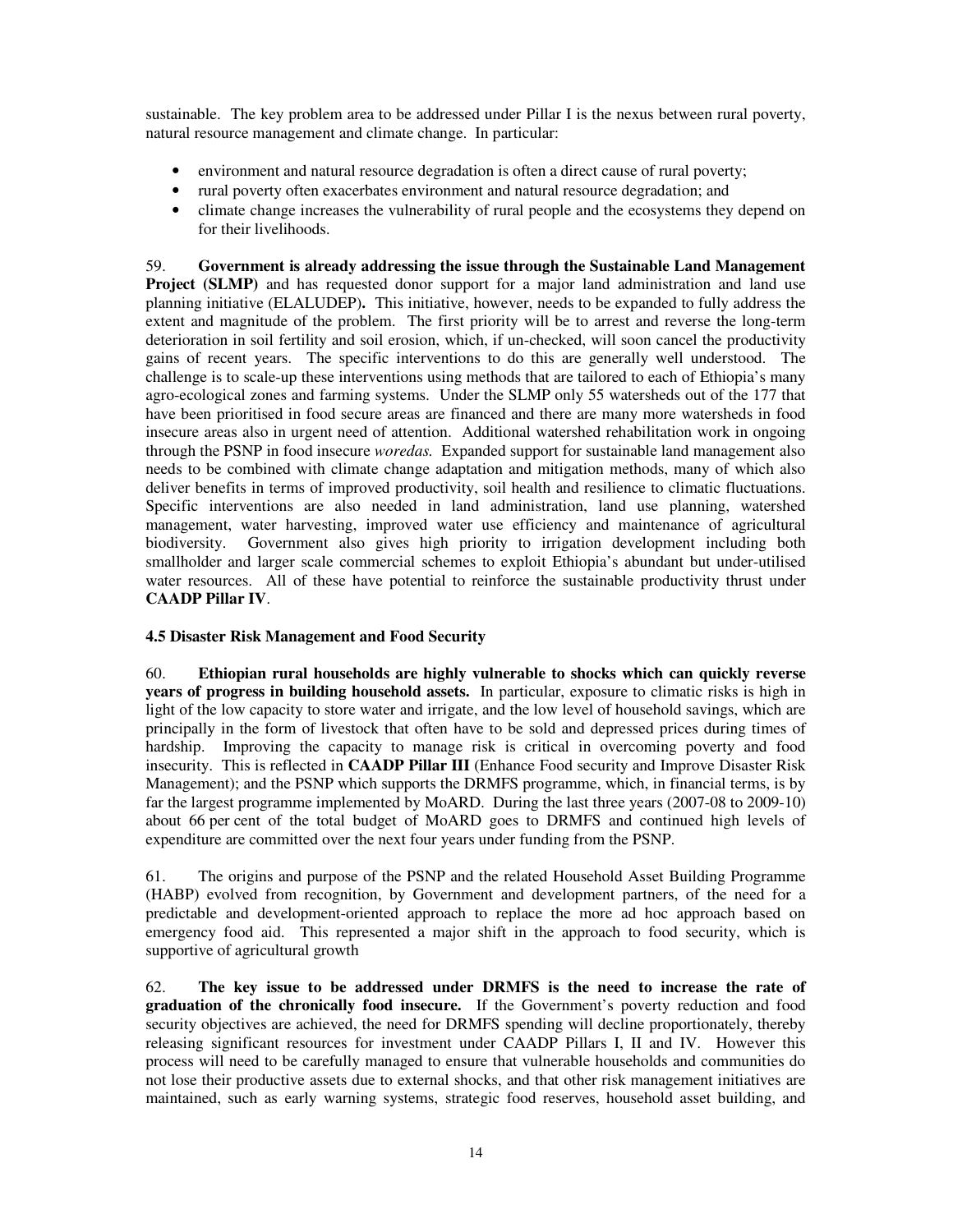sustainable. The key problem area to be addressed under Pillar I is the nexus between rural poverty, natural resource management and climate change. In particular:

- environment and natural resource degradation is often a direct cause of rural poverty;
- rural poverty often exacerbates environment and natural resource degradation; and
- climate change increases the vulnerability of rural people and the ecosystems they depend on for their livelihoods.

59. **Government is already addressing the issue through the Sustainable Land Management Project (SLMP)** and has requested donor support for a major land administration and land use planning initiative (ELALUDEP)**.** This initiative, however, needs to be expanded to fully address the extent and magnitude of the problem. The first priority will be to arrest and reverse the long-term deterioration in soil fertility and soil erosion, which, if un-checked, will soon cancel the productivity gains of recent years. The specific interventions to do this are generally well understood. The challenge is to scale-up these interventions using methods that are tailored to each of Ethiopia's many agro-ecological zones and farming systems. Under the SLMP only 55 watersheds out of the 177 that have been prioritised in food secure areas are financed and there are many more watersheds in food insecure areas also in urgent need of attention. Additional watershed rehabilitation work in ongoing through the PSNP in food insecure *woredas.* Expanded support for sustainable land management also needs to be combined with climate change adaptation and mitigation methods, many of which also deliver benefits in terms of improved productivity, soil health and resilience to climatic fluctuations. Specific interventions are also needed in land administration, land use planning, watershed management, water harvesting, improved water use efficiency and maintenance of agricultural biodiversity. Government also gives high priority to irrigation development including both smallholder and larger scale commercial schemes to exploit Ethiopia's abundant but under-utilised water resources. All of these have potential to reinforce the sustainable productivity thrust under **CAADP Pillar IV**.

### 4.5 Disaster Risk Management and Food Security

60. **Ethiopian rural households are highly vulnerable to shocks which can quickly reverse years of progress in building household assets.** In particular, exposure to climatic risks is high in light of the low capacity to store water and irrigate, and the low level of household savings, which are principally in the form of livestock that often have to be sold and depressed prices during times of hardship. Improving the capacity to manage risk is critical in overcoming poverty and food insecurity. This is reflected in **CAADP Pillar III** (Enhance Food security and Improve Disaster Risk Management); and the PSNP which supports the DRMFS programme, which, in financial terms, is by far the largest programme implemented by MoARD. During the last three years (2007-08 to 2009-10) about 66 per cent of the total budget of MoARD goes to DRMFS and continued high levels of expenditure are committed over the next four years under funding from the PSNP.

61. The origins and purpose of the PSNP and the related Household Asset Building Programme (HABP) evolved from recognition, by Government and development partners, of the need for a predictable and development-oriented approach to replace the more ad hoc approach based on emergency food aid. This represented a major shift in the approach to food security, which is supportive of agricultural growth

62. **The key issue to be addressed under DRMFS is the need to increase the rate of graduation of the chronically food insecure.** If the Government's poverty reduction and food security objectives are achieved, the need for DRMFS spending will decline proportionately, thereby releasing significant resources for investment under CAADP Pillars I, II and IV. However this process will need to be carefully managed to ensure that vulnerable households and communities do not lose their productive assets due to external shocks, and that other risk management initiatives are maintained, such as early warning systems, strategic food reserves, household asset building, and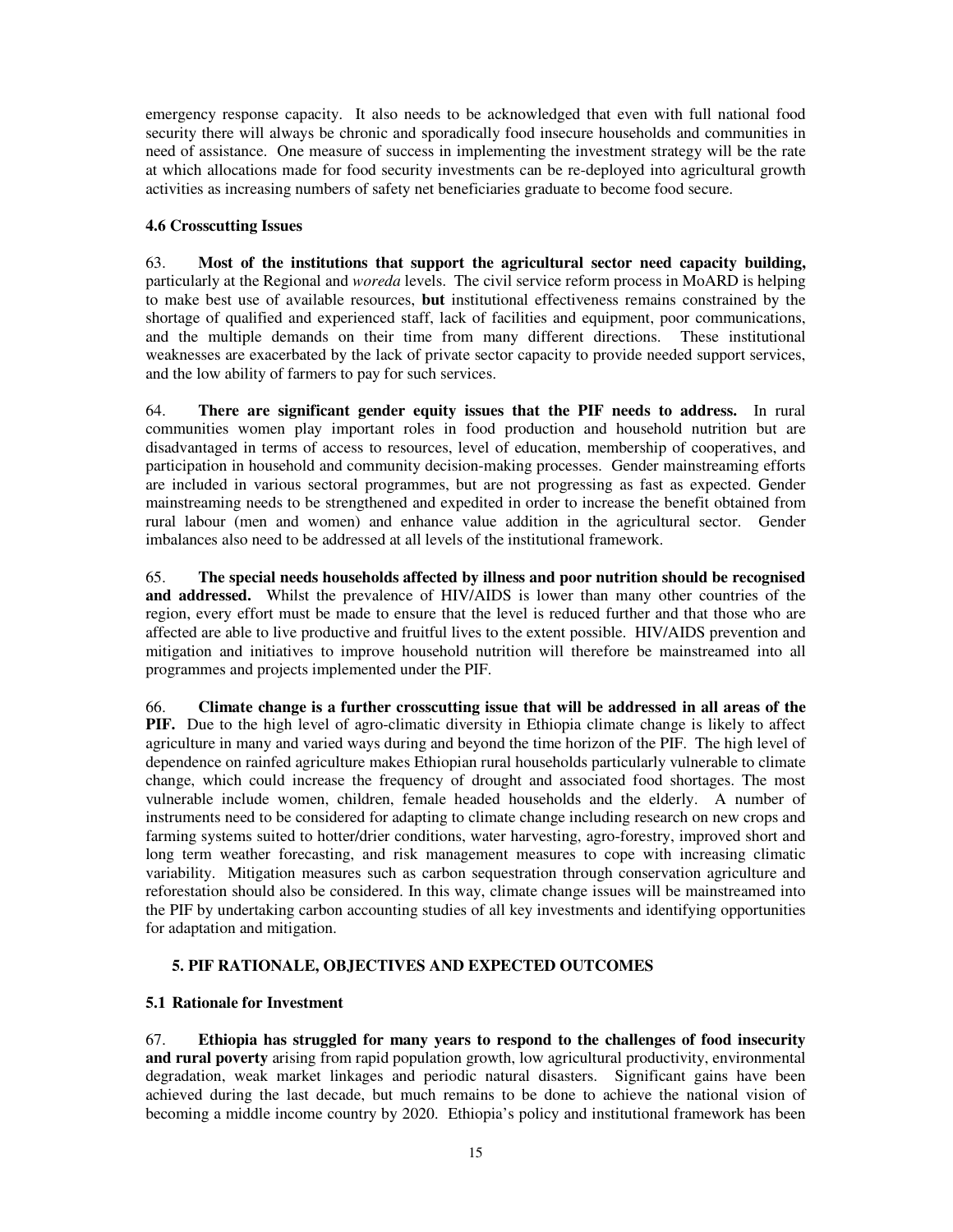emergency response capacity. It also needs to be acknowledged that even with full national food security there will always be chronic and sporadically food insecure households and communities in need of assistance. One measure of success in implementing the investment strategy will be the rate at which allocations made for food security investments can be re-deployed into agricultural growth activities as increasing numbers of safety net beneficiaries graduate to become food secure.

**4.6 Crosscutting Issues**

63. **Most of the institutions that support the agricultural sector need capacity building,** particularly at the Regional and *woreda* levels. The civil service reform process in MoARD is helping to make best use of available resources, **but** institutional effectiveness remains constrained by the shortage of qualified and experienced staff, lack of facilities and equipment, poor communications, and the multiple demands on their time from many different directions. These institutional weaknesses are exacerbated by the lack of private sector capacity to provide needed support services, and the low ability of farmers to pay for such services.

64. **There are significant gender equity issues that the PIF needs to address.** In rural communities women play important roles in food production and household nutrition but are disadvantaged in terms of access to resources, level of education, membership of cooperatives, and participation in household and community decision-making processes. Gender mainstreaming efforts are included in various sectoral programmes, but are not progressing as fast as expected. Gender mainstreaming needs to be strengthened and expedited in order to increase the benefit obtained from rural labour (men and women) and enhance value addition in the agricultural sector. Gender imbalances also need to be addressed at all levels of the institutional framework.

65. **The special needs households affected by illness and poor nutrition should be recognised and addressed.** Whilst the prevalence of HIV/AIDS is lower than many other countries of the region, every effort must be made to ensure that the level is reduced further and that those who are affected are able to live productive and fruitful lives to the extent possible. HIV/AIDS prevention and mitigation and initiatives to improve household nutrition will therefore be mainstreamed into all programmes and projects implemented under the PIF.

66. **Climate change is a further crosscutting issue that will be addressed in all areas of the PIF.** Due to the high level of agro-climatic diversity in Ethiopia climate change is likely to affect agriculture in many and varied ways during and beyond the time horizon of the PIF. The high level of dependence on rainfed agriculture makes Ethiopian rural households particularly vulnerable to climate change, which could increase the frequency of drought and associated food shortages. The most vulnerable include women, children, female headed households and the elderly. A number of instruments need to be considered for adapting to climate change including research on new crops and farming systems suited to hotter/drier conditions, water harvesting, agro-forestry, improved short and long term weather forecasting, and risk management measures to cope with increasing climatic variability. Mitigation measures such as carbon sequestration through conservation agriculture and reforestation should also be considered. In this way, climate change issues will be mainstreamed into the PIF by undertaking carbon accounting studies of all key investments and identifying opportunities for adaptation and mitigation.

## 5. PIF RATIONALE, OBJECTIVES AND EXPECTED OUTCOMES

**5.1 Rationale for Investment**

67. **Ethiopia has struggled for many years to respond to the challenges of food insecurity and rural poverty** arising from rapid population growth, low agricultural productivity, environmental degradation, weak market linkages and periodic natural disasters. Significant gains have been achieved during the last decade, but much remains to be done to achieve the national vision of becoming a middle income country by 2020. Ethiopia's policy and institutional framework has been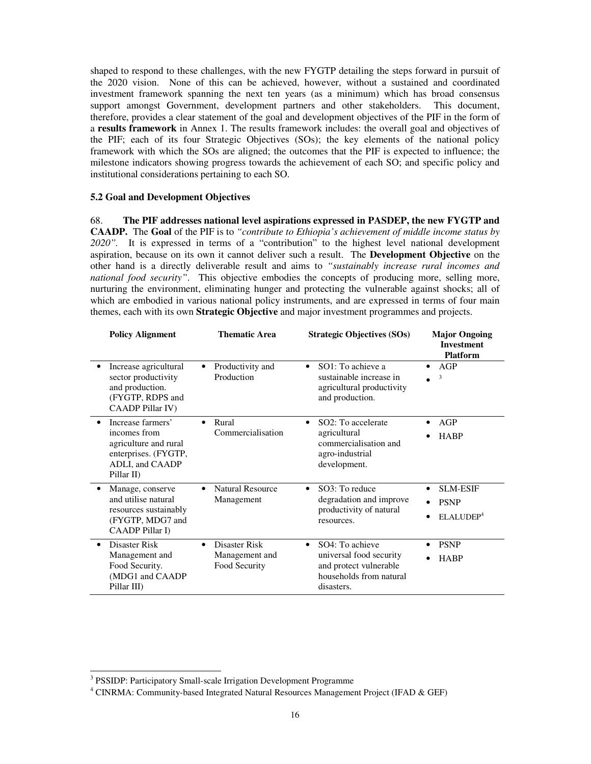shaped to respond to these challenges, with the new FYGTP detailing the steps forward in pursuit of the 2020 vision. None of this can be achieved, however, without a sustained and coordinated investment framework spanning the next ten years (as a minimum) which has broad consensus support amongst Government, development partners and other stakeholders. This document, therefore, provides a clear statement of the goal and development objectives of the PIF in the form of a **results framework** in Annex 1. The results framework includes: the overall goal and objectives of the PIF; each of its four Strategic Objectives (SOs); the key elements of the national policy framework with which the SOs are aligned; the outcomes that the PIF is expected to influence; the milestone indicators showing progress towards the achievement of each SO; and specific policy and institutional considerations pertaining to each SO.

### 5.2 Goal and Development Objectives

68. **The PIF addresses national level aspirations expressed in PASDEP, the new FYGTP and CAADP.** The **Goal** of the PIF is to *"contribute to Ethiopia's achievement of middle income status by 2020"*. It is expressed in terms of a "contribution" to the highest level national development aspiration, because on its own it cannot deliver such a result. The **Development Objective** on the other hand is a directly deliverable result and aims to *"sustainably increase rural incomes and national food security"*. This objective embodies the concepts of producing more, selling more, nurturing the environment, eliminating hunger and protecting the vulnerable against shocks; all of which are embodied in various national policy instruments, and are expressed in terms of four main themes, each with its own **Strategic Objective** and major investment programmes and projects.

| Policy Alignment | Thematic Area | Strategic Objectives (SOs) | Major Ongoing Investment Platform |
|---|---|---|---|
| • Increase agricultural sector productivity and production. (FYGTP, RDPS and CAADP Pillar IV) | • Productivity and Production | • SO1: To achieve a sustainable increase in agricultural productivity and production. | • AGP<br>• [3] |
| • Increase farmers' incomes from agriculture and rural enterprises. (FYGTP, ADLI, and CAADP Pillar II) | • Rural Commercialisation | • SO2: To accelerate agricultural commercialisation and agro-industrial development. | • AGP<br>• HABP |
| • Manage, conserve and utilise natural resources sustainably (FYGTP, MDG7 and CAADP Pillar I) | • Natural Resource Management | • SO3: To reduce degradation and improve productivity of natural resources. | • SLM-ESIF<br>• PSNP<br>• ELALUDEP[4] |
| • Disaster Risk Management and Food Security. (MDG1 and CAADP Pillar III) | • Disaster Risk Management and Food Security | • SO4: To achieve universal food security and protect vulnerable households from natural disasters. | • PSNP<br>• HABP |

[3] PSSIDP: Participatory Small-scale Irrigation Development Programme

[4] CINRMA: Community-based Integrated Natural Resources Management Project (IFAD & GEF)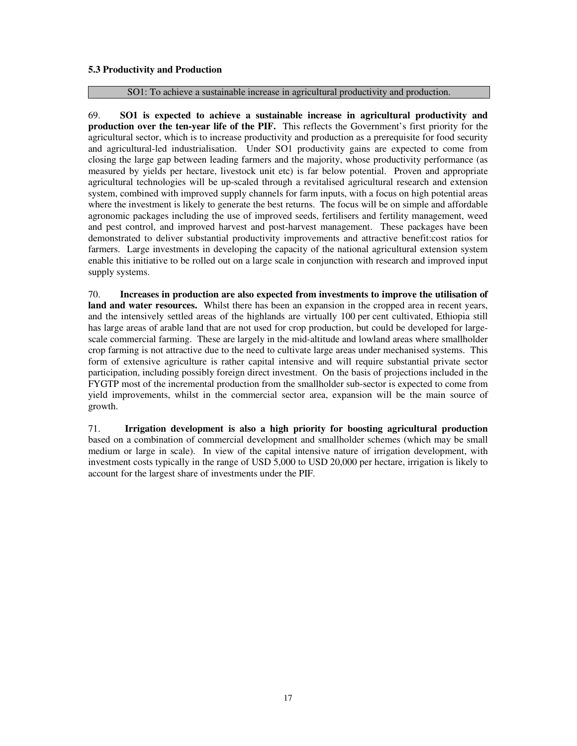### 5.3 Productivity and Production

SO1: To achieve a sustainable increase in agricultural productivity and production.

69. **SO1 is expected to achieve a sustainable increase in agricultural productivity and production over the ten-year life of the PIF.** This reflects the Government's first priority for the agricultural sector, which is to increase productivity and production as a prerequisite for food security and agricultural-led industrialisation. Under SO1 productivity gains are expected to come from closing the large gap between leading farmers and the majority, whose productivity performance (as measured by yields per hectare, livestock unit etc) is far below potential. Proven and appropriate agricultural technologies will be up-scaled through a revitalised agricultural research and extension system, combined with improved supply channels for farm inputs, with a focus on high potential areas where the investment is likely to generate the best returns. The focus will be on simple and affordable agronomic packages including the use of improved seeds, fertilisers and fertility management, weed and pest control, and improved harvest and post-harvest management. These packages have been demonstrated to deliver substantial productivity improvements and attractive benefit:cost ratios for farmers. Large investments in developing the capacity of the national agricultural extension system enable this initiative to be rolled out on a large scale in conjunction with research and improved input supply systems.

70. **Increases in production are also expected from investments to improve the utilisation of land and water resources.** Whilst there has been an expansion in the cropped area in recent years, and the intensively settled areas of the highlands are virtually 100 per cent cultivated, Ethiopia still has large areas of arable land that are not used for crop production, but could be developed for large-scale commercial farming. These are largely in the mid-altitude and lowland areas where smallholder crop farming is not attractive due to the need to cultivate large areas under mechanised systems. This form of extensive agriculture is rather capital intensive and will require substantial private sector participation, including possibly foreign direct investment. On the basis of projections included in the FYGTP most of the incremental production from the smallholder sub-sector is expected to come from yield improvements, whilst in the commercial sector area, expansion will be the main source of growth.

71. **Irrigation development is also a high priority for boosting agricultural production** based on a combination of commercial development and smallholder schemes (which may be small medium or large in scale). In view of the capital intensive nature of irrigation development, with investment costs typically in the range of USD 5,000 to USD 20,000 per hectare, irrigation is likely to account for the largest share of investments under the PIF.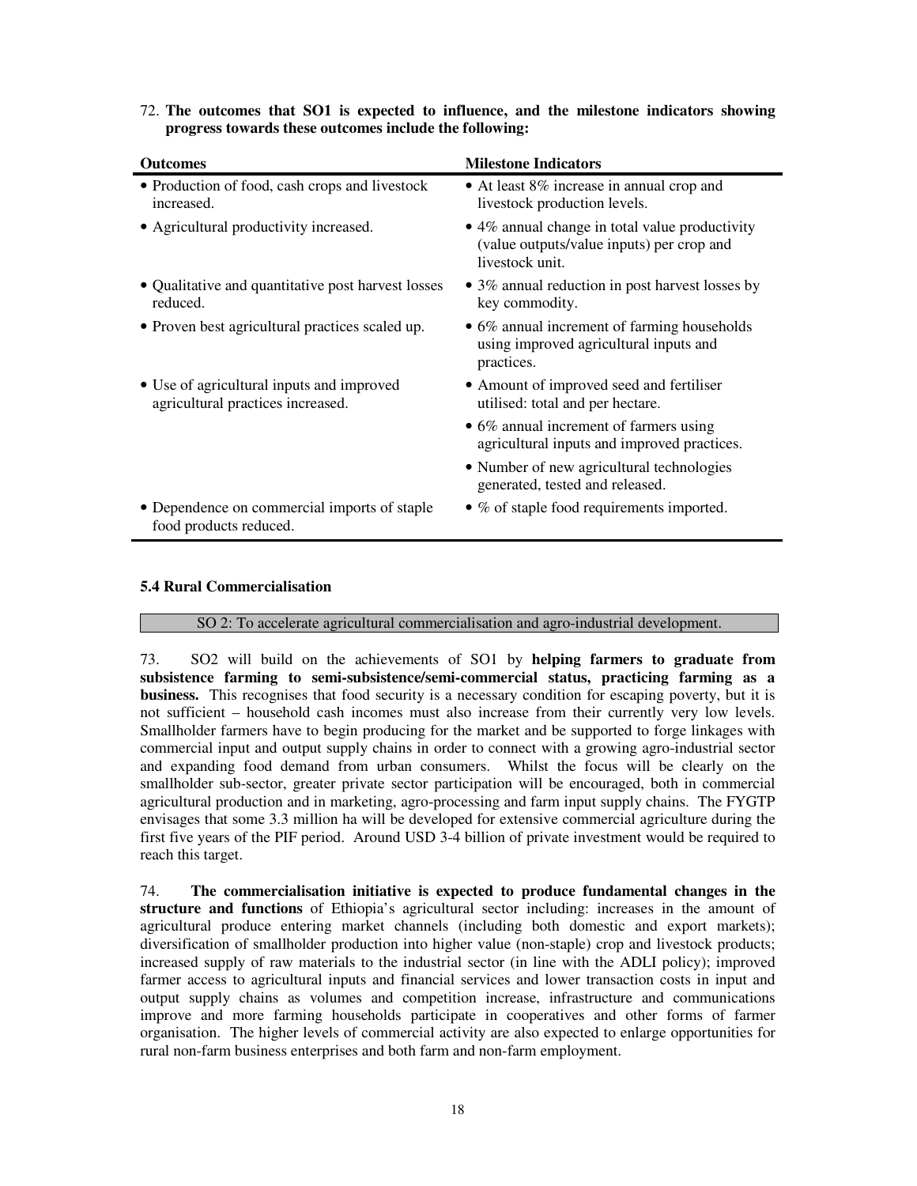72. **The outcomes that SO1 is expected to influence, and the milestone indicators showing progress towards these outcomes include the following:**

| Outcomes | Milestone Indicators |
|---|---|
| • Production of food, cash crops and livestock increased. | • At least 8% increase in annual crop and livestock production levels. |
| • Agricultural productivity increased. | • 4% annual change in total value productivity (value outputs/value inputs) per crop and livestock unit. |
| • Qualitative and quantitative post harvest losses reduced. | • 3% annual reduction in post harvest losses by key commodity. |
| • Proven best agricultural practices scaled up. | • 6% annual increment of farming households using improved agricultural inputs and practices. |
| • Use of agricultural inputs and improved agricultural practices increased. | • Amount of improved seed and fertiliser utilised: total and per hectare. |
| | • 6% annual increment of farmers using agricultural inputs and improved practices. |
| | • Number of new agricultural technologies generated, tested and released. |
| • Dependence on commercial imports of staple food products reduced. | • % of staple food requirements imported. |

### 5.4 Rural Commercialisation

SO 2: To accelerate agricultural commercialisation and agro-industrial development.

73. SO2 will build on the achievements of SO1 by **helping farmers to graduate from subsistence farming to semi-subsistence/semi-commercial status, practicing farming as a business.** This recognises that food security is a necessary condition for escaping poverty, but it is not sufficient – household cash incomes must also increase from their currently very low levels. Smallholder farmers have to begin producing for the market and be supported to forge linkages with commercial input and output supply chains in order to connect with a growing agro-industrial sector and expanding food demand from urban consumers. Whilst the focus will be clearly on the smallholder sub-sector, greater private sector participation will be encouraged, both in commercial agricultural production and in marketing, agro-processing and farm input supply chains. The FYGTP envisages that some 3.3 million ha will be developed for extensive commercial agriculture during the first five years of the PIF period. Around USD 3-4 billion of private investment would be required to reach this target.

74. **The commercialisation initiative is expected to produce fundamental changes in the structure and functions** of Ethiopia's agricultural sector including: increases in the amount of agricultural produce entering market channels (including both domestic and export markets); diversification of smallholder production into higher value (non-staple) crop and livestock products; increased supply of raw materials to the industrial sector (in line with the ADLI policy); improved farmer access to agricultural inputs and financial services and lower transaction costs in input and output supply chains as volumes and competition increase, infrastructure and communications improve and more farming households participate in cooperatives and other forms of farmer organisation. The higher levels of commercial activity are also expected to enlarge opportunities for rural non-farm business enterprises and both farm and non-farm employment.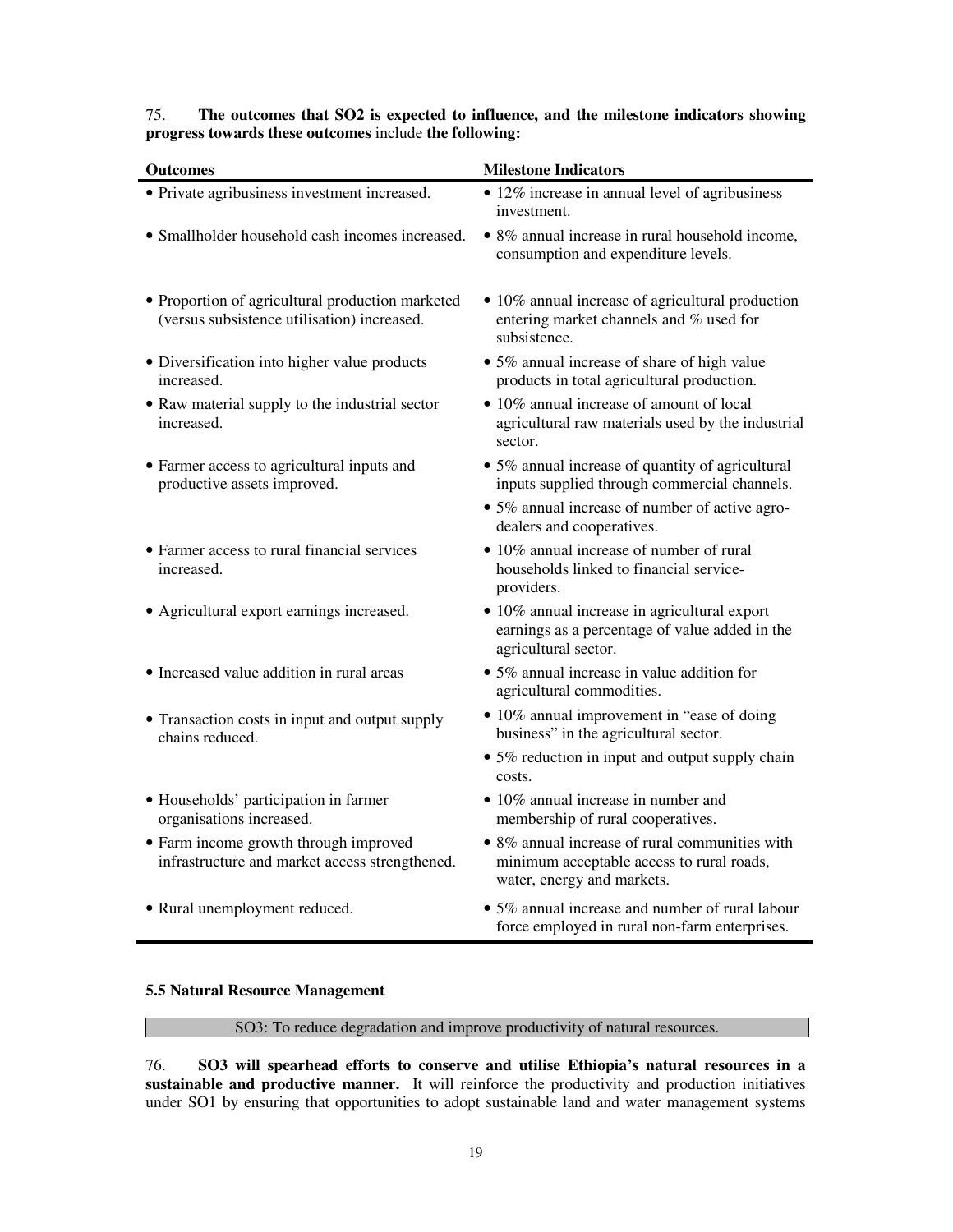75. **The outcomes that SO2 is expected to influence, and the milestone indicators showing progress towards these outcomes** include **the following:**

| Outcomes | Milestone Indicators |
|---|---|
| • Private agribusiness investment increased. | • 12% increase in annual level of agribusiness investment. |
| • Smallholder household cash incomes increased. | • 8% annual increase in rural household income, consumption and expenditure levels. |
| • Proportion of agricultural production marketed (versus subsistence utilisation) increased. | • 10% annual increase of agricultural production entering market channels and % used for subsistence. |
| • Diversification into higher value products increased. | • 5% annual increase of share of high value products in total agricultural production. |
| • Raw material supply to the industrial sector increased. | • 10% annual increase of amount of local agricultural raw materials used by the industrial sector. |
| • Farmer access to agricultural inputs and productive assets improved. | • 5% annual increase of quantity of agricultural inputs supplied through commercial channels. |
| | • 5% annual increase of number of active agro-dealers and cooperatives. |
| • Farmer access to rural financial services increased. | • 10% annual increase of number of rural households linked to financial service-providers. |
| • Agricultural export earnings increased. | • 10% annual increase in agricultural export earnings as a percentage of value added in the agricultural sector. |
| • Increased value addition in rural areas | • 5% annual increase in value addition for agricultural commodities. |
| • Transaction costs in input and output supply chains reduced. | • 10% annual improvement in "ease of doing business" in the agricultural sector. |
| | • 5% reduction in input and output supply chain costs. |
| • Households' participation in farmer organisations increased. | • 10% annual increase in number and membership of rural cooperatives. |
| • Farm income growth through improved infrastructure and market access strengthened. | • 8% annual increase of rural communities with minimum acceptable access to rural roads, water, energy and markets. |
| • Rural unemployment reduced. | • 5% annual increase and number of rural labour force employed in rural non-farm enterprises. |

### 5.5 Natural Resource Management

SO3: To reduce degradation and improve productivity of natural resources.

76. **SO3 will spearhead efforts to conserve and utilise Ethiopia's natural resources in a sustainable and productive manner.** It will reinforce the productivity and production initiatives under SO1 by ensuring that opportunities to adopt sustainable land and water management systems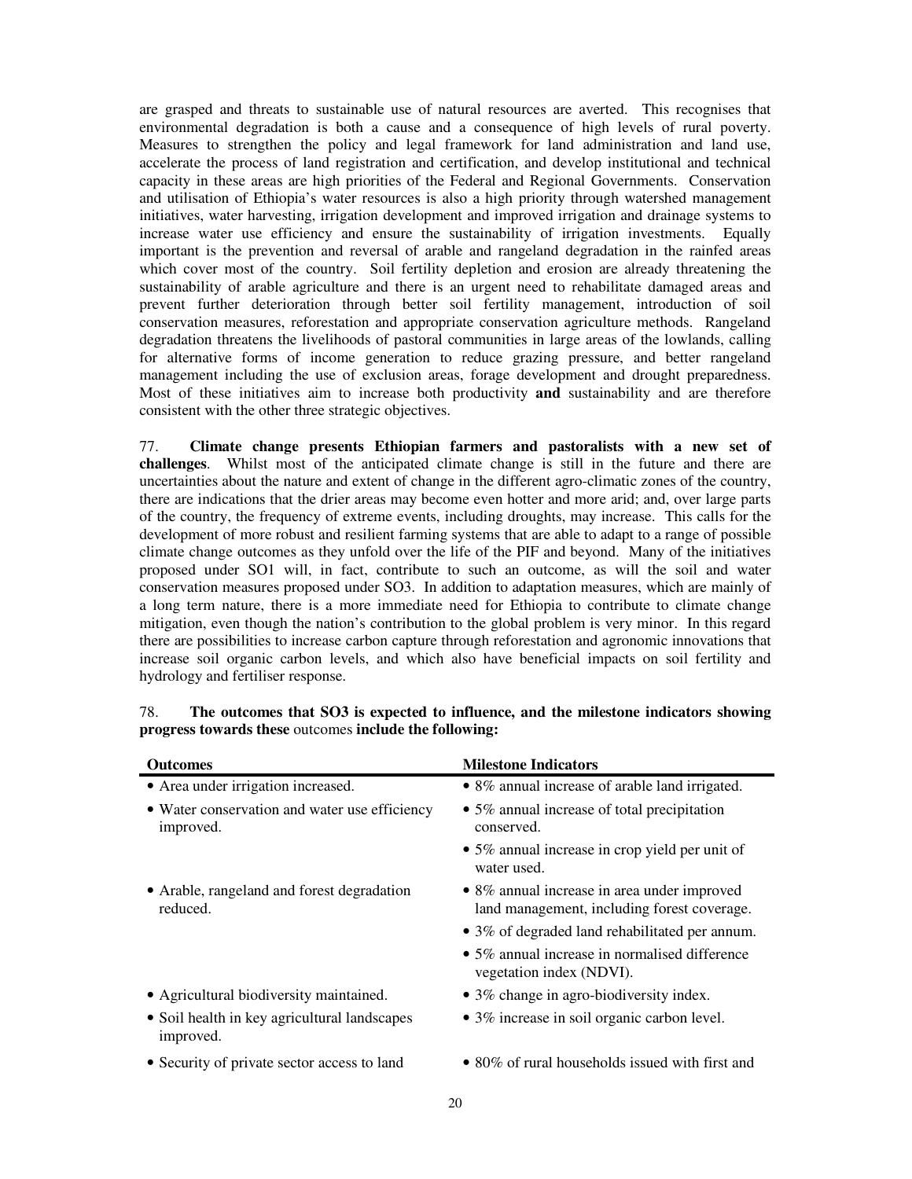are grasped and threats to sustainable use of natural resources are averted. This recognises that environmental degradation is both a cause and a consequence of high levels of rural poverty. Measures to strengthen the policy and legal framework for land administration and land use, accelerate the process of land registration and certification, and develop institutional and technical capacity in these areas are high priorities of the Federal and Regional Governments. Conservation and utilisation of Ethiopia's water resources is also a high priority through watershed management initiatives, water harvesting, irrigation development and improved irrigation and drainage systems to increase water use efficiency and ensure the sustainability of irrigation investments. Equally important is the prevention and reversal of arable and rangeland degradation in the rainfed areas which cover most of the country. Soil fertility depletion and erosion are already threatening the sustainability of arable agriculture and there is an urgent need to rehabilitate damaged areas and prevent further deterioration through better soil fertility management, introduction of soil conservation measures, reforestation and appropriate conservation agriculture methods. Rangeland degradation threatens the livelihoods of pastoral communities in large areas of the lowlands, calling for alternative forms of income generation to reduce grazing pressure, and better rangeland management including the use of exclusion areas, forage development and drought preparedness. Most of these initiatives aim to increase both productivity **and** sustainability and are therefore consistent with the other three strategic objectives.

77. **Climate change presents Ethiopian farmers and pastoralists with a new set of challenges**. Whilst most of the anticipated climate change is still in the future and there are uncertainties about the nature and extent of change in the different agro-climatic zones of the country, there are indications that the drier areas may become even hotter and more arid; and, over large parts of the country, the frequency of extreme events, including droughts, may increase. This calls for the development of more robust and resilient farming systems that are able to adapt to a range of possible climate change outcomes as they unfold over the life of the PIF and beyond. Many of the initiatives proposed under SO1 will, in fact, contribute to such an outcome, as will the soil and water conservation measures proposed under SO3. In addition to adaptation measures, which are mainly of a long term nature, there is a more immediate need for Ethiopia to contribute to climate change mitigation, even though the nation's contribution to the global problem is very minor. In this regard there are possibilities to increase carbon capture through reforestation and agronomic innovations that increase soil organic carbon levels, and which also have beneficial impacts on soil fertility and hydrology and fertiliser response.

78. **The outcomes that SO3 is expected to influence, and the milestone indicators showing progress towards these** outcomes **include the following:**

| Outcomes | Milestone Indicators |
|---|---|
| • Area under irrigation increased. | • 8% annual increase of arable land irrigated. |
| • Water conservation and water use efficiency improved. | • 5% annual increase of total precipitation conserved. |
| | • 5% annual increase in crop yield per unit of water used. |
| • Arable, rangeland and forest degradation reduced. | • 8% annual increase in area under improved land management, including forest coverage. |
| | • 3% of degraded land rehabilitated per annum. |
| | • 5% annual increase in normalised difference vegetation index (NDVI). |
| • Agricultural biodiversity maintained. | • 3% change in agro-biodiversity index. |
| • Soil health in key agricultural landscapes improved. | • 3% increase in soil organic carbon level. |
| • Security of private sector access to land | • 80% of rural households issued with first and |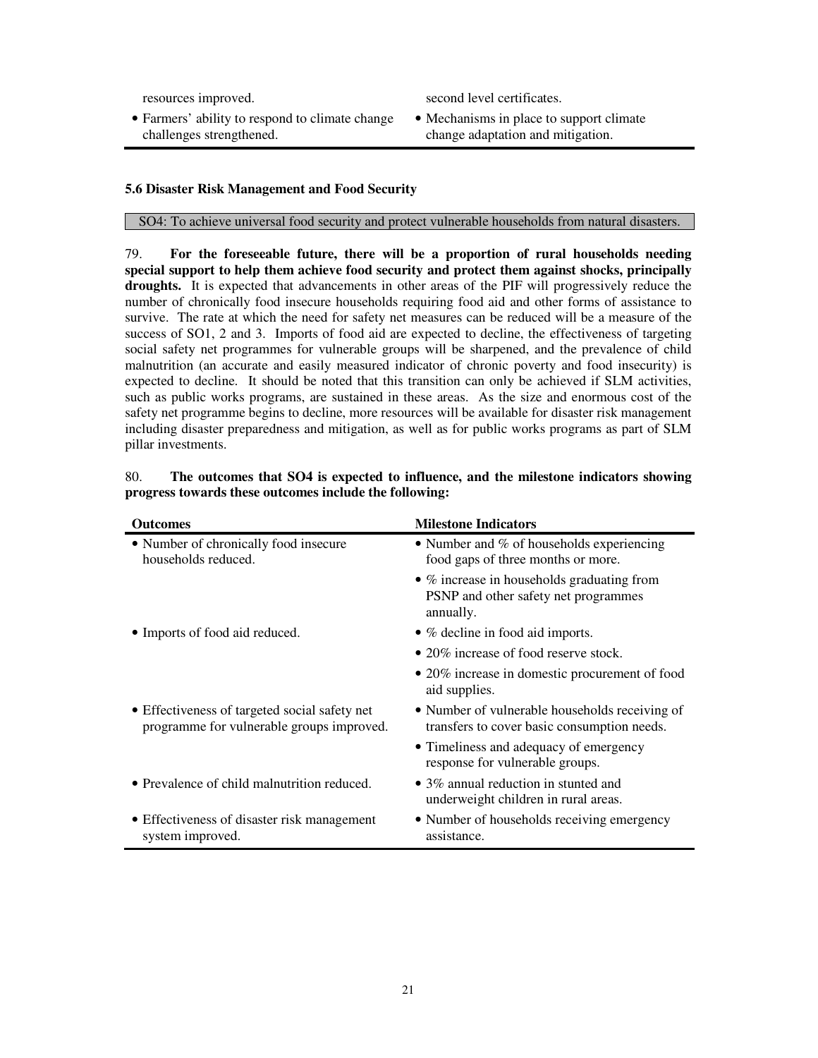| | |
|---|---|
| resources improved. | second level certificates. |
| • Farmers' ability to respond to climate change challenges strengthened. | • Mechanisms in place to support climate change adaptation and mitigation. |

### 5.6 Disaster Risk Management and Food Security

SO4: To achieve universal food security and protect vulnerable households from natural disasters.

79. **For the foreseeable future, there will be a proportion of rural households needing special support to help them achieve food security and protect them against shocks, principally droughts.** It is expected that advancements in other areas of the PIF will progressively reduce the number of chronically food insecure households requiring food aid and other forms of assistance to survive. The rate at which the need for safety net measures can be reduced will be a measure of the success of SO1, 2 and 3. Imports of food aid are expected to decline, the effectiveness of targeting social safety net programmes for vulnerable groups will be sharpened, and the prevalence of child malnutrition (an accurate and easily measured indicator of chronic poverty and food insecurity) is expected to decline. It should be noted that this transition can only be achieved if SLM activities, such as public works programs, are sustained in these areas. As the size and enormous cost of the safety net programme begins to decline, more resources will be available for disaster risk management including disaster preparedness and mitigation, as well as for public works programs as part of SLM pillar investments.

80. **The outcomes that SO4 is expected to influence, and the milestone indicators showing progress towards these outcomes include the following:**

| Outcomes | Milestone Indicators |
|---|---|
| • Number of chronically food insecure households reduced. | • Number and % of households experiencing food gaps of three months or more. |
| | • % increase in households graduating from PSNP and other safety net programmes annually. |
| • Imports of food aid reduced. | • % decline in food aid imports. |
| | • 20% increase of food reserve stock. |
| | • 20% increase in domestic procurement of food aid supplies. |
| • Effectiveness of targeted social safety net programme for vulnerable groups improved. | • Number of vulnerable households receiving of transfers to cover basic consumption needs. |
| | • Timeliness and adequacy of emergency response for vulnerable groups. |
| • Prevalence of child malnutrition reduced. | • 3% annual reduction in stunted and underweight children in rural areas. |
| • Effectiveness of disaster risk management system improved. | • Number of households receiving emergency assistance. |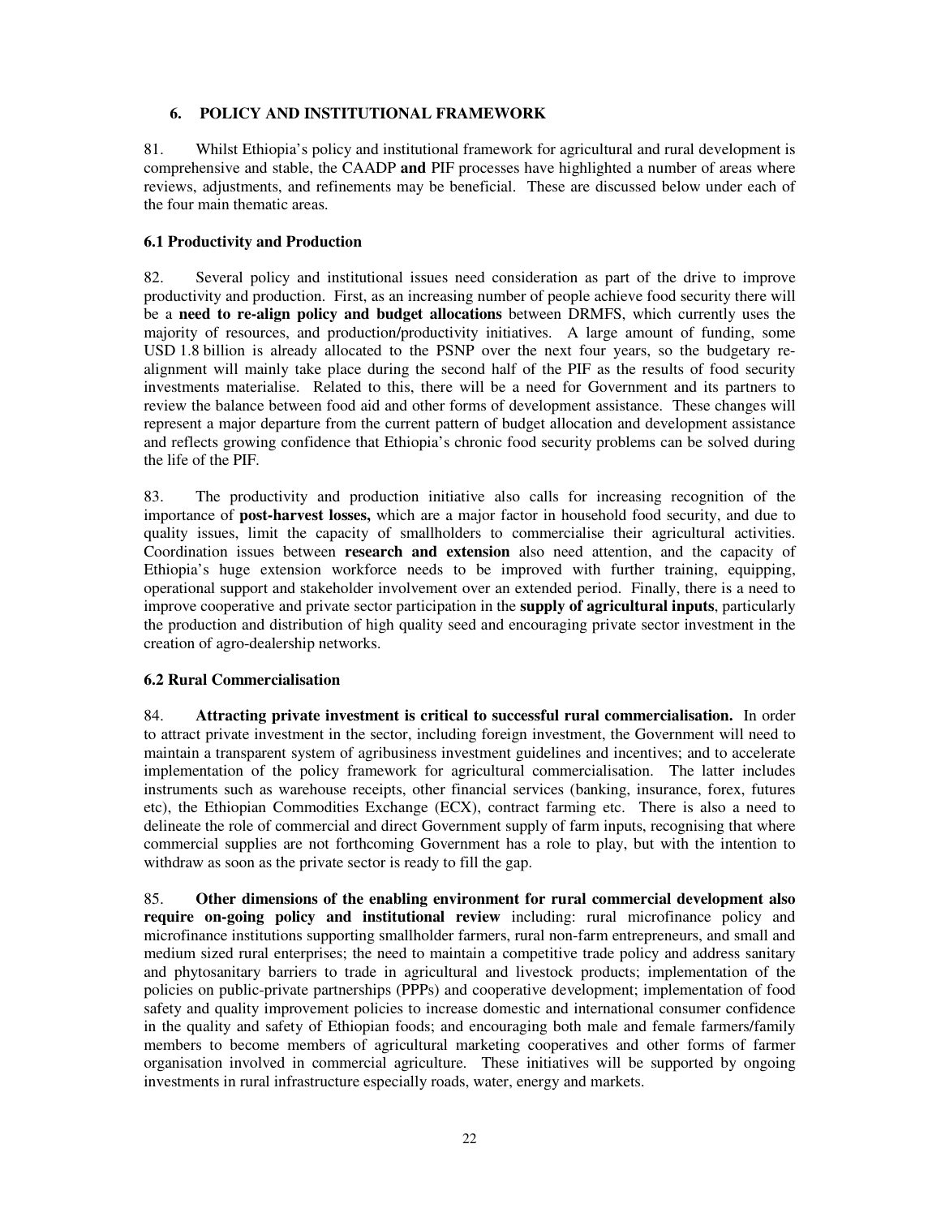## 6. POLICY AND INSTITUTIONAL FRAMEWORK

81. Whilst Ethiopia's policy and institutional framework for agricultural and rural development is comprehensive and stable, the CAADP **and** PIF processes have highlighted a number of areas where reviews, adjustments, and refinements may be beneficial. These are discussed below under each of the four main thematic areas.

### 6.1 Productivity and Production

82. Several policy and institutional issues need consideration as part of the drive to improve productivity and production. First, as an increasing number of people achieve food security there will be a **need to re-align policy and budget allocations** between DRMFS, which currently uses the majority of resources, and production/productivity initiatives. A large amount of funding, some USD 1.8 billion is already allocated to the PSNP over the next four years, so the budgetary re-alignment will mainly take place during the second half of the PIF as the results of food security investments materialise. Related to this, there will be a need for Government and its partners to review the balance between food aid and other forms of development assistance. These changes will represent a major departure from the current pattern of budget allocation and development assistance and reflects growing confidence that Ethiopia's chronic food security problems can be solved during the life of the PIF.

83. The productivity and production initiative also calls for increasing recognition of the importance of **post-harvest losses,** which are a major factor in household food security, and due to quality issues, limit the capacity of smallholders to commercialise their agricultural activities. Coordination issues between **research and extension** also need attention, and the capacity of Ethiopia's huge extension workforce needs to be improved with further training, equipping, operational support and stakeholder involvement over an extended period. Finally, there is a need to improve cooperative and private sector participation in the **supply of agricultural inputs**, particularly the production and distribution of high quality seed and encouraging private sector investment in the creation of agro-dealership networks.

### 6.2 Rural Commercialisation

84. **Attracting private investment is critical to successful rural commercialisation.** In order to attract private investment in the sector, including foreign investment, the Government will need to maintain a transparent system of agribusiness investment guidelines and incentives; and to accelerate implementation of the policy framework for agricultural commercialisation. The latter includes instruments such as warehouse receipts, other financial services (banking, insurance, forex, futures etc), the Ethiopian Commodities Exchange (ECX), contract farming etc. There is also a need to delineate the role of commercial and direct Government supply of farm inputs, recognising that where commercial supplies are not forthcoming Government has a role to play, but with the intention to withdraw as soon as the private sector is ready to fill the gap.

85. **Other dimensions of the enabling environment for rural commercial development also require on-going policy and institutional review** including: rural microfinance policy and microfinance institutions supporting smallholder farmers, rural non-farm entrepreneurs, and small and medium sized rural enterprises; the need to maintain a competitive trade policy and address sanitary and phytosanitary barriers to trade in agricultural and livestock products; implementation of the policies on public-private partnerships (PPPs) and cooperative development; implementation of food safety and quality improvement policies to increase domestic and international consumer confidence in the quality and safety of Ethiopian foods; and encouraging both male and female farmers/family members to become members of agricultural marketing cooperatives and other forms of farmer organisation involved in commercial agriculture. These initiatives will be supported by ongoing investments in rural infrastructure especially roads, water, energy and markets.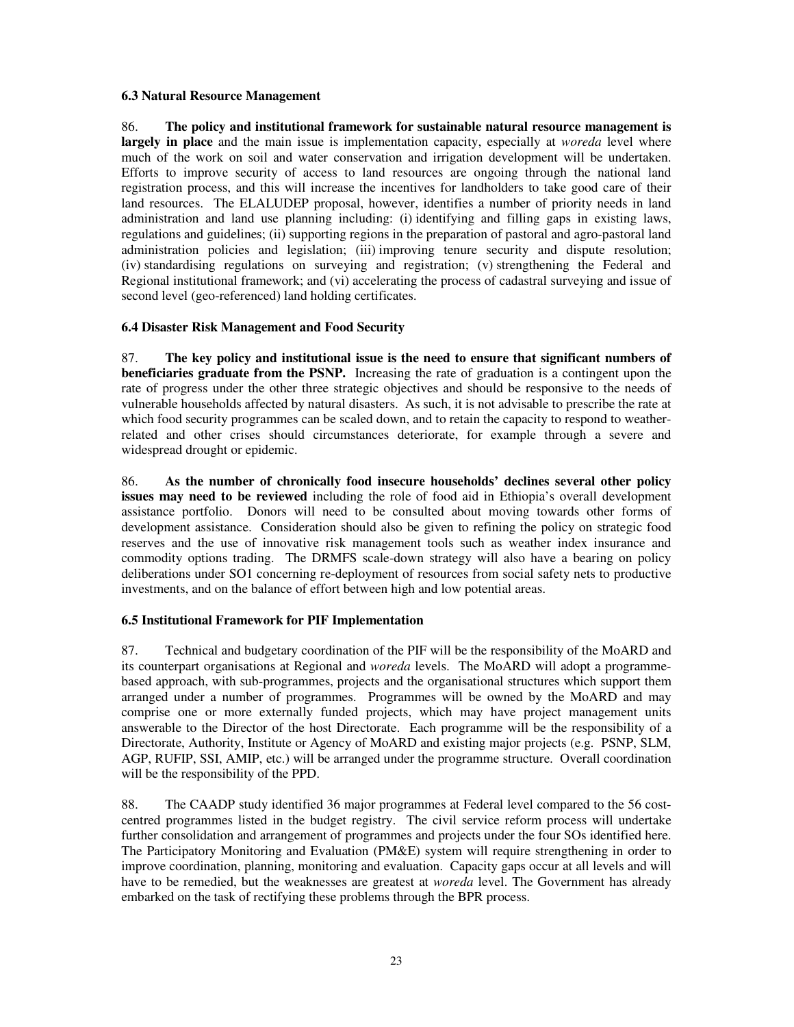### 6.3 Natural Resource Management

86. **The policy and institutional framework for sustainable natural resource management is largely in place** and the main issue is implementation capacity, especially at *woreda* level where much of the work on soil and water conservation and irrigation development will be undertaken. Efforts to improve security of access to land resources are ongoing through the national land registration process, and this will increase the incentives for landholders to take good care of their land resources. The ELALUDEP proposal, however, identifies a number of priority needs in land administration and land use planning including: (i) identifying and filling gaps in existing laws, regulations and guidelines; (ii) supporting regions in the preparation of pastoral and agro-pastoral land administration policies and legislation; (iii) improving tenure security and dispute resolution; (iv) standardising regulations on surveying and registration; (v) strengthening the Federal and Regional institutional framework; and (vi) accelerating the process of cadastral surveying and issue of second level (geo-referenced) land holding certificates.

### 6.4 Disaster Risk Management and Food Security

87. **The key policy and institutional issue is the need to ensure that significant numbers of beneficiaries graduate from the PSNP.** Increasing the rate of graduation is a contingent upon the rate of progress under the other three strategic objectives and should be responsive to the needs of vulnerable households affected by natural disasters. As such, it is not advisable to prescribe the rate at which food security programmes can be scaled down, and to retain the capacity to respond to weather-related and other crises should circumstances deteriorate, for example through a severe and widespread drought or epidemic.

86. **As the number of chronically food insecure households' declines several other policy issues may need to be reviewed** including the role of food aid in Ethiopia's overall development assistance portfolio. Donors will need to be consulted about moving towards other forms of development assistance. Consideration should also be given to refining the policy on strategic food reserves and the use of innovative risk management tools such as weather index insurance and commodity options trading. The DRMFS scale-down strategy will also have a bearing on policy deliberations under SO1 concerning re-deployment of resources from social safety nets to productive investments, and on the balance of effort between high and low potential areas.

### 6.5 Institutional Framework for PIF Implementation

87. Technical and budgetary coordination of the PIF will be the responsibility of the MoARD and its counterpart organisations at Regional and *woreda* levels. The MoARD will adopt a programme-based approach, with sub-programmes, projects and the organisational structures which support them arranged under a number of programmes. Programmes will be owned by the MoARD and may comprise one or more externally funded projects, which may have project management units answerable to the Director of the host Directorate. Each programme will be the responsibility of a Directorate, Authority, Institute or Agency of MoARD and existing major projects (e.g. PSNP, SLM, AGP, RUFIP, SSI, AMIP, etc.) will be arranged under the programme structure. Overall coordination will be the responsibility of the PPD.

88. The CAADP study identified 36 major programmes at Federal level compared to the 56 cost-centred programmes listed in the budget registry. The civil service reform process will undertake further consolidation and arrangement of programmes and projects under the four SOs identified here. The Participatory Monitoring and Evaluation (PM&E) system will require strengthening in order to improve coordination, planning, monitoring and evaluation. Capacity gaps occur at all levels and will have to be remedied, but the weaknesses are greatest at *woreda* level. The Government has already embarked on the task of rectifying these problems through the BPR process.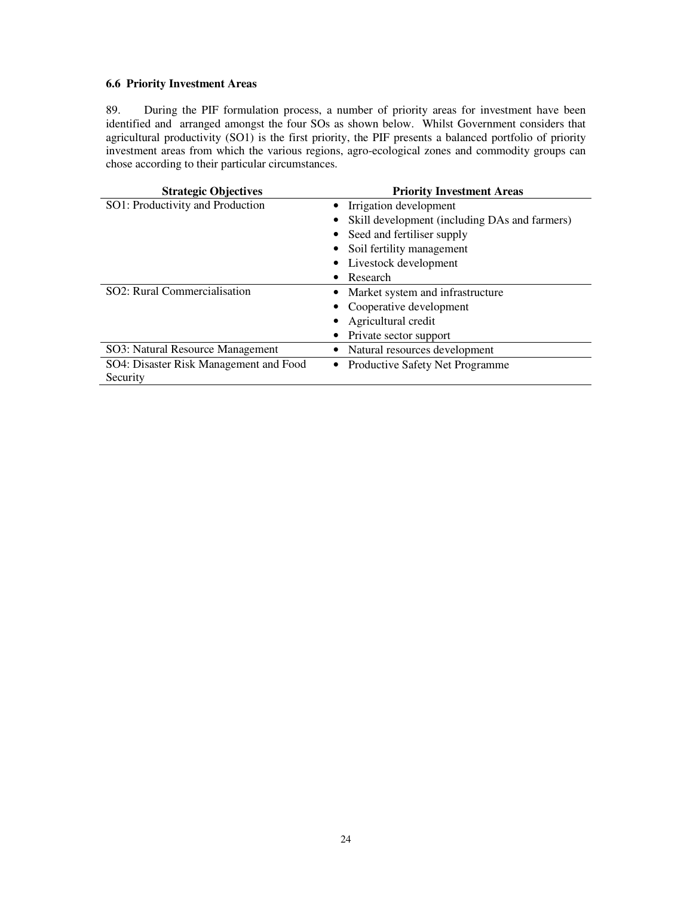### 6.6 Priority Investment Areas

89. During the PIF formulation process, a number of priority areas for investment have been identified and arranged amongst the four SOs as shown below. Whilst Government considers that agricultural productivity (SO1) is the first priority, the PIF presents a balanced portfolio of priority investment areas from which the various regions, agro-ecological zones and commodity groups can chose according to their particular circumstances.

| Strategic Objectives | Priority Investment Areas |
|---|---|
| SO1: Productivity and Production | • Irrigation development<br>• Skill development (including DAs and farmers)<br>• Seed and fertiliser supply<br>• Soil fertility management<br>• Livestock development<br>• Research |
| SO2: Rural Commercialisation | • Market system and infrastructure<br>• Cooperative development<br>• Agricultural credit<br>• Private sector support |
| SO3: Natural Resource Management | • Natural resources development |
| SO4: Disaster Risk Management and Food Security | • Productive Safety Net Programme |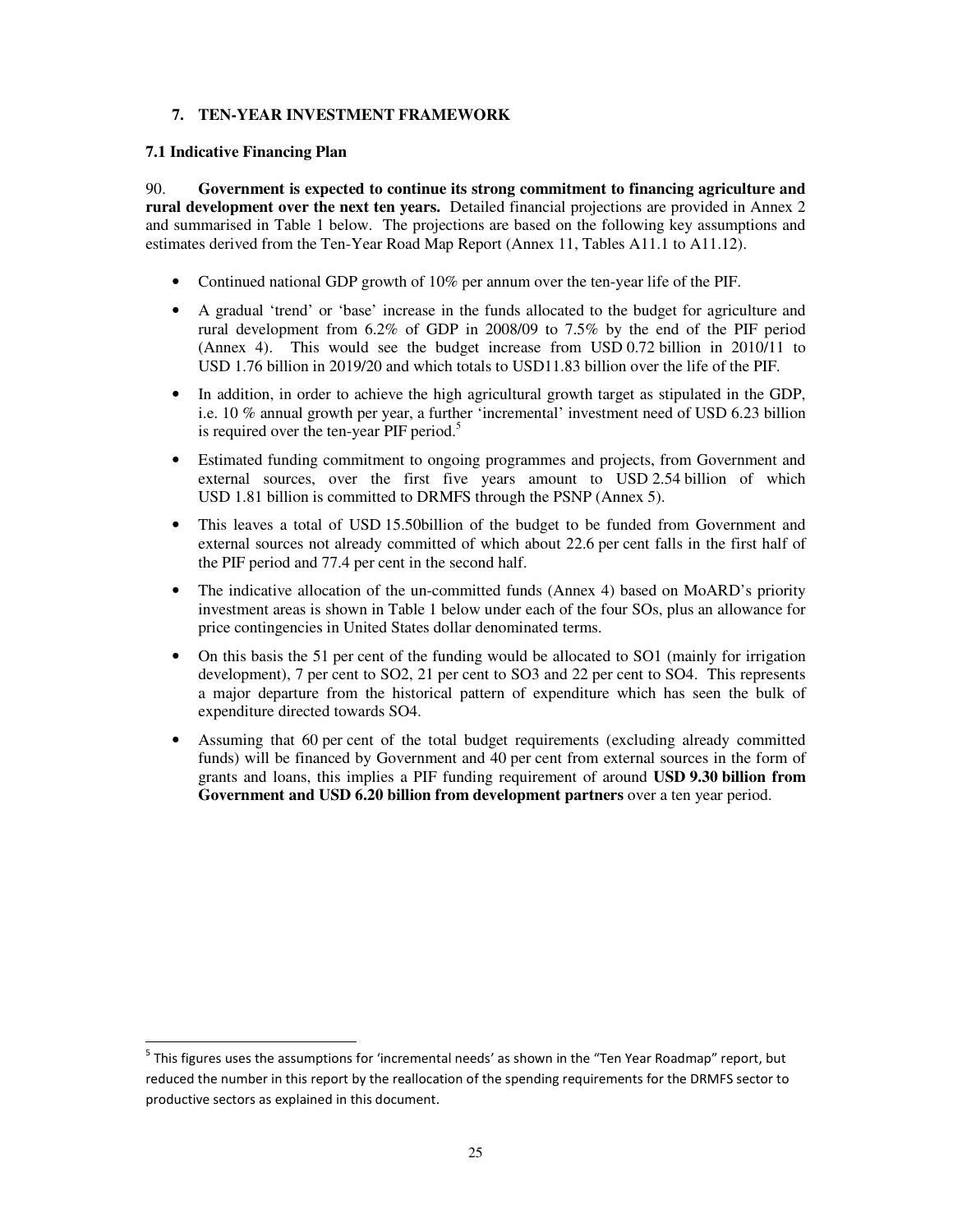## 7. TEN-YEAR INVESTMENT FRAMEWORK

### 7.1 Indicative Financing Plan

90. **Government is expected to continue its strong commitment to financing agriculture and rural development over the next ten years.** Detailed financial projections are provided in Annex 2 and summarised in Table 1 below. The projections are based on the following key assumptions and estimates derived from the Ten-Year Road Map Report (Annex 11, Tables A11.1 to A11.12).

- Continued national GDP growth of 10% per annum over the ten-year life of the PIF.
- A gradual 'trend' or 'base' increase in the funds allocated to the budget for agriculture and rural development from 6.2% of GDP in 2008/09 to 7.5% by the end of the PIF period (Annex 4). This would see the budget increase from USD 0.72 billion in 2010/11 to USD 1.76 billion in 2019/20 and which totals to USD11.83 billion over the life of the PIF.
- In addition, in order to achieve the high agricultural growth target as stipulated in the GDP, i.e. 10 % annual growth per year, a further 'incremental' investment need of USD 6.23 billion is required over the ten-year PIF period.[5]
- Estimated funding commitment to ongoing programmes and projects, from Government and external sources, over the first five years amount to USD 2.54 billion of which USD 1.81 billion is committed to DRMFS through the PSNP (Annex 5).
- This leaves a total of USD 15.50billion of the budget to be funded from Government and external sources not already committed of which about 22.6 per cent falls in the first half of the PIF period and 77.4 per cent in the second half.
- The indicative allocation of the un-committed funds (Annex 4) based on MoARD's priority investment areas is shown in Table 1 below under each of the four SOs, plus an allowance for price contingencies in United States dollar denominated terms.
- On this basis the 51 per cent of the funding would be allocated to SO1 (mainly for irrigation development), 7 per cent to SO2, 21 per cent to SO3 and 22 per cent to SO4. This represents a major departure from the historical pattern of expenditure which has seen the bulk of expenditure directed towards SO4.
- Assuming that 60 per cent of the total budget requirements (excluding already committed funds) will be financed by Government and 40 per cent from external sources in the form of grants and loans, this implies a PIF funding requirement of around **USD 9.30 billion from Government and USD 6.20 billion from development partners** over a ten year period.

---

[5] This figures uses the assumptions for 'incremental needs' as shown in the "Ten Year Roadmap" report, but reduced the number in this report by the reallocation of the spending requirements for the DRMFS sector to productive sectors as explained in this document.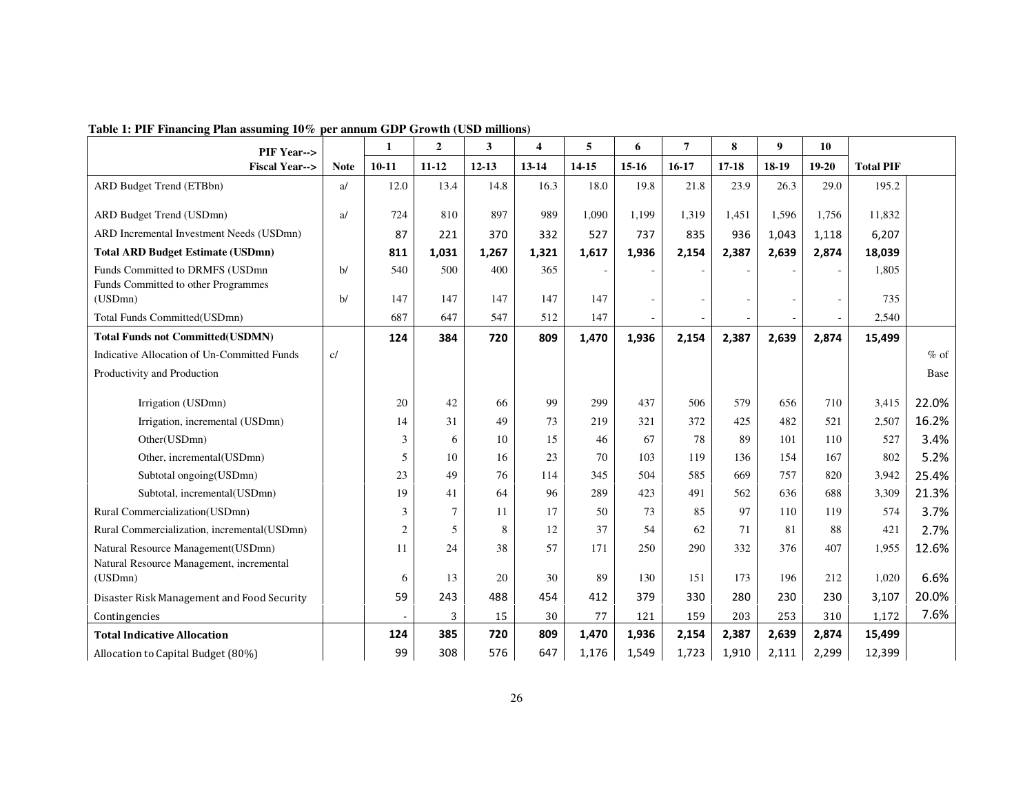**Table 1: PIF Financing Plan assuming 10% per annum GDP Growth (USD millions)**

| PIF Year--> | | 1 | 2 | 3 | 4 | 5 | 6 | 7 | 8 | 9 | 10 | | |
|---|---|---|---|---|---|---|---|---|---|---|---|---|---|
| **Fiscal Year-->** | **Note** | **10-11** | **11-12** | **12-13** | **13-14** | **14-15** | **15-16** | **16-17** | **17-18** | **18-19** | **19-20** | **Total PIF** | |
| ARD Budget Trend (ETBbn) | a/ | 12.0 | 13.4 | 14.8 | 16.3 | 18.0 | 19.8 | 21.8 | 23.9 | 26.3 | 29.0 | 195.2 | |
| ARD Budget Trend (USDmn) | a/ | 724 | 810 | 897 | 989 | 1,090 | 1,199 | 1,319 | 1,451 | 1,596 | 1,756 | 11,832 | |
| ARD Incremental Investment Needs (USDmn) | | 87 | 221 | 370 | 332 | 527 | 737 | 835 | 936 | 1,043 | 1,118 | 6,207 | |
| **Total ARD Budget Estimate (USDmn)** | | **811** | **1,031** | **1,267** | **1,321** | **1,617** | **1,936** | **2,154** | **2,387** | **2,639** | **2,874** | **18,039** | |
| Funds Committed to DRMFS (USDmn | b/ | 540 | 500 | 400 | 365 | - | - | - | - | - | - | 1,805 | |
| Funds Committed to other Programmes (USDmn) | b/ | 147 | 147 | 147 | 147 | 147 | - | - | - | - | - | 735 | |
| Total Funds Committed(USDmn) | | 687 | 647 | 547 | 512 | 147 | - | - | - | - | - | 2,540 | |
| **Total Funds not Committed(USDMN)** | | **124** | **384** | **720** | **809** | **1,470** | **1,936** | **2,154** | **2,387** | **2,639** | **2,874** | **15,499** | |
| Indicative Allocation of Un-Committed Funds | c/ | | | | | | | | | | | | % of |
| Productivity and Production | | | | | | | | | | | | | Base |
| Irrigation (USDmn) | | 20 | 42 | 66 | 99 | 299 | 437 | 506 | 579 | 656 | 710 | 3,415 | 22.0% |
| Irrigation, incremental (USDmn) | | 14 | 31 | 49 | 73 | 219 | 321 | 372 | 425 | 482 | 521 | 2,507 | 16.2% |
| Other(USDmn) | | 3 | 6 | 10 | 15 | 46 | 67 | 78 | 89 | 101 | 110 | 527 | 3.4% |
| Other, incremental(USDmn) | | 5 | 10 | 16 | 23 | 70 | 103 | 119 | 136 | 154 | 167 | 802 | 5.2% |
| Subtotal ongoing(USDmn) | | 23 | 49 | 76 | 114 | 345 | 504 | 585 | 669 | 757 | 820 | 3,942 | 25.4% |
| Subtotal, incremental(USDmn) | | 19 | 41 | 64 | 96 | 289 | 423 | 491 | 562 | 636 | 688 | 3,309 | 21.3% |
| Rural Commercialization(USDmn) | | 3 | 7 | 11 | 17 | 50 | 73 | 85 | 97 | 110 | 119 | 574 | 3.7% |
| Rural Commercialization, incremental(USDmn) | | 2 | 5 | 8 | 12 | 37 | 54 | 62 | 71 | 81 | 88 | 421 | 2.7% |
| Natural Resource Management(USDmn) | | 11 | 24 | 38 | 57 | 171 | 250 | 290 | 332 | 376 | 407 | 1,955 | 12.6% |
| Natural Resource Management, incremental (USDmn) | | 6 | 13 | 20 | 30 | 89 | 130 | 151 | 173 | 196 | 212 | 1,020 | 6.6% |
| Disaster Risk Management and Food Security | | 59 | 243 | 488 | 454 | 412 | 379 | 330 | 280 | 230 | 230 | 3,107 | 20.0% |
| Contingencies | | - | 3 | 15 | 30 | 77 | 121 | 159 | 203 | 253 | 310 | 1,172 | 7.6% |
| **Total Indicative Allocation** | | **124** | **385** | **720** | **809** | **1,470** | **1,936** | **2,154** | **2,387** | **2,639** | **2,874** | **15,499** | |
| Allocation to Capital Budget (80%) | | 99 | 308 | 576 | 647 | 1,176 | 1,549 | 1,723 | 1,910 | 2,111 | 2,299 | 12,399 | |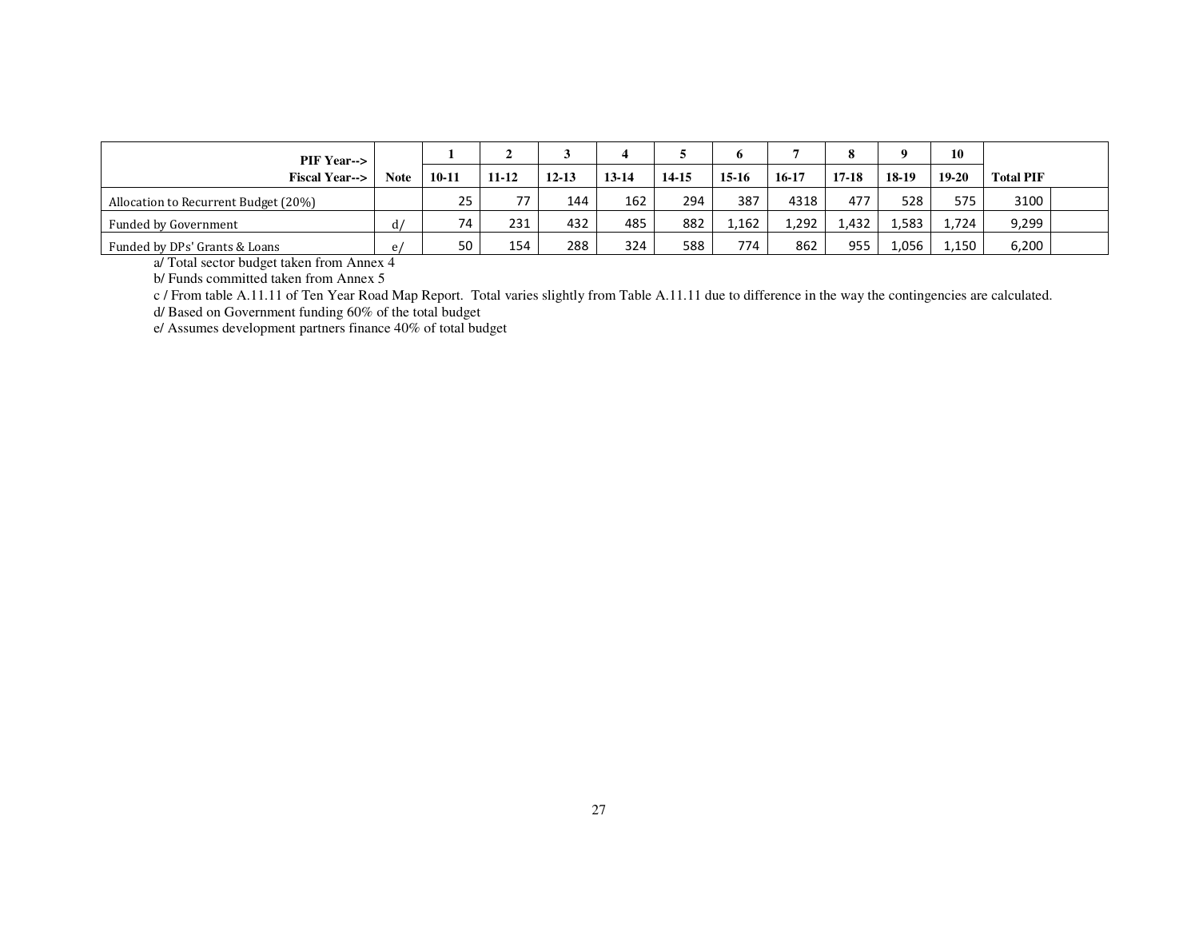| PIF Year--> Fiscal Year--> | Note | 1 10-11 | 2 11-12 | 3 12-13 | 4 13-14 | 5 14-15 | 6 15-16 | 7 16-17 | 8 17-18 | 9 18-19 | 10 19-20 | Total PIF | |
|---|---|---|---|---|---|---|---|---|---|---|---|---|---|
| Allocation to Recurrent Budget (20%) | | 25 | 77 | 144 | 162 | 294 | 387 | 4318 | 477 | 528 | 575 | 3100 | |
| Funded by Government | d/ | 74 | 231 | 432 | 485 | 882 | 1,162 | 1,292 | 1,432 | 1,583 | 1,724 | 9,299 | |
| Funded by DPs' Grants & Loans | e/ | 50 | 154 | 288 | 324 | 588 | 774 | 862 | 955 | 1,056 | 1,150 | 6,200 | |

a/ Total sector budget taken from Annex 4

b/ Funds committed taken from Annex 5

c / From table A.11.11 of Ten Year Road Map Report. Total varies slightly from Table A.11.11 due to difference in the way the contingencies are calculated.

d/ Based on Government funding 60% of the total budget

e/ Assumes development partners finance 40% of total budget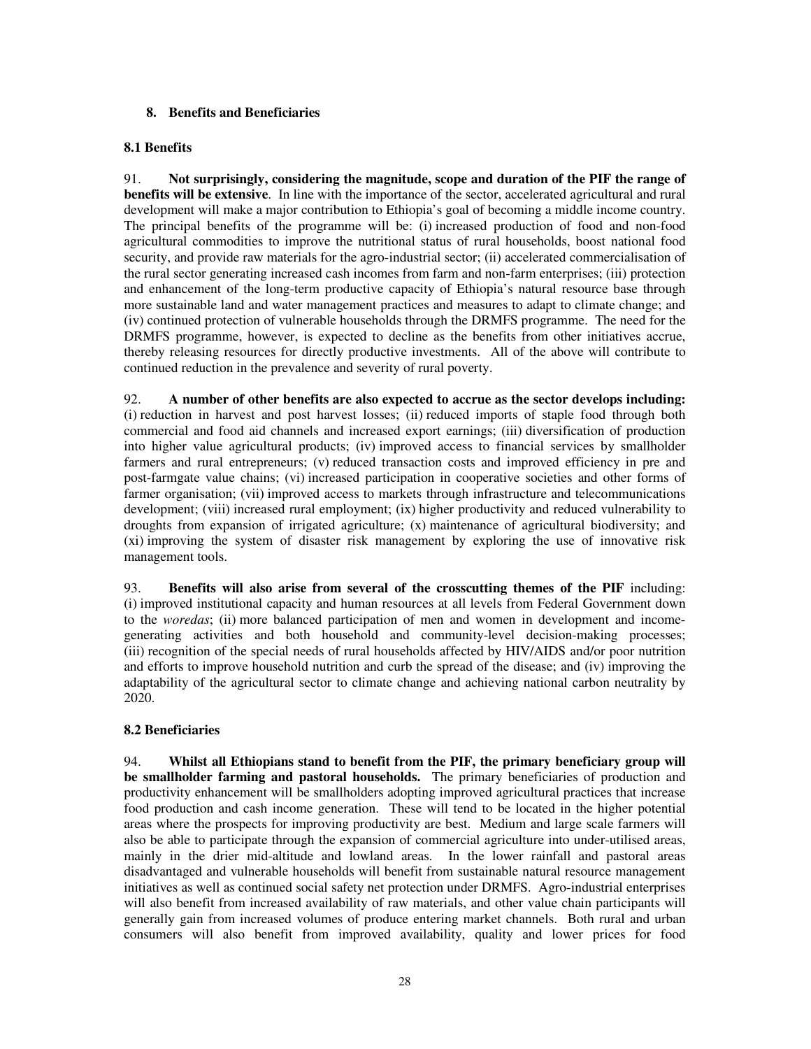## 8. Benefits and Beneficiaries

### 8.1 Benefits

91. **Not surprisingly, considering the magnitude, scope and duration of the PIF the range of benefits will be extensive**. In line with the importance of the sector, accelerated agricultural and rural development will make a major contribution to Ethiopia's goal of becoming a middle income country. The principal benefits of the programme will be: (i) increased production of food and non-food agricultural commodities to improve the nutritional status of rural households, boost national food security, and provide raw materials for the agro-industrial sector; (ii) accelerated commercialisation of the rural sector generating increased cash incomes from farm and non-farm enterprises; (iii) protection and enhancement of the long-term productive capacity of Ethiopia's natural resource base through more sustainable land and water management practices and measures to adapt to climate change; and (iv) continued protection of vulnerable households through the DRMFS programme. The need for the DRMFS programme, however, is expected to decline as the benefits from other initiatives accrue, thereby releasing resources for directly productive investments. All of the above will contribute to continued reduction in the prevalence and severity of rural poverty.

92. **A number of other benefits are also expected to accrue as the sector develops including:** (i) reduction in harvest and post harvest losses; (ii) reduced imports of staple food through both commercial and food aid channels and increased export earnings; (iii) diversification of production into higher value agricultural products; (iv) improved access to financial services by smallholder farmers and rural entrepreneurs; (v) reduced transaction costs and improved efficiency in pre and post-farmgate value chains; (vi) increased participation in cooperative societies and other forms of farmer organisation; (vii) improved access to markets through infrastructure and telecommunications development; (viii) increased rural employment; (ix) higher productivity and reduced vulnerability to droughts from expansion of irrigated agriculture; (x) maintenance of agricultural biodiversity; and (xi) improving the system of disaster risk management by exploring the use of innovative risk management tools.

93. **Benefits will also arise from several of the crosscutting themes of the PIF** including: (i) improved institutional capacity and human resources at all levels from Federal Government down to the *woredas*; (ii) more balanced participation of men and women in development and income-generating activities and both household and community-level decision-making processes; (iii) recognition of the special needs of rural households affected by HIV/AIDS and/or poor nutrition and efforts to improve household nutrition and curb the spread of the disease; and (iv) improving the adaptability of the agricultural sector to climate change and achieving national carbon neutrality by 2020.

### 8.2 Beneficiaries

94. **Whilst all Ethiopians stand to benefit from the PIF, the primary beneficiary group will be smallholder farming and pastoral households.** The primary beneficiaries of production and productivity enhancement will be smallholders adopting improved agricultural practices that increase food production and cash income generation. These will tend to be located in the higher potential areas where the prospects for improving productivity are best. Medium and large scale farmers will also be able to participate through the expansion of commercial agriculture into under-utilised areas, mainly in the drier mid-altitude and lowland areas. In the lower rainfall and pastoral areas disadvantaged and vulnerable households will benefit from sustainable natural resource management initiatives as well as continued social safety net protection under DRMFS. Agro-industrial enterprises will also benefit from increased availability of raw materials, and other value chain participants will generally gain from increased volumes of produce entering market channels. Both rural and urban consumers will also benefit from improved availability, quality and lower prices for food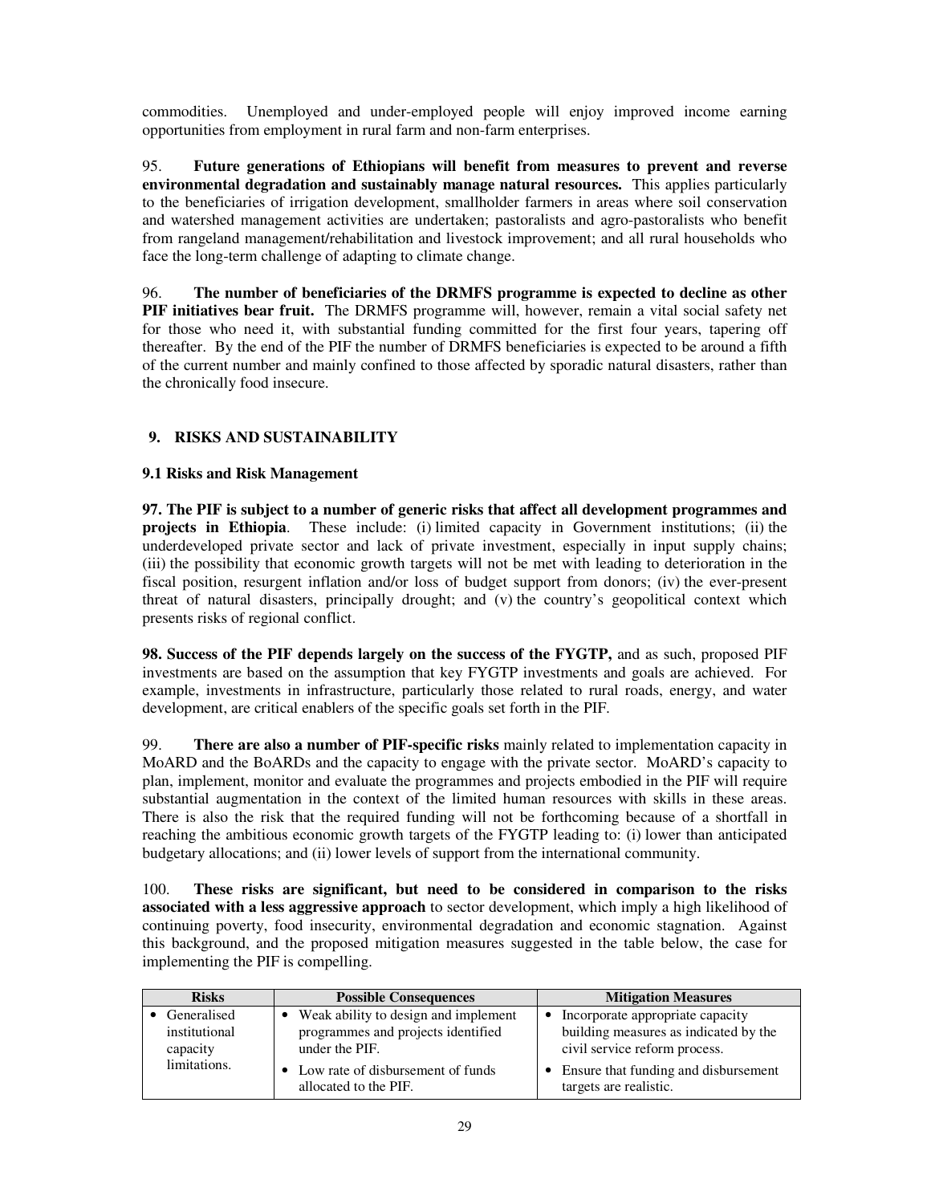commodities. Unemployed and under-employed people will enjoy improved income earning opportunities from employment in rural farm and non-farm enterprises.

95. **Future generations of Ethiopians will benefit from measures to prevent and reverse environmental degradation and sustainably manage natural resources.** This applies particularly to the beneficiaries of irrigation development, smallholder farmers in areas where soil conservation and watershed management activities are undertaken; pastoralists and agro-pastoralists who benefit from rangeland management/rehabilitation and livestock improvement; and all rural households who face the long-term challenge of adapting to climate change.

96. **The number of beneficiaries of the DRMFS programme is expected to decline as other PIF initiatives bear fruit.** The DRMFS programme will, however, remain a vital social safety net for those who need it, with substantial funding committed for the first four years, tapering off thereafter. By the end of the PIF the number of DRMFS beneficiaries is expected to be around a fifth of the current number and mainly confined to those affected by sporadic natural disasters, rather than the chronically food insecure.

## 9. RISKS AND SUSTAINABILITY

### 9.1 Risks and Risk Management

**97. The PIF is subject to a number of generic risks that affect all development programmes and projects in Ethiopia**. These include: (i) limited capacity in Government institutions; (ii) the underdeveloped private sector and lack of private investment, especially in input supply chains; (iii) the possibility that economic growth targets will not be met with leading to deterioration in the fiscal position, resurgent inflation and/or loss of budget support from donors; (iv) the ever-present threat of natural disasters, principally drought; and (v) the country's geopolitical context which presents risks of regional conflict.

**98. Success of the PIF depends largely on the success of the FYGTP,** and as such, proposed PIF investments are based on the assumption that key FYGTP investments and goals are achieved. For example, investments in infrastructure, particularly those related to rural roads, energy, and water development, are critical enablers of the specific goals set forth in the PIF.

99. **There are also a number of PIF-specific risks** mainly related to implementation capacity in MoARD and the BoARDs and the capacity to engage with the private sector. MoARD's capacity to plan, implement, monitor and evaluate the programmes and projects embodied in the PIF will require substantial augmentation in the context of the limited human resources with skills in these areas. There is also the risk that the required funding will not be forthcoming because of a shortfall in reaching the ambitious economic growth targets of the FYGTP leading to: (i) lower than anticipated budgetary allocations; and (ii) lower levels of support from the international community.

100. **These risks are significant, but need to be considered in comparison to the risks associated with a less aggressive approach** to sector development, which imply a high likelihood of continuing poverty, food insecurity, environmental degradation and economic stagnation. Against this background, and the proposed mitigation measures suggested in the table below, the case for implementing the PIF is compelling.

| Risks | Possible Consequences | Mitigation Measures |
|---|---|---|
| • Generalised institutional capacity limitations. | • Weak ability to design and implement programmes and projects identified under the PIF.<br>• Low rate of disbursement of funds allocated to the PIF. | • Incorporate appropriate capacity building measures as indicated by the civil service reform process.<br>• Ensure that funding and disbursement targets are realistic. |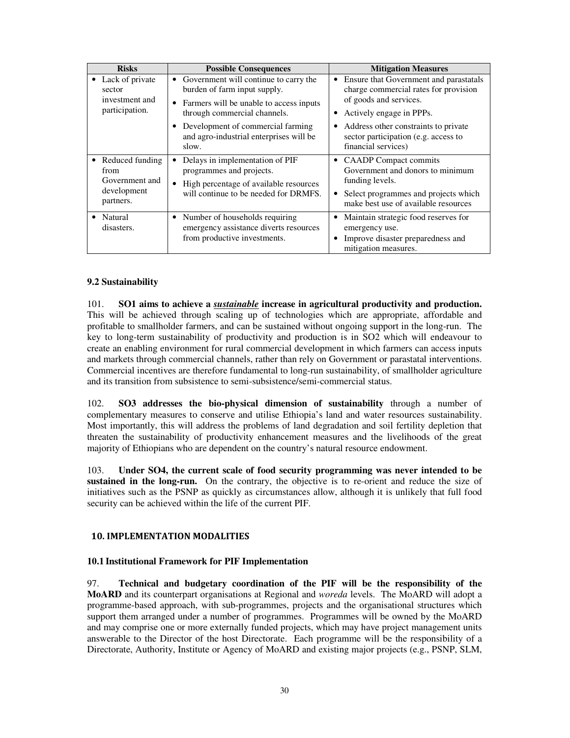| Risks | Possible Consequences | Mitigation Measures |
|---|---|---|
| • Lack of private sector investment and participation. | • Government will continue to carry the burden of farm input supply.<br>• Farmers will be unable to access inputs through commercial channels.<br>• Development of commercial farming and agro-industrial enterprises will be slow. | • Ensure that Government and parastatals charge commercial rates for provision of goods and services.<br>• Actively engage in PPPs.<br>• Address other constraints to private sector participation (e.g. access to financial services) |
| • Reduced funding from Government and development partners. | • Delays in implementation of PIF programmes and projects.<br>• High percentage of available resources will continue to be needed for DRMFS. | • CAADP Compact commits Government and donors to minimum funding levels.<br>• Select programmes and projects which make best use of available resources |
| • Natural disasters. | • Number of households requiring emergency assistance diverts resources from productive investments. | • Maintain strategic food reserves for emergency use.<br>• Improve disaster preparedness and mitigation measures. |

### 9.2 Sustainability

101. **SO1 aims to achieve a *sustainable* increase in agricultural productivity and production.** This will be achieved through scaling up of technologies which are appropriate, affordable and profitable to smallholder farmers, and can be sustained without ongoing support in the long-run. The key to long-term sustainability of productivity and production is in SO2 which will endeavour to create an enabling environment for rural commercial development in which farmers can access inputs and markets through commercial channels, rather than rely on Government or parastatal interventions. Commercial incentives are therefore fundamental to long-run sustainability, of smallholder agriculture and its transition from subsistence to semi-subsistence/semi-commercial status.

102. **SO3 addresses the bio-physical dimension of sustainability** through a number of complementary measures to conserve and utilise Ethiopia's land and water resources sustainability. Most importantly, this will address the problems of land degradation and soil fertility depletion that threaten the sustainability of productivity enhancement measures and the livelihoods of the great majority of Ethiopians who are dependent on the country's natural resource endowment.

103. **Under SO4, the current scale of food security programming was never intended to be sustained in the long-run.** On the contrary, the objective is to re-orient and reduce the size of initiatives such as the PSNP as quickly as circumstances allow, although it is unlikely that full food security can be achieved within the life of the current PIF.

## 10. IMPLEMENTATION MODALITIES

### 10.1 Institutional Framework for PIF Implementation

97. **Technical and budgetary coordination of the PIF will be the responsibility of the MoARD** and its counterpart organisations at Regional and *woreda* levels. The MoARD will adopt a programme-based approach, with sub-programmes, projects and the organisational structures which support them arranged under a number of programmes. Programmes will be owned by the MoARD and may comprise one or more externally funded projects, which may have project management units answerable to the Director of the host Directorate. Each programme will be the responsibility of a Directorate, Authority, Institute or Agency of MoARD and existing major projects (e.g., PSNP, SLM,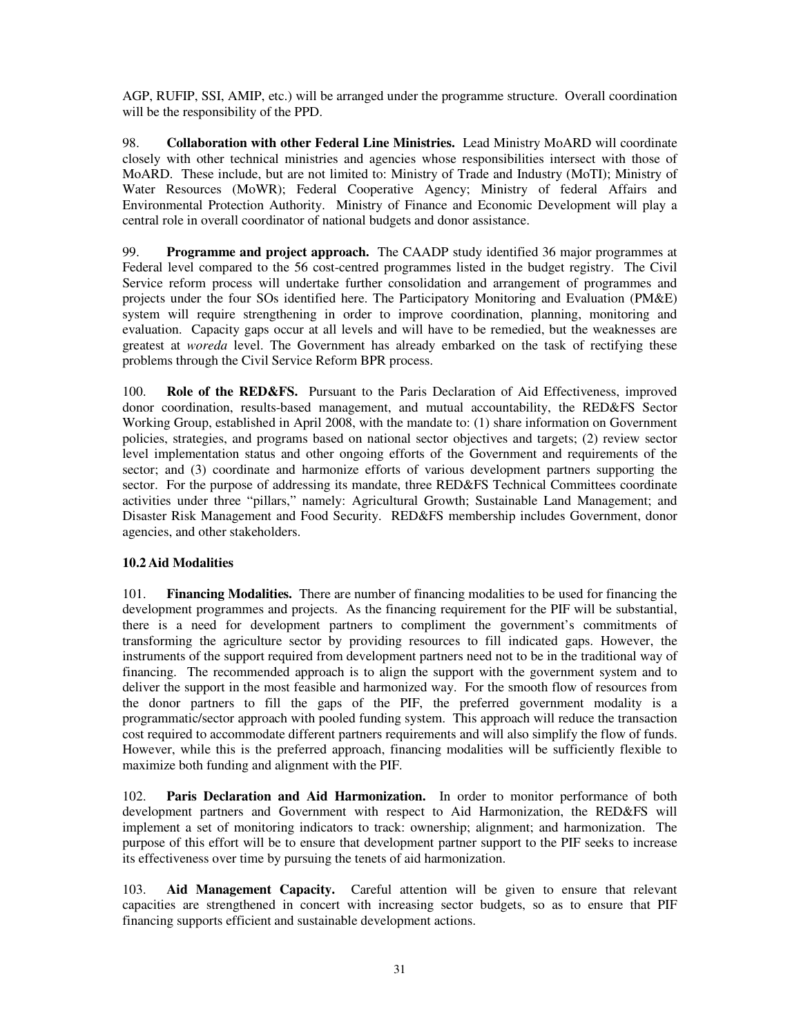AGP, RUFIP, SSI, AMIP, etc.) will be arranged under the programme structure. Overall coordination will be the responsibility of the PPD.

98. **Collaboration with other Federal Line Ministries.** Lead Ministry MoARD will coordinate closely with other technical ministries and agencies whose responsibilities intersect with those of MoARD. These include, but are not limited to: Ministry of Trade and Industry (MoTI); Ministry of Water Resources (MoWR); Federal Cooperative Agency; Ministry of federal Affairs and Environmental Protection Authority. Ministry of Finance and Economic Development will play a central role in overall coordinator of national budgets and donor assistance.

99. **Programme and project approach.** The CAADP study identified 36 major programmes at Federal level compared to the 56 cost-centred programmes listed in the budget registry. The Civil Service reform process will undertake further consolidation and arrangement of programmes and projects under the four SOs identified here. The Participatory Monitoring and Evaluation (PM&E) system will require strengthening in order to improve coordination, planning, monitoring and evaluation. Capacity gaps occur at all levels and will have to be remedied, but the weaknesses are greatest at *woreda* level. The Government has already embarked on the task of rectifying these problems through the Civil Service Reform BPR process.

100. **Role of the RED&FS.** Pursuant to the Paris Declaration of Aid Effectiveness, improved donor coordination, results-based management, and mutual accountability, the RED&FS Sector Working Group, established in April 2008, with the mandate to: (1) share information on Government policies, strategies, and programs based on national sector objectives and targets; (2) review sector level implementation status and other ongoing efforts of the Government and requirements of the sector; and (3) coordinate and harmonize efforts of various development partners supporting the sector. For the purpose of addressing its mandate, three RED&FS Technical Committees coordinate activities under three "pillars," namely: Agricultural Growth; Sustainable Land Management; and Disaster Risk Management and Food Security. RED&FS membership includes Government, donor agencies, and other stakeholders.

### 10.2 Aid Modalities

101. **Financing Modalities.** There are number of financing modalities to be used for financing the development programmes and projects. As the financing requirement for the PIF will be substantial, there is a need for development partners to compliment the government's commitments of transforming the agriculture sector by providing resources to fill indicated gaps. However, the instruments of the support required from development partners need not to be in the traditional way of financing. The recommended approach is to align the support with the government system and to deliver the support in the most feasible and harmonized way. For the smooth flow of resources from the donor partners to fill the gaps of the PIF, the preferred government modality is a programmatic/sector approach with pooled funding system. This approach will reduce the transaction cost required to accommodate different partners requirements and will also simplify the flow of funds. However, while this is the preferred approach, financing modalities will be sufficiently flexible to maximize both funding and alignment with the PIF.

102. **Paris Declaration and Aid Harmonization.** In order to monitor performance of both development partners and Government with respect to Aid Harmonization, the RED&FS will implement a set of monitoring indicators to track: ownership; alignment; and harmonization. The purpose of this effort will be to ensure that development partner support to the PIF seeks to increase its effectiveness over time by pursuing the tenets of aid harmonization.

103. **Aid Management Capacity.** Careful attention will be given to ensure that relevant capacities are strengthened in concert with increasing sector budgets, so as to ensure that PIF financing supports efficient and sustainable development actions.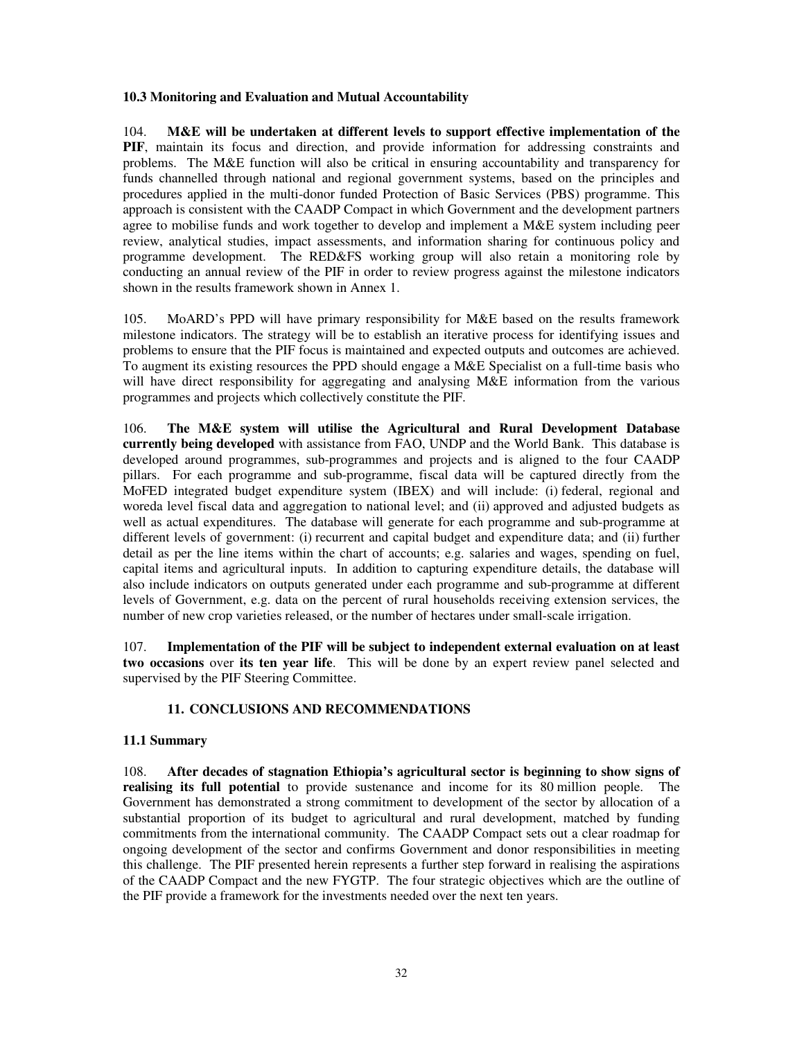### 10.3 Monitoring and Evaluation and Mutual Accountability

104. **M&E will be undertaken at different levels to support effective implementation of the PIF**, maintain its focus and direction, and provide information for addressing constraints and problems. The M&E function will also be critical in ensuring accountability and transparency for funds channelled through national and regional government systems, based on the principles and procedures applied in the multi-donor funded Protection of Basic Services (PBS) programme. This approach is consistent with the CAADP Compact in which Government and the development partners agree to mobilise funds and work together to develop and implement a M&E system including peer review, analytical studies, impact assessments, and information sharing for continuous policy and programme development. The RED&FS working group will also retain a monitoring role by conducting an annual review of the PIF in order to review progress against the milestone indicators shown in the results framework shown in Annex 1.

105. MoARD's PPD will have primary responsibility for M&E based on the results framework milestone indicators. The strategy will be to establish an iterative process for identifying issues and problems to ensure that the PIF focus is maintained and expected outputs and outcomes are achieved. To augment its existing resources the PPD should engage a M&E Specialist on a full-time basis who will have direct responsibility for aggregating and analysing M&E information from the various programmes and projects which collectively constitute the PIF.

106. **The M&E system will utilise the Agricultural and Rural Development Database currently being developed** with assistance from FAO, UNDP and the World Bank. This database is developed around programmes, sub-programmes and projects and is aligned to the four CAADP pillars. For each programme and sub-programme, fiscal data will be captured directly from the MoFED integrated budget expenditure system (IBEX) and will include: (i) federal, regional and woreda level fiscal data and aggregation to national level; and (ii) approved and adjusted budgets as well as actual expenditures. The database will generate for each programme and sub-programme at different levels of government: (i) recurrent and capital budget and expenditure data; and (ii) further detail as per the line items within the chart of accounts; e.g. salaries and wages, spending on fuel, capital items and agricultural inputs. In addition to capturing expenditure details, the database will also include indicators on outputs generated under each programme and sub-programme at different levels of Government, e.g. data on the percent of rural households receiving extension services, the number of new crop varieties released, or the number of hectares under small-scale irrigation.

107. **Implementation of the PIF will be subject to independent external evaluation on at least two occasions** over **its ten year life**. This will be done by an expert review panel selected and supervised by the PIF Steering Committee.

## 11. CONCLUSIONS AND RECOMMENDATIONS

### 11.1 Summary

108. **After decades of stagnation Ethiopia's agricultural sector is beginning to show signs of realising its full potential** to provide sustenance and income for its 80 million people. The Government has demonstrated a strong commitment to development of the sector by allocation of a substantial proportion of its budget to agricultural and rural development, matched by funding commitments from the international community. The CAADP Compact sets out a clear roadmap for ongoing development of the sector and confirms Government and donor responsibilities in meeting this challenge. The PIF presented herein represents a further step forward in realising the aspirations of the CAADP Compact and the new FYGTP. The four strategic objectives which are the outline of the PIF provide a framework for the investments needed over the next ten years.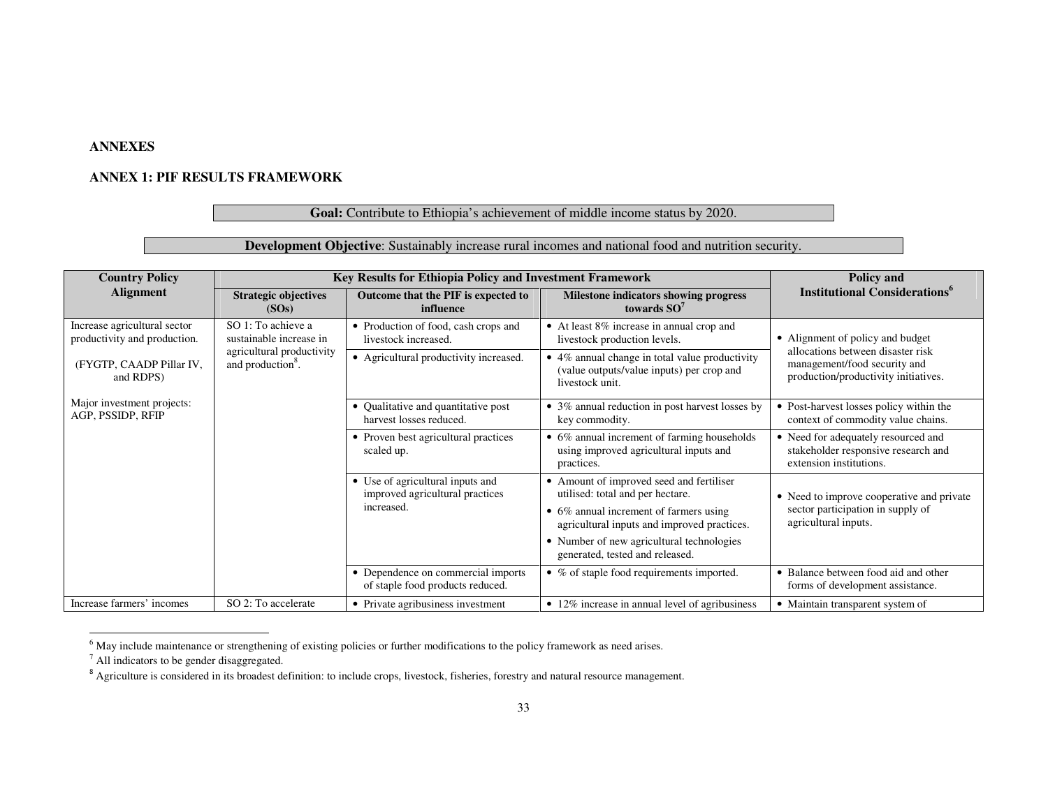**ANNEXES**

**ANNEX 1: PIF RESULTS FRAMEWORK**

**Goal:** Contribute to Ethiopia's achievement of middle income status by 2020.

**Development Objective**: Sustainably increase rural incomes and national food and nutrition security.

| Country Policy Alignment | Key Results for Ethiopia Policy and Investment Framework | | | Policy and Institutional Considerations[6] |
|---|---|---|---|---|
| | Strategic objectives (SOs) | Outcome that the PIF is expected to influence | Milestone indicators showing progress towards SO[7] | |
| Increase agricultural sector productivity and production.<br><br>(FYGTP, CAADP Pillar IV, and RDPS)<br><br>Major investment projects: AGP, PSSIDP, RFIP | SO 1: To achieve a sustainable increase in agricultural productivity and production[8]. | • Production of food, cash crops and livestock increased. | • At least 8% increase in annual crop and livestock production levels. | • Alignment of policy and budget allocations between disaster risk management/food security and production/productivity initiatives. |
| | | • Agricultural productivity increased. | • 4% annual change in total value productivity (value outputs/value inputs) per crop and livestock unit. | |
| | | • Qualitative and quantitative post harvest losses reduced. | • 3% annual reduction in post harvest losses by key commodity. | • Post-harvest losses policy within the context of commodity value chains. |
| | | • Proven best agricultural practices scaled up. | • 6% annual increment of farming households using improved agricultural inputs and practices. | • Need for adequately resourced and stakeholder responsive research and extension institutions. |
| | | • Use of agricultural inputs and improved agricultural practices increased. | • Amount of improved seed and fertiliser utilised: total and per hectare.<br>• 6% annual increment of farmers using agricultural inputs and improved practices.<br>• Number of new agricultural technologies generated, tested and released. | • Need to improve cooperative and private sector participation in supply of agricultural inputs. |
| | | • Dependence on commercial imports of staple food products reduced. | • % of staple food requirements imported. | • Balance between food aid and other forms of development assistance. |
| Increase farmers' incomes | SO 2: To accelerate | • Private agribusiness investment | • 12% increase in annual level of agribusiness | • Maintain transparent system of |

[6] May include maintenance or strengthening of existing policies or further modifications to the policy framework as need arises.

[7] All indicators to be gender disaggregated.

[8] Agriculture is considered in its broadest definition: to include crops, livestock, fisheries, forestry and natural resource management.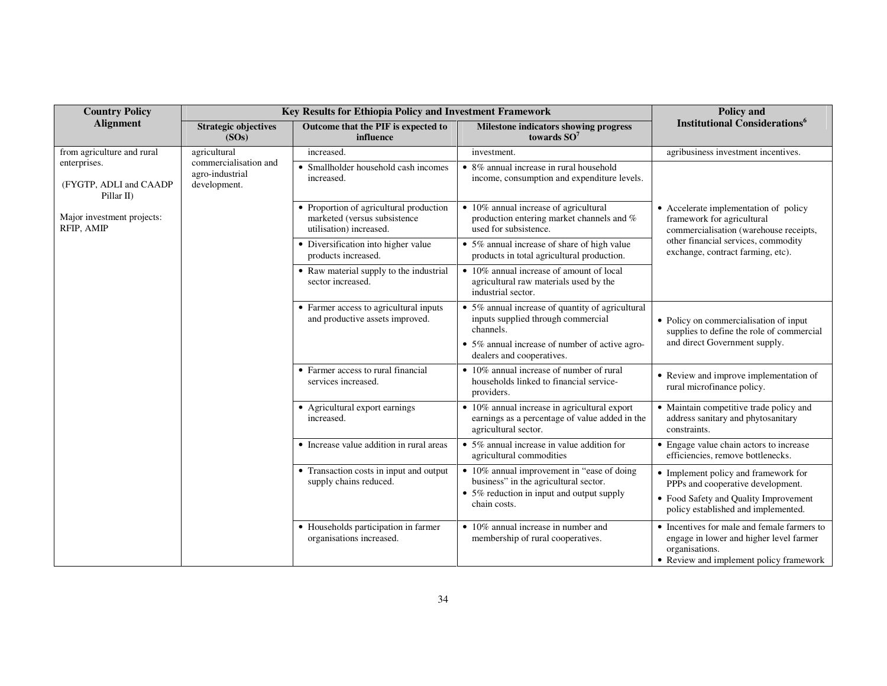| Country Policy Alignment | Key Results for Ethiopia Policy and Investment Framework | | | Policy and Institutional Considerations[6] |
|---|---|---|---|---|
| | Strategic objectives (SOs) | Outcome that the PIF is expected to influence | Milestone indicators showing progress towards SO[7] | |
| from agriculture and rural enterprises.<br><br>(FYGTP, ADLI and CAADP Pillar II)<br><br>Major investment projects: RFIP, AMIP | agricultural commercialisation and agro-industrial development. | increased. | investment. | agribusiness investment incentives. |
| | | • Smallholder household cash incomes increased. | • 8% annual increase in rural household income, consumption and expenditure levels. | • Accelerate implementation of policy framework for agricultural commercialisation (warehouse receipts, other financial services, commodity exchange, contract farming, etc). |
| | | • Proportion of agricultural production marketed (versus subsistence utilisation) increased. | • 10% annual increase of agricultural production entering market channels and % used for subsistence. | |
| | | • Diversification into higher value products increased. | • 5% annual increase of share of high value products in total agricultural production. | |
| | | • Raw material supply to the industrial sector increased. | • 10% annual increase of amount of local agricultural raw materials used by the industrial sector. | |
| | | • Farmer access to agricultural inputs and productive assets improved. | • 5% annual increase of quantity of agricultural inputs supplied through commercial channels.<br>• 5% annual increase of number of active agro-dealers and cooperatives. | • Policy on commercialisation of input supplies to define the role of commercial and direct Government supply. |
| | | • Farmer access to rural financial services increased. | • 10% annual increase of number of rural households linked to financial service-providers. | • Review and improve implementation of rural microfinance policy. |
| | | • Agricultural export earnings increased. | • 10% annual increase in agricultural export earnings as a percentage of value added in the agricultural sector. | • Maintain competitive trade policy and address sanitary and phytosanitary constraints. |
| | | • Increase value addition in rural areas | • 5% annual increase in value addition for agricultural commodities | • Engage value chain actors to increase efficiencies, remove bottlenecks. |
| | | • Transaction costs in input and output supply chains reduced. | • 10% annual improvement in "ease of doing business" in the agricultural sector.<br>• 5% reduction in input and output supply chain costs. | • Implement policy and framework for PPPs and cooperative development.<br>• Food Safety and Quality Improvement policy established and implemented. |
| | | • Households participation in farmer organisations increased. | • 10% annual increase in number and membership of rural cooperatives. | • Incentives for male and female farmers to engage in lower and higher level farmer organisations.<br>• Review and implement policy framework |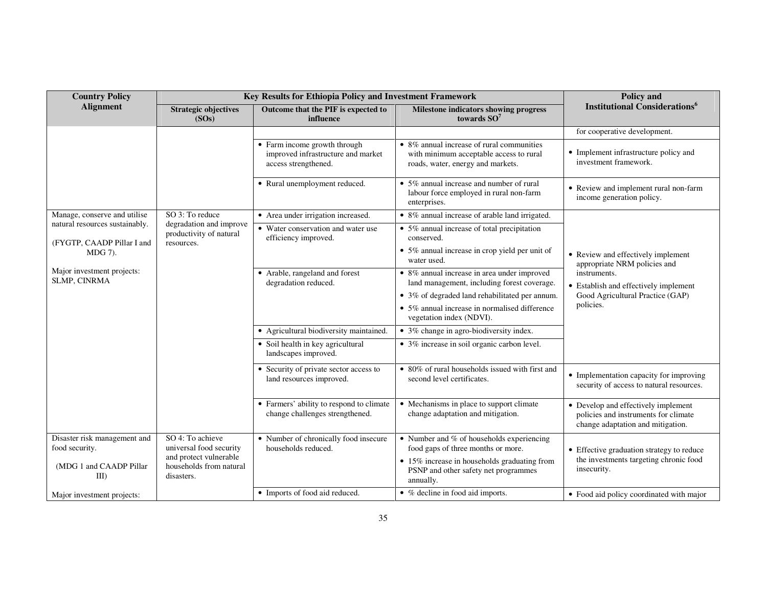| Country Policy Alignment | Key Results for Ethiopia Policy and Investment Framework | | | Policy and Institutional Considerations[6] |
|---|---|---|---|---|
| | Strategic objectives (SOs) | Outcome that the PIF is expected to influence | Milestone indicators showing progress towards SO[7] | |
| | | | | for cooperative development. |
| | | • Farm income growth through improved infrastructure and market access strengthened. | • 8% annual increase of rural communities with minimum acceptable access to rural roads, water, energy and markets. | • Implement infrastructure policy and investment framework. |
| | | • Rural unemployment reduced. | • 5% annual increase and number of rural labour force employed in rural non-farm enterprises. | • Review and implement rural non-farm income generation policy. |
| Manage, conserve and utilise natural resources sustainably.<br><br>(FYGTP, CAADP Pillar I and MDG 7).<br><br>Major investment projects: SLMP, CINRMA | SO 3: To reduce degradation and improve productivity of natural resources. | • Area under irrigation increased. | • 8% annual increase of arable land irrigated. | • Review and effectively implement appropriate NRM policies and instruments.<br>• Establish and effectively implement Good Agricultural Practice (GAP) policies. |
| | | • Water conservation and water use efficiency improved. | • 5% annual increase of total precipitation conserved.<br>• 5% annual increase in crop yield per unit of water used. | |
| | | • Arable, rangeland and forest degradation reduced. | • 8% annual increase in area under improved land management, including forest coverage.<br>• 3% of degraded land rehabilitated per annum.<br>• 5% annual increase in normalised difference vegetation index (NDVI). | |
| | | • Agricultural biodiversity maintained. | • 3% change in agro-biodiversity index. | |
| | | • Soil health in key agricultural landscapes improved. | • 3% increase in soil organic carbon level. | |
| | | • Security of private sector access to land resources improved. | • 80% of rural households issued with first and second level certificates. | • Implementation capacity for improving security of access to natural resources. |
| | | • Farmers' ability to respond to climate change challenges strengthened. | • Mechanisms in place to support climate change adaptation and mitigation. | • Develop and effectively implement policies and instruments for climate change adaptation and mitigation. |
| Disaster risk management and food security.<br><br>(MDG 1 and CAADP Pillar III) | SO 4: To achieve universal food security and protect vulnerable households from natural disasters. | • Number of chronically food insecure households reduced. | • Number and % of households experiencing food gaps of three months or more.<br>• 15% increase in households graduating from PSNP and other safety net programmes annually. | • Effective graduation strategy to reduce the investments targeting chronic food insecurity. |
| Major investment projects: | | • Imports of food aid reduced. | • % decline in food aid imports. | • Food aid policy coordinated with major |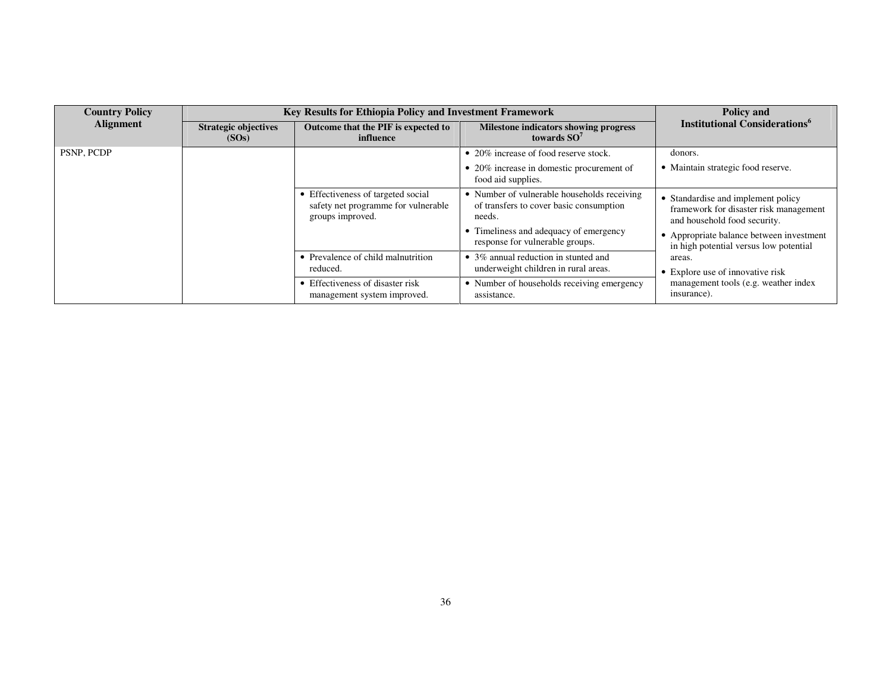| Country Policy Alignment | Key Results for Ethiopia Policy and Investment Framework | | | Policy and Institutional Considerations[6] |
|---|---|---|---|---|
| | Strategic objectives (SOs) | Outcome that the PIF is expected to influence | Milestone indicators showing progress towards SO[7] | |
| PSNP, PCDP | | | • 20% increase of food reserve stock.<br>• 20% increase in domestic procurement of food aid supplies. | donors.<br>• Maintain strategic food reserve. |
| | | • Effectiveness of targeted social safety net programme for vulnerable groups improved. | • Number of vulnerable households receiving of transfers to cover basic consumption needs.<br>• Timeliness and adequacy of emergency response for vulnerable groups. | • Standardise and implement policy framework for disaster risk management and household food security.<br>• Appropriate balance between investment in high potential versus low potential areas.<br>• Explore use of innovative risk management tools (e.g. weather index insurance). |
| | | • Prevalence of child malnutrition reduced. | • 3% annual reduction in stunted and underweight children in rural areas. | |
| | | • Effectiveness of disaster risk management system improved. | • Number of households receiving emergency assistance. | |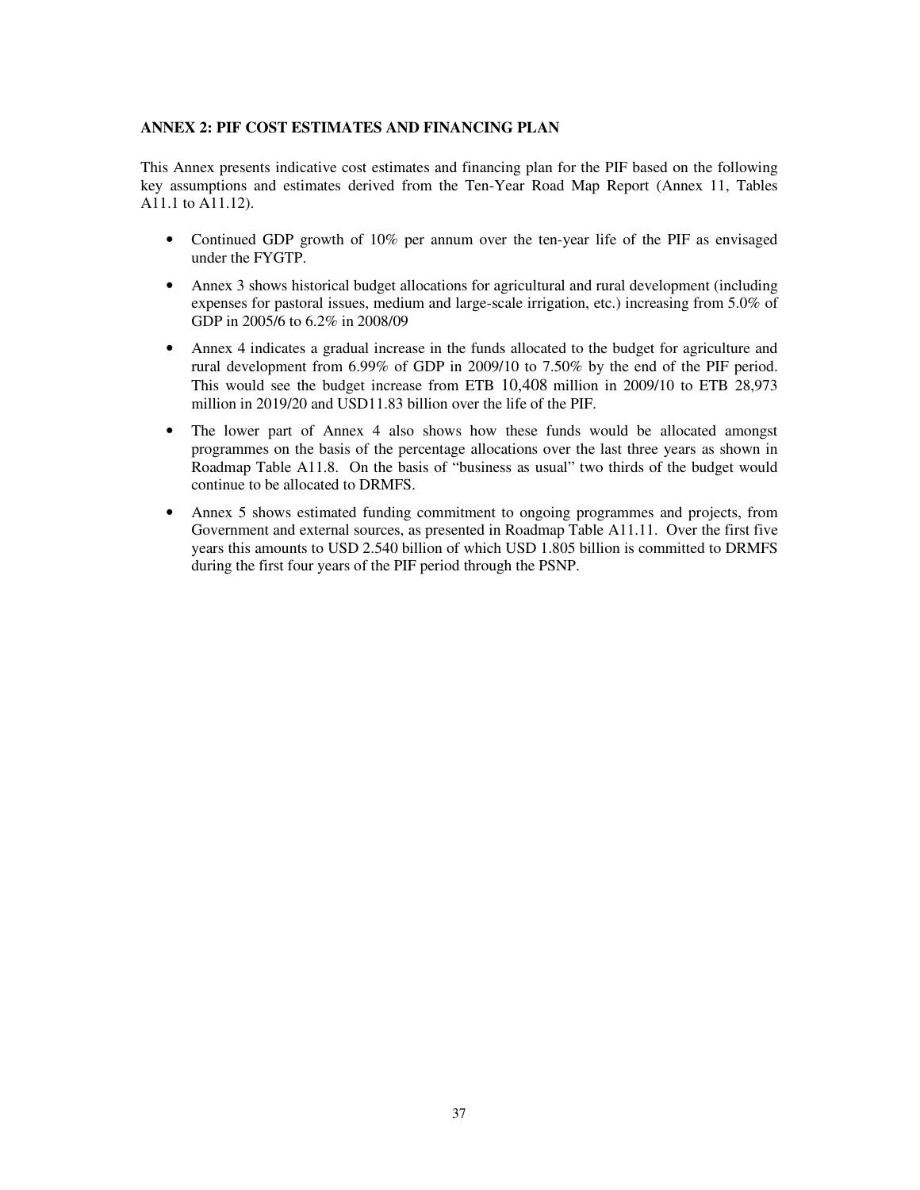## ANNEX 2: PIF COST ESTIMATES AND FINANCING PLAN

This Annex presents indicative cost estimates and financing plan for the PIF based on the following key assumptions and estimates derived from the Ten-Year Road Map Report (Annex 11, Tables A11.1 to A11.12).

- Continued GDP growth of 10% per annum over the ten-year life of the PIF as envisaged under the FYGTP.
- Annex 3 shows historical budget allocations for agricultural and rural development (including expenses for pastoral issues, medium and large-scale irrigation, etc.) increasing from 5.0% of GDP in 2005/6 to 6.2% in 2008/09
- Annex 4 indicates a gradual increase in the funds allocated to the budget for agriculture and rural development from 6.99% of GDP in 2009/10 to 7.50% by the end of the PIF period. This would see the budget increase from ETB 10,408 million in 2009/10 to ETB 28,973 million in 2019/20 and USD11.83 billion over the life of the PIF.
- The lower part of Annex 4 also shows how these funds would be allocated amongst programmes on the basis of the percentage allocations over the last three years as shown in Roadmap Table A11.8. On the basis of "business as usual" two thirds of the budget would continue to be allocated to DRMFS.
- Annex 5 shows estimated funding commitment to ongoing programmes and projects, from Government and external sources, as presented in Roadmap Table A11.11. Over the first five years this amounts to USD 2.540 billion of which USD 1.805 billion is committed to DRMFS during the first four years of the PIF period through the PSNP.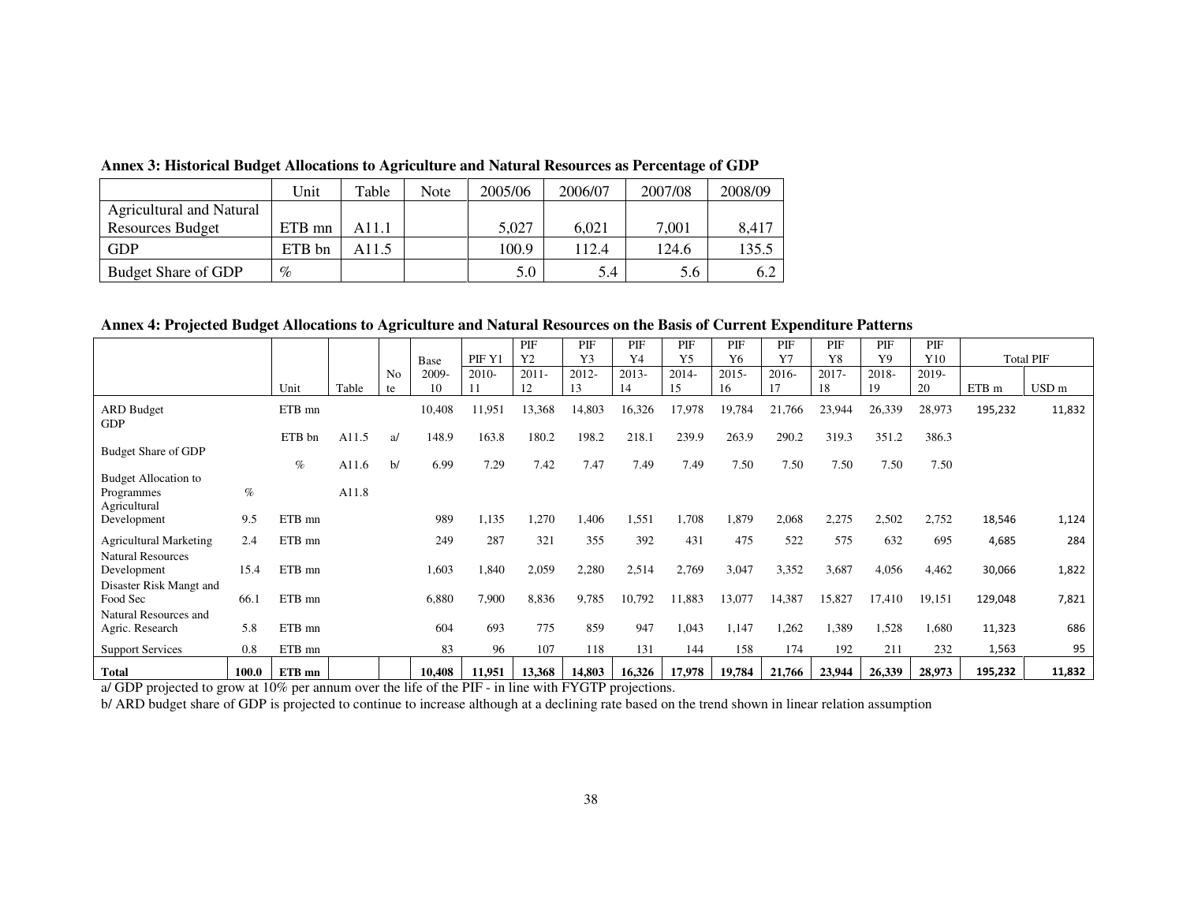**Annex 3: Historical Budget Allocations to Agriculture and Natural Resources as Percentage of GDP**

| | Unit | Table | Note | 2005/06 | 2006/07 | 2007/08 | 2008/09 |
|---|---|---|---|---|---|---|---|
| Agricultural and Natural Resources Budget | ETB mn | A11.1 | | 5,027 | 6,021 | 7,001 | 8,417 |
| GDP | ETB bn | A11.5 | | 100.9 | 112.4 | 124.6 | 135.5 |
| Budget Share of GDP | % | | | 5.0 | 5.4 | 5.6 | 6.2 |

**Annex 4: Projected Budget Allocations to Agriculture and Natural Resources on the Basis of Current Expenditure Patterns**

| | | | | | Base | PIF Y1 | PIF Y2 | PIF Y3 | PIF Y4 | PIF Y5 | PIF Y6 | PIF Y7 | PIF Y8 | PIF Y9 | PIF Y10 | Total PIF | |
|---|---|---|---|---|---|---|---|---|---|---|---|---|---|---|---|---|---|
| | | Unit | Table | Note | 2009-10 | 2010-11 | 2011-12 | 2012-13 | 2013-14 | 2014-15 | 2015-16 | 2016-17 | 2017-18 | 2018-19 | 2019-20 | ETB m | USD m |
| ARD Budget | | ETB mn | | | 10,408 | 11,951 | 13,368 | 14,803 | 16,326 | 17,978 | 19,784 | 21,766 | 23,944 | 26,339 | 28,973 | 195,232 | 11,832 |
| GDP | | ETB bn | A11.5 | a/ | 148.9 | 163.8 | 180.2 | 198.2 | 218.1 | 239.9 | 263.9 | 290.2 | 319.3 | 351.2 | 386.3 | | |
| Budget Share of GDP | | % | A11.6 | b/ | 6.99 | 7.29 | 7.42 | 7.47 | 7.49 | 7.49 | 7.50 | 7.50 | 7.50 | 7.50 | 7.50 | | |
| Budget Allocation to Programmes | % | | A11.8 | | | | | | | | | | | | | | |
| Agricultural Development | 9.5 | ETB mn | | | 989 | 1,135 | 1,270 | 1,406 | 1,551 | 1,708 | 1,879 | 2,068 | 2,275 | 2,502 | 2,752 | 18,546 | 1,124 |
| Agricultural Marketing | 2.4 | ETB mn | | | 249 | 287 | 321 | 355 | 392 | 431 | 475 | 522 | 575 | 632 | 695 | 4,685 | 284 |
| Natural Resources Development | 15.4 | ETB mn | | | 1,603 | 1,840 | 2,059 | 2,280 | 2,514 | 2,769 | 3,047 | 3,352 | 3,687 | 4,056 | 4,462 | 30,066 | 1,822 |
| Disaster Risk Mangt and Food Sec | 66.1 | ETB mn | | | 6,880 | 7,900 | 8,836 | 9,785 | 10,792 | 11,883 | 13,077 | 14,387 | 15,827 | 17,410 | 19,151 | 129,048 | 7,821 |
| Natural Resources and Agric. Research | 5.8 | ETB mn | | | 604 | 693 | 775 | 859 | 947 | 1,043 | 1,147 | 1,262 | 1,389 | 1,528 | 1,680 | 11,323 | 686 |
| Support Services | 0.8 | ETB mn | | | 83 | 96 | 107 | 118 | 131 | 144 | 158 | 174 | 192 | 211 | 232 | 1,563 | 95 |
| **Total** | **100.0** | **ETB mn** | | | **10,408** | **11,951** | **13,368** | **14,803** | **16,326** | **17,978** | **19,784** | **21,766** | **23,944** | **26,339** | **28,973** | **195,232** | **11,832** |

a/ GDP projected to grow at 10% per annum over the life of the PIF - in line with FYGTP projections.

b/ ARD budget share of GDP is projected to continue to increase although at a declining rate based on the trend shown in linear relation assumption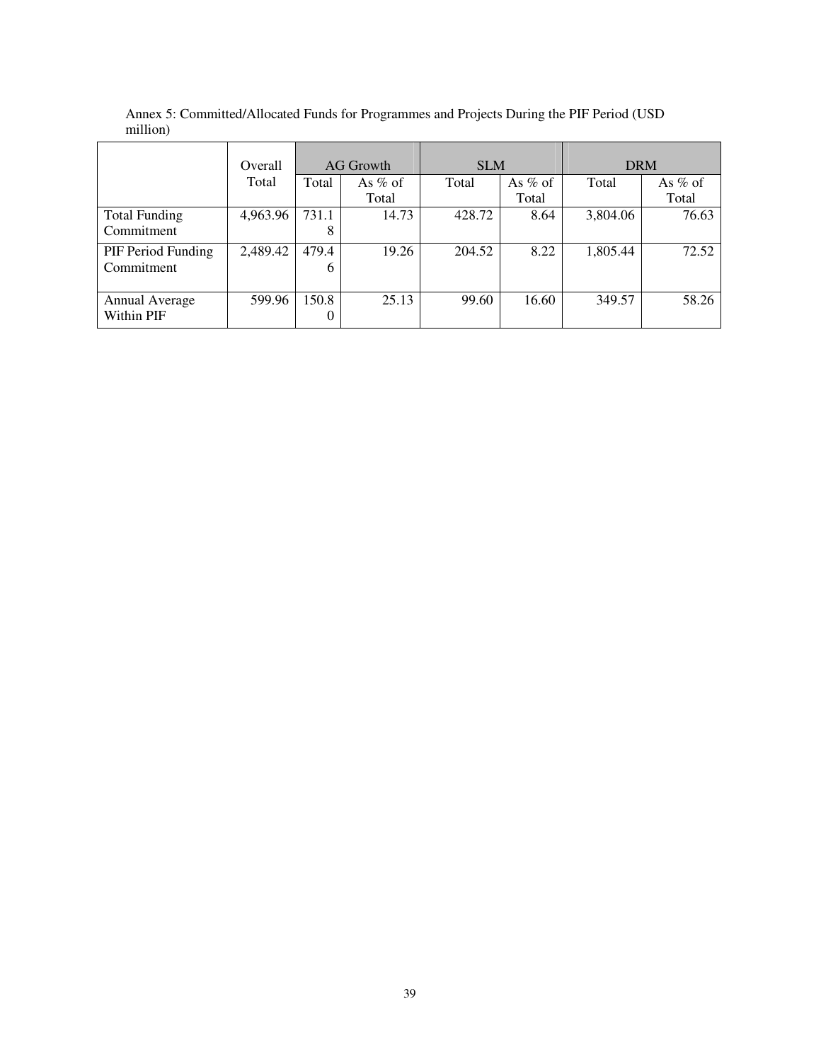Annex 5: Committed/Allocated Funds for Programmes and Projects During the PIF Period (USD million)

| | Overall Total | AG Growth | | SLM | | DRM | |
|---|---|---|---|---|---|---|---|
| | | Total | As % of Total | Total | As % of Total | Total | As % of Total |
| Total Funding Commitment | 4,963.96 | 731.18 | 14.73 | 428.72 | 8.64 | 3,804.06 | 76.63 |
| PIF Period Funding Commitment | 2,489.42 | 479.46 | 19.26 | 204.52 | 8.22 | 1,805.44 | 72.52 |
| Annual Average Within PIF | 599.96 | 150.80 | 25.13 | 99.60 | 16.60 | 349.57 | 58.26 |